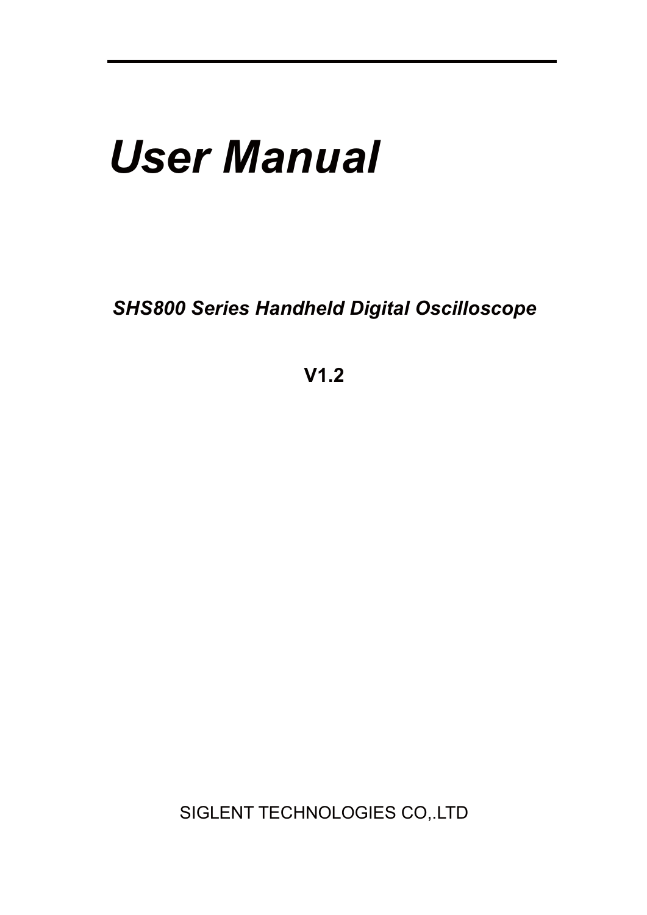# *User Manual*

***SHS800 Series Handheld Digital Oscilloscope***

**V1.2**

SIGLENT TECHNOLOGIES CO,.LTD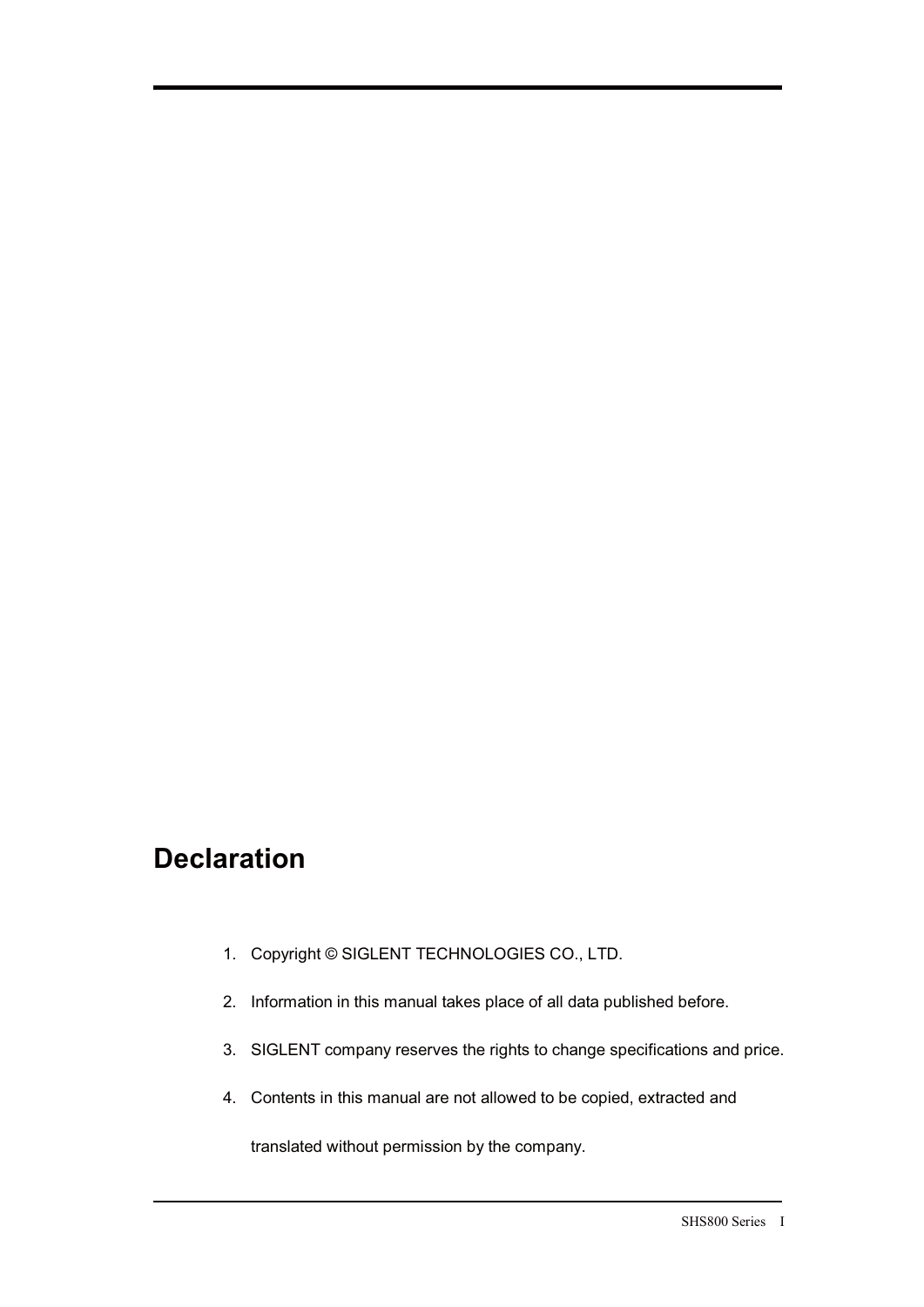## Declaration

1. Copyright © SIGLENT TECHNOLOGIES CO., LTD.
2. Information in this manual takes place of all data published before.
3. SIGLENT company reserves the rights to change specifications and price.
4. Contents in this manual are not allowed to be copied, extracted and translated without permission by the company.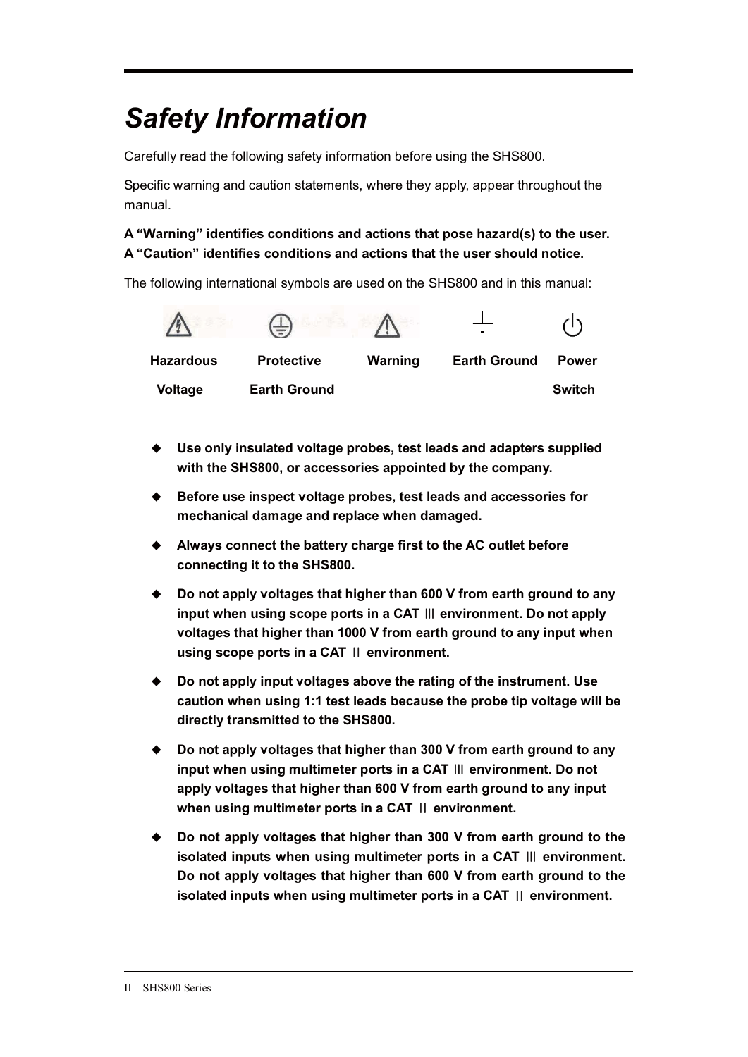# Safety Information

Carefully read the following safety information before using the SHS800.

Specific warning and caution statements, where they apply, appear throughout the manual.

**A “Warning” identifies conditions and actions that pose hazard(s) to the user.**
**A “Caution” identifies conditions and actions that the user should notice.**

The following international symbols are used on the SHS800 and in this manual:

| Hazardous Voltage | Protective Earth Ground | Warning | Earth Ground | Power Switch |
|---|---|---|---|---|

- **Use only insulated voltage probes, test leads and adapters supplied with the SHS800, or accessories appointed by the company.**
- **Before use inspect voltage probes, test leads and accessories for mechanical damage and replace when damaged.**
- **Always connect the battery charge first to the AC outlet before connecting it to the SHS800.**
- **Do not apply voltages that higher than 600 V from earth ground to any input when using scope ports in a CAT Ⅲ environment. Do not apply voltages that higher than 1000 V from earth ground to any input when using scope ports in a CAT Ⅱ environment.**
- **Do not apply input voltages above the rating of the instrument. Use caution when using 1:1 test leads because the probe tip voltage will be directly transmitted to the SHS800.**
- **Do not apply voltages that higher than 300 V from earth ground to any input when using multimeter ports in a CAT Ⅲ environment. Do not apply voltages that higher than 600 V from earth ground to any input when using multimeter ports in a CAT Ⅱ environment.**
- **Do not apply voltages that higher than 300 V from earth ground to the isolated inputs when using multimeter ports in a CAT Ⅲ environment. Do not apply voltages that higher than 600 V from earth ground to the isolated inputs when using multimeter ports in a CAT Ⅱ environment.**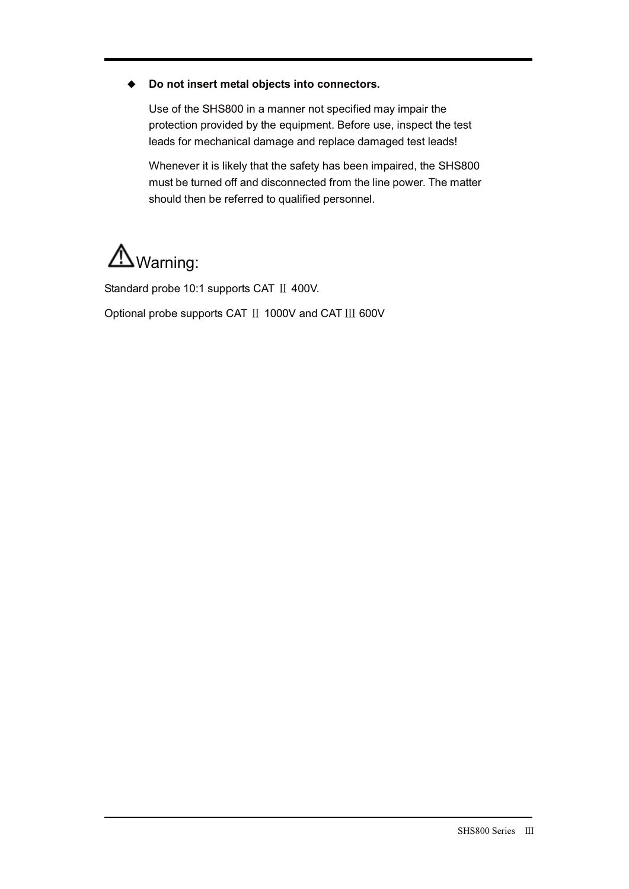- **Do not insert metal objects into connectors.**

  Use of the SHS800 in a manner not specified may impair the protection provided by the equipment. Before use, inspect the test leads for mechanical damage and replace damaged test leads!

  Whenever it is likely that the safety has been impaired, the SHS800 must be turned off and disconnected from the line power. The matter should then be referred to qualified personnel.

## ⚠Warning:

Standard probe 10:1 supports CAT Ⅱ 400V.

Optional probe supports CAT Ⅱ 1000V and CAT Ⅲ 600V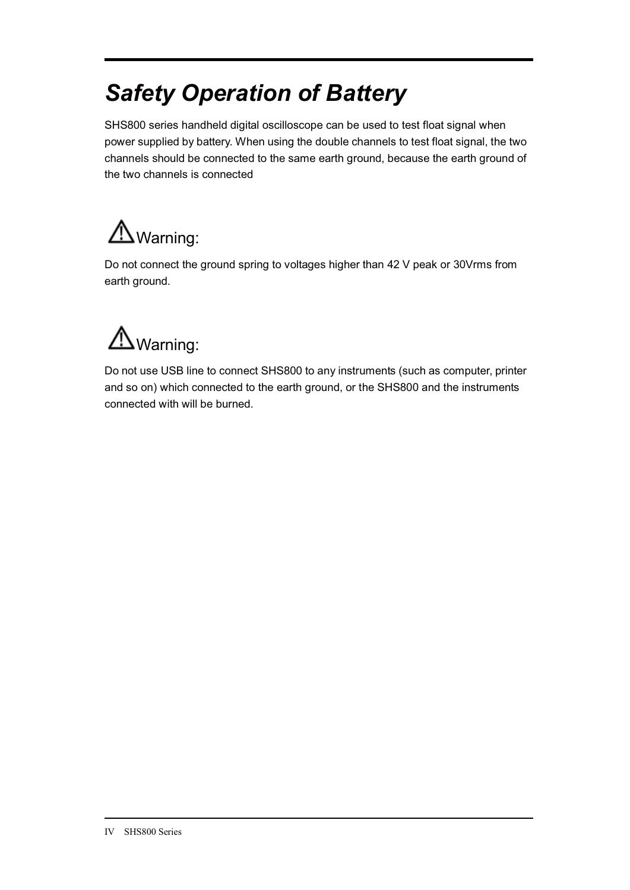# *Safety Operation of Battery*

SHS800 series handheld digital oscilloscope can be used to test float signal when power supplied by battery. When using the double channels to test float signal, the two channels should be connected to the same earth ground, because the earth ground of the two channels is connected

## ⚠Warning:

Do not connect the ground spring to voltages higher than 42 V peak or 30Vrms from earth ground.

## ⚠Warning:

Do not use USB line to connect SHS800 to any instruments (such as computer, printer and so on) which connected to the earth ground, or the SHS800 and the instruments connected with will be burned.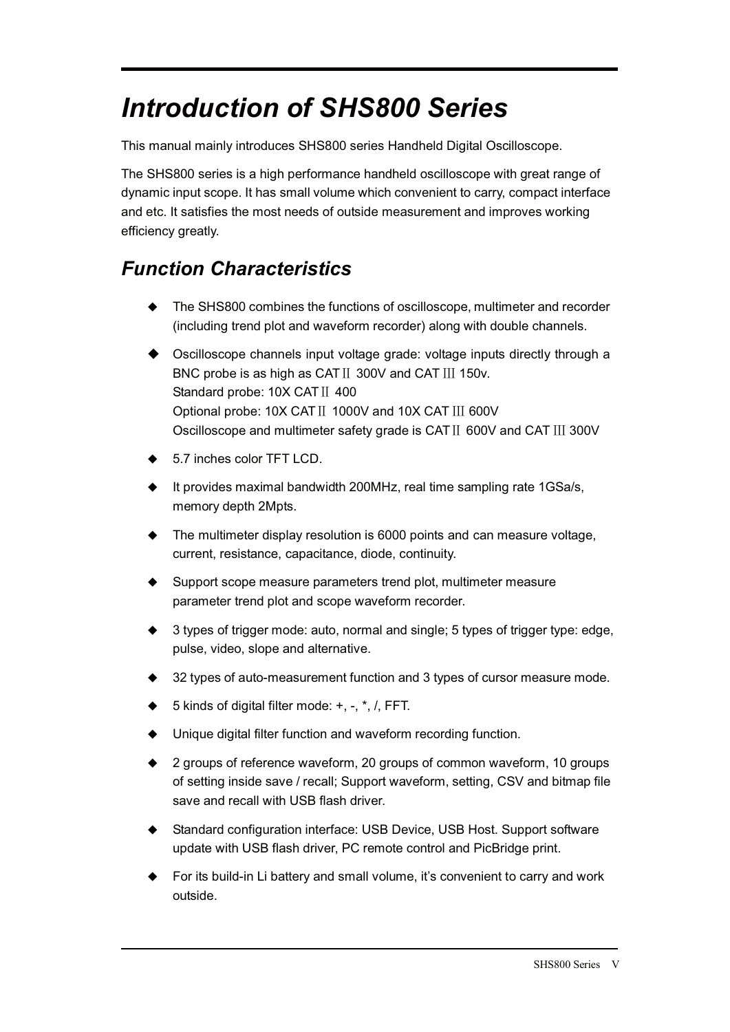# Introduction of SHS800 Series

This manual mainly introduces SHS800 series Handheld Digital Oscilloscope.

The SHS800 series is a high performance handheld oscilloscope with great range of dynamic input scope. It has small volume which convenient to carry, compact interface and etc. It satisfies the most needs of outside measurement and improves working efficiency greatly.

## Function Characteristics

- The SHS800 combines the functions of oscilloscope, multimeter and recorder (including trend plot and waveform recorder) along with double channels.
- Oscilloscope channels input voltage grade: voltage inputs directly through a BNC probe is as high as CATⅡ 300V and CAT Ⅲ 150v.
  Standard probe: 10X CATⅡ 400
  Optional probe: 10X CATⅡ 1000V and 10X CAT Ⅲ 600V
  Oscilloscope and multimeter safety grade is CATⅡ 600V and CAT Ⅲ 300V
- 5.7 inches color TFT LCD.
- It provides maximal bandwidth 200MHz, real time sampling rate 1GSa/s, memory depth 2Mpts.
- The multimeter display resolution is 6000 points and can measure voltage, current, resistance, capacitance, diode, continuity.
- Support scope measure parameters trend plot, multimeter measure parameter trend plot and scope waveform recorder.
- 3 types of trigger mode: auto, normal and single; 5 types of trigger type: edge, pulse, video, slope and alternative.
- 32 types of auto-measurement function and 3 types of cursor measure mode.
- 5 kinds of digital filter mode: +, -, *, /, FFT.
- Unique digital filter function and waveform recording function.
- 2 groups of reference waveform, 20 groups of common waveform, 10 groups of setting inside save / recall; Support waveform, setting, CSV and bitmap file save and recall with USB flash driver.
- Standard configuration interface: USB Device, USB Host. Support software update with USB flash driver, PC remote control and PicBridge print.
- For its build-in Li battery and small volume, it's convenient to carry and work outside.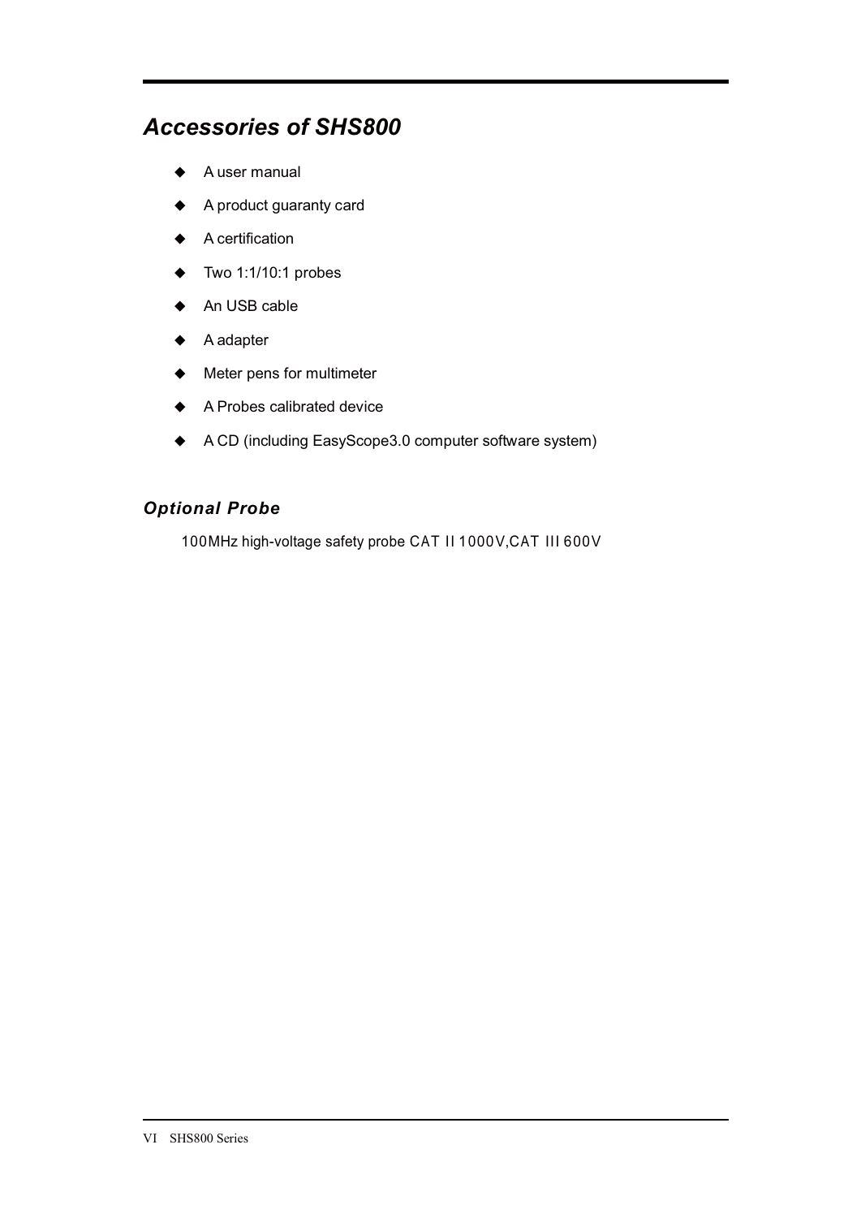## Accessories of SHS800

- A user manual
- A product guaranty card
- A certification
- Two 1:1/10:1 probes
- An USB cable
- A adapter
- Meter pens for multimeter
- A Probes calibrated device
- A CD (including EasyScope3.0 computer software system)

### Optional Probe

100MHz high-voltage safety probe CAT II 1000V,CAT III 600V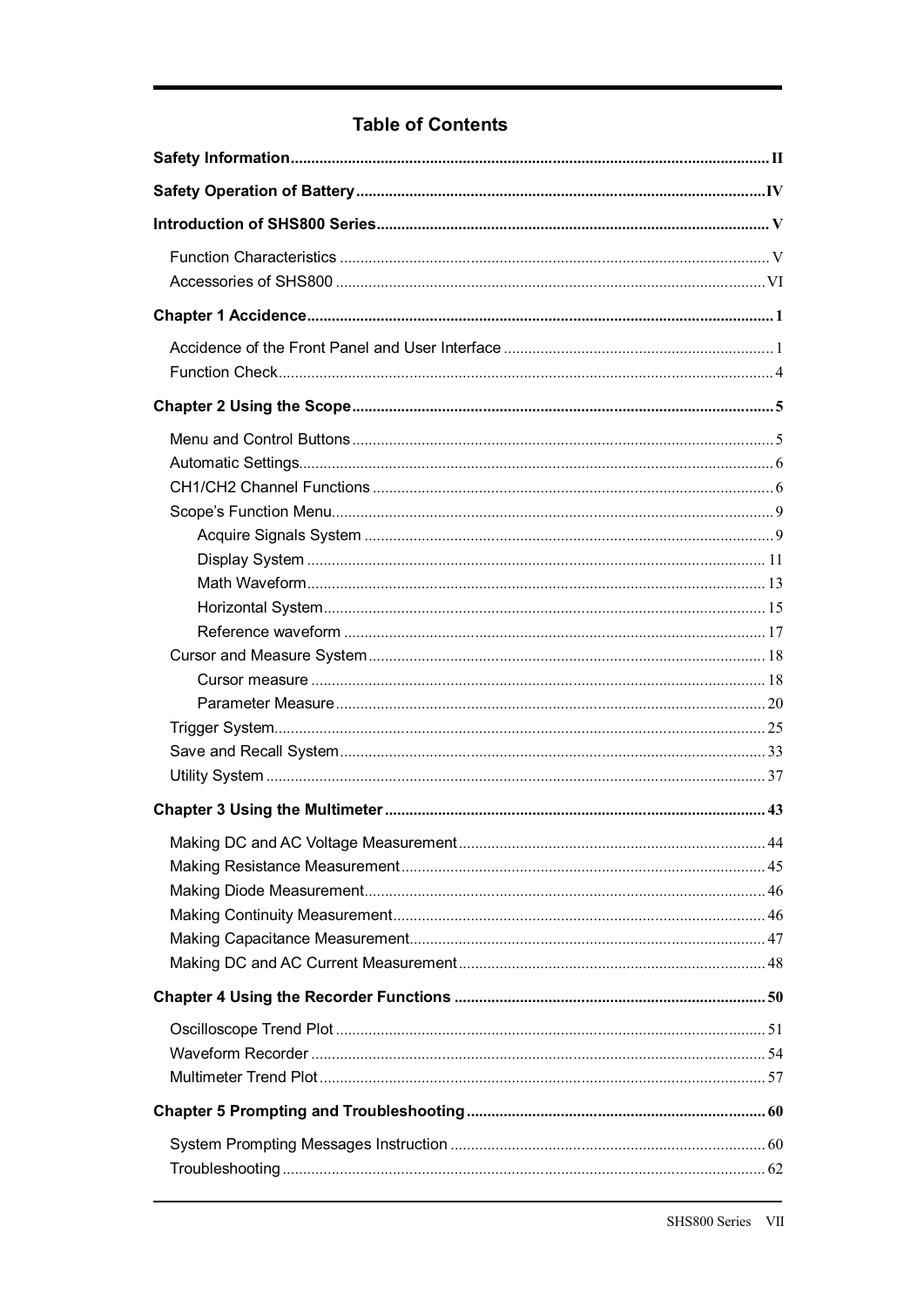# Table of Contents

**Safety Information** ........ II

**Safety Operation of Battery** ........ IV

**Introduction of SHS800 Series** ........ V

- Function Characteristics ........ V
- Accessories of SHS800 ........ VI

**Chapter 1 Accidence** ........ 1

- Accidence of the Front Panel and User Interface ........ 1
- Function Check ........ 4

**Chapter 2 Using the Scope** ........ 5

- Menu and Control Buttons ........ 5
- Automatic Settings ........ 6
- CH1/CH2 Channel Functions ........ 6
- Scope's Function Menu ........ 9
  - Acquire Signals System ........ 9
  - Display System ........ 11
  - Math Waveform ........ 13
  - Horizontal System ........ 15
  - Reference waveform ........ 17
- Cursor and Measure System ........ 18
  - Cursor measure ........ 18
  - Parameter Measure ........ 20
- Trigger System ........ 25
- Save and Recall System ........ 33
- Utility System ........ 37

**Chapter 3 Using the Multimeter** ........ 43

- Making DC and AC Voltage Measurement ........ 44
- Making Resistance Measurement ........ 45
- Making Diode Measurement ........ 46
- Making Continuity Measurement ........ 46
- Making Capacitance Measurement ........ 47
- Making DC and AC Current Measurement ........ 48

**Chapter 4 Using the Recorder Functions** ........ 50

- Oscilloscope Trend Plot ........ 51
- Waveform Recorder ........ 54
- Multimeter Trend Plot ........ 57

**Chapter 5 Prompting and Troubleshooting** ........ 60

- System Prompting Messages Instruction ........ 60
- Troubleshooting ........ 62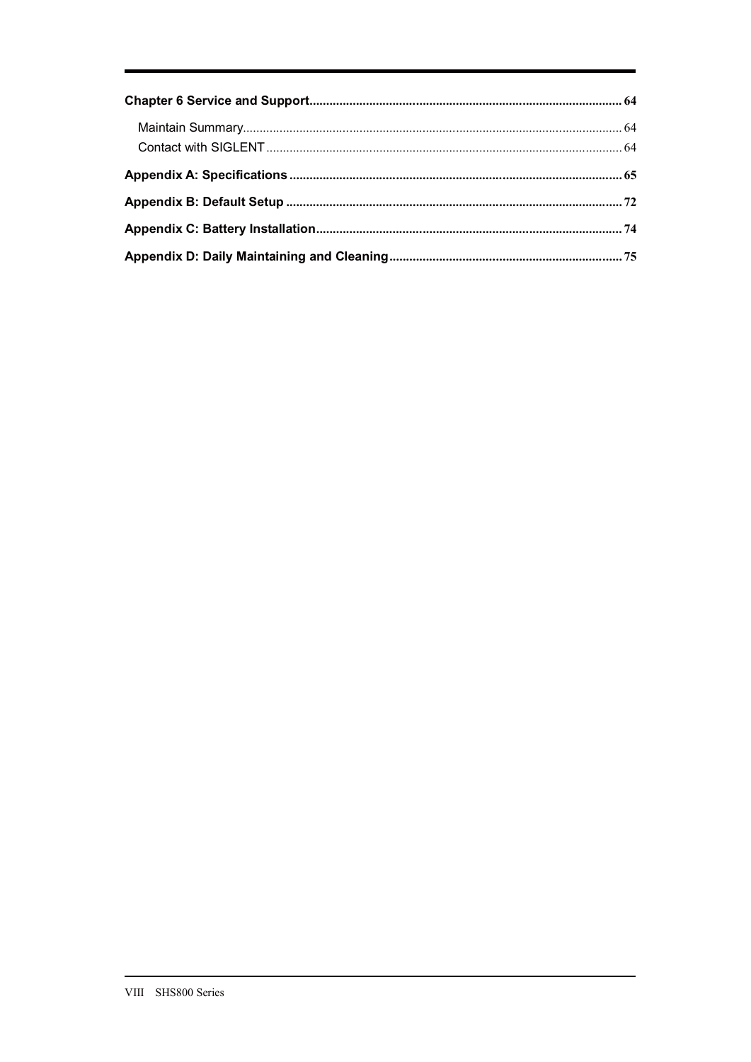**Chapter 6 Service and Support** ........................................................................................ 64

Maintain Summary........................................................................................................ 64

Contact with SIGLENT ................................................................................................ 64

**Appendix A: Specifications** ............................................................................................... 65

**Appendix B: Default Setup** ................................................................................................ 72

**Appendix C: Battery Installation**...................................................................................... 74

**Appendix D: Daily Maintaining and Cleaning**................................................................. 75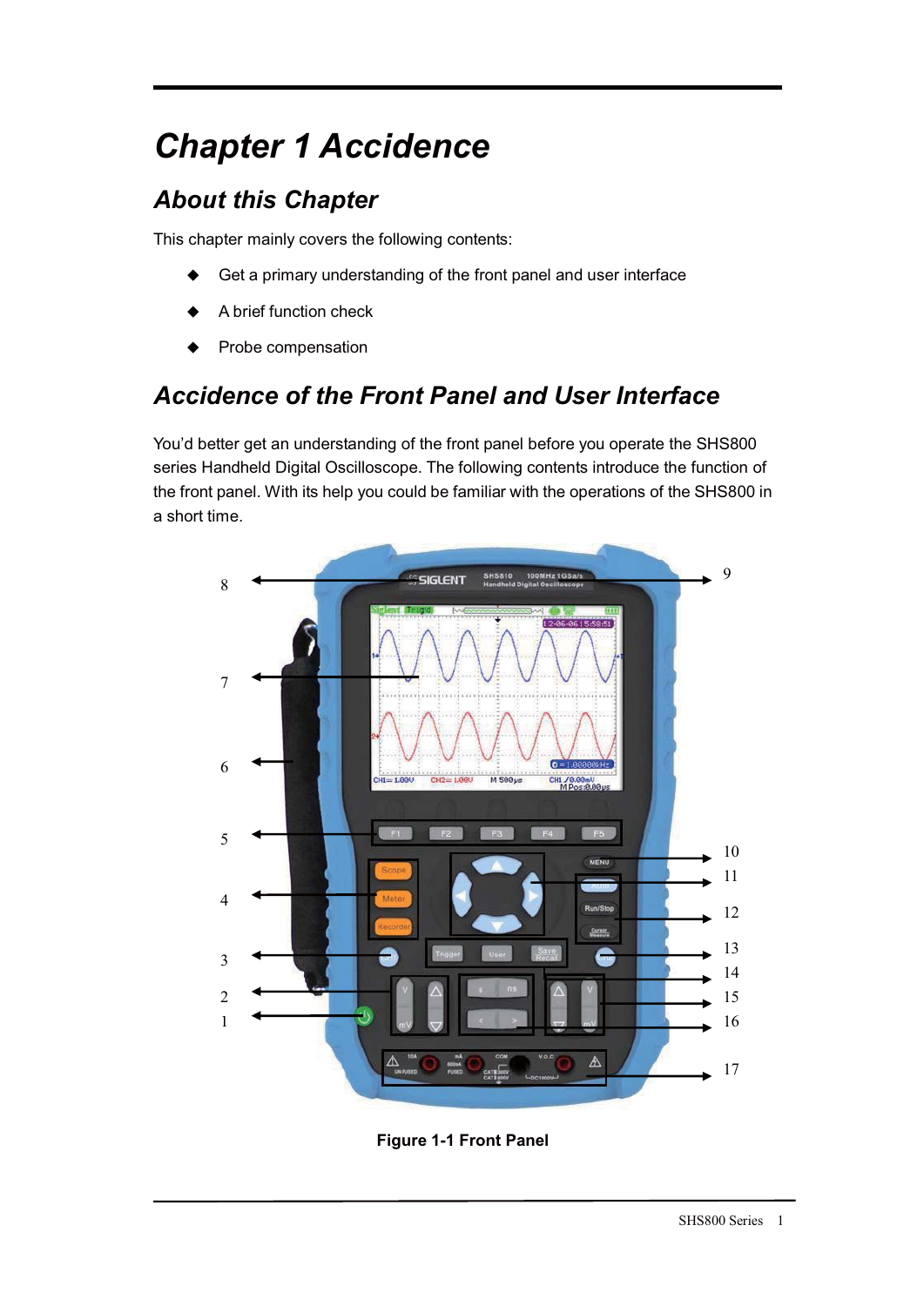# Chapter 1 Accidence

## About this Chapter

This chapter mainly covers the following contents:

- Get a primary understanding of the front panel and user interface
- A brief function check
- Probe compensation

## Accidence of the Front Panel and User Interface

You'd better get an understanding of the front panel before you operate the SHS800 series Handheld Digital Oscilloscope. The following contents introduce the function of the front panel. With its help you could be familiar with the operations of the SHS800 in a short time.

**Figure 1-1 Front Panel**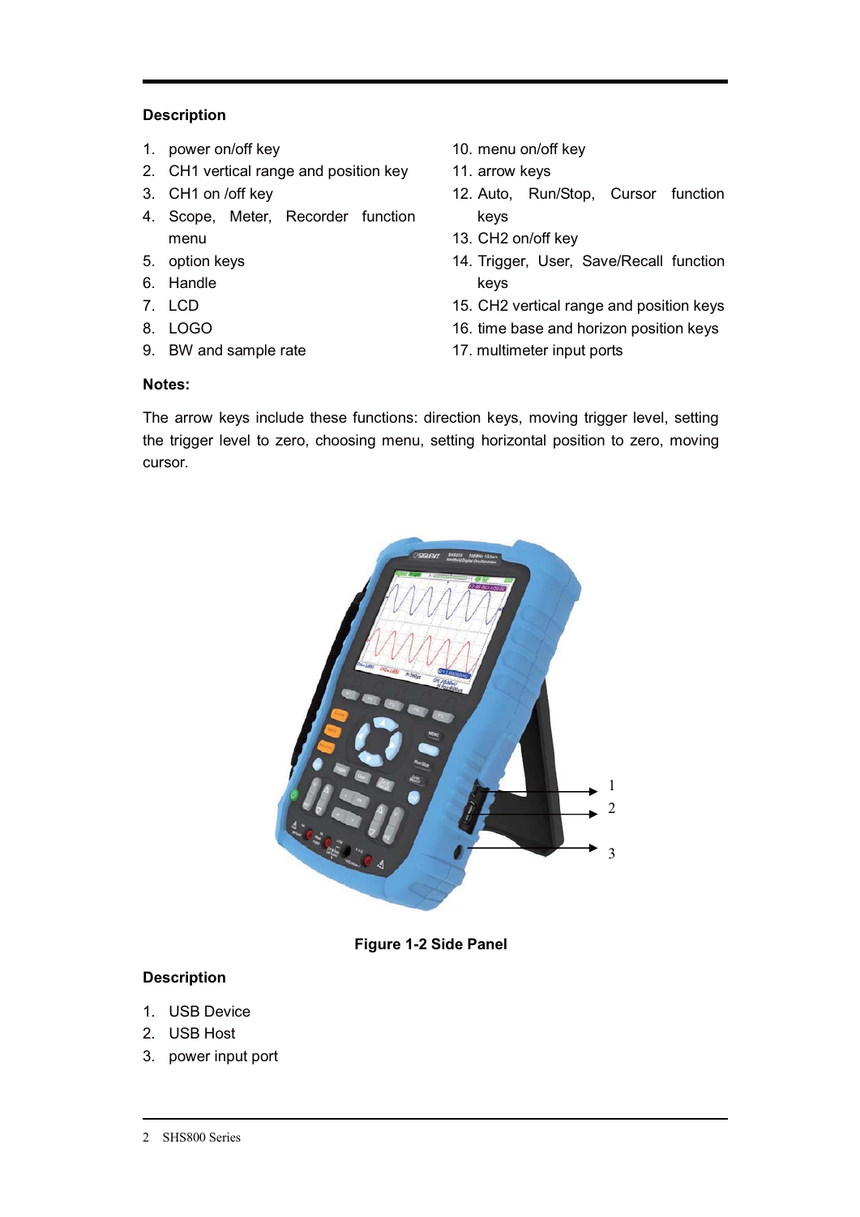### Description

1. power on/off key
2. CH1 vertical range and position key
3. CH1 on /off key
4. Scope, Meter, Recorder function menu
5. option keys
6. Handle
7. LCD
8. LOGO
9. BW and sample rate
10. menu on/off key
11. arrow keys
12. Auto, Run/Stop, Cursor function keys
13. CH2 on/off key
14. Trigger, User, Save/Recall function keys
15. CH2 vertical range and position keys
16. time base and horizon position keys
17. multimeter input ports

### Notes:

The arrow keys include these functions: direction keys, moving trigger level, setting the trigger level to zero, choosing menu, setting horizontal position to zero, moving cursor.

**Figure 1-2 Side Panel**

### Description

1. USB Device
2. USB Host
3. power input port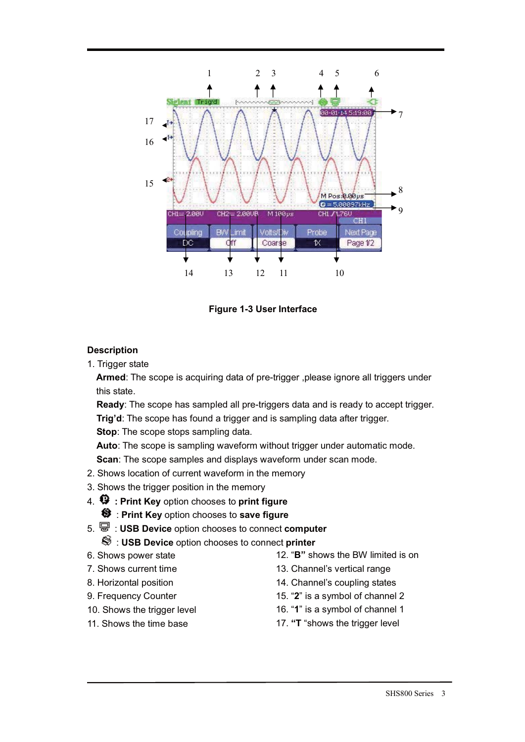**Figure 1-3 User Interface**

**Description**

1. Trigger state

   **Armed**: The scope is acquiring data of pre-trigger ,please ignore all triggers under this state.

   **Ready**: The scope has sampled all pre-triggers data and is ready to accept trigger.

   **Trig'd**: The scope has found a trigger and is sampling data after trigger.

   **Stop**: The scope stops sampling data.

   **Auto**: The scope is sampling waveform without trigger under automatic mode.

   **Scan**: The scope samples and displays waveform under scan mode.

2. Shows location of current waveform in the memory
3. Shows the trigger position in the memory
4. **: Print Key** option chooses to **print figure**

   : **Print Key** option chooses to **save figure**

5. : **USB Device** option chooses to connect **computer**

   : **USB Device** option chooses to connect **printer**

6. Shows power state
7. Shows current time
8. Horizontal position
9. Frequency Counter
10. Shows the trigger level
11. Shows the time base
12. "**B**" shows the BW limited is on
13. Channel's vertical range
14. Channel's coupling states
15. "**2**" is a symbol of channel 2
16. "**1**" is a symbol of channel 1
17. **"T** "shows the trigger level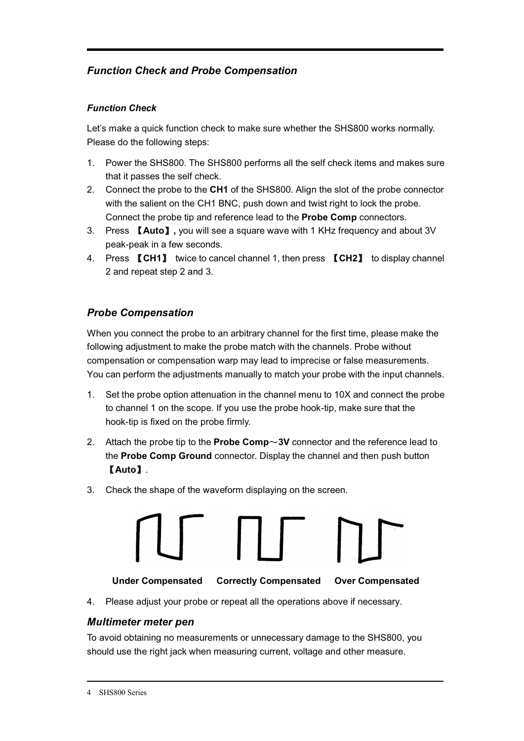## *Function Check and Probe Compensation*

### *Function Check*

Let's make a quick function check to make sure whether the SHS800 works normally. Please do the following steps:

1. Power the SHS800. The SHS800 performs all the self check items and makes sure that it passes the self check.
2. Connect the probe to the **CH1** of the SHS800. Align the slot of the probe connector with the salient on the CH1 BNC, push down and twist right to lock the probe. Connect the probe tip and reference lead to the **Probe Comp** connectors.
3. Press **【Auto】,** you will see a square wave with 1 KHz frequency and about 3V peak-peak in a few seconds.
4. Press **【CH1】** twice to cancel channel 1, then press **【CH2】** to display channel 2 and repeat step 2 and 3.

## *Probe Compensation*

When you connect the probe to an arbitrary channel for the first time, please make the following adjustment to make the probe match with the channels. Probe without compensation or compensation warp may lead to imprecise or false measurements. You can perform the adjustments manually to match your probe with the input channels.

1. Set the probe option attenuation in the channel menu to 10X and connect the probe to channel 1 on the scope. If you use the probe hook-tip, make sure that the hook-tip is fixed on the probe firmly.
2. Attach the probe tip to the **Probe Comp～3V** connector and the reference lead to the **Probe Comp Ground** connector. Display the channel and then push button **【Auto】**.
3. Check the shape of the waveform displaying on the screen.

**Under Compensated** **Correctly Compensated** **Over Compensated**

4. Please adjust your probe or repeat all the operations above if necessary.

## *Multimeter meter pen*

To avoid obtaining no measurements or unnecessary damage to the SHS800, you should use the right jack when measuring current, voltage and other measure.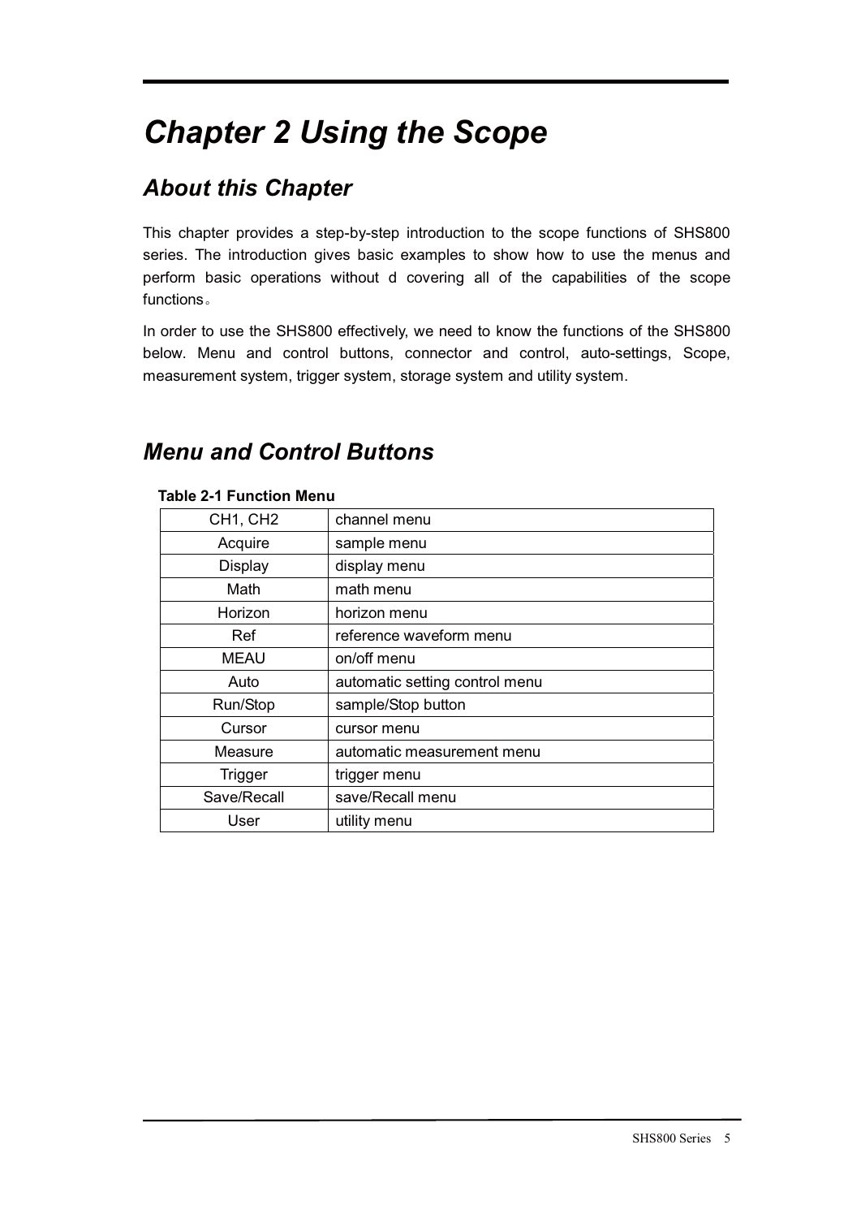# Chapter 2 Using the Scope

## About this Chapter

This chapter provides a step-by-step introduction to the scope functions of SHS800 series. The introduction gives basic examples to show how to use the menus and perform basic operations without d covering all of the capabilities of the scope functions。

In order to use the SHS800 effectively, we need to know the functions of the SHS800 below. Menu and control buttons, connector and control, auto-settings, Scope, measurement system, trigger system, storage system and utility system.

## Menu and Control Buttons

**Table 2-1 Function Menu**

| CH1, CH2 | channel menu |
|---|---|
| Acquire | sample menu |
| Display | display menu |
| Math | math menu |
| Horizon | horizon menu |
| Ref | reference waveform menu |
| MEAU | on/off menu |
| Auto | automatic setting control menu |
| Run/Stop | sample/Stop button |
| Cursor | cursor menu |
| Measure | automatic measurement menu |
| Trigger | trigger menu |
| Save/Recall | save/Recall menu |
| User | utility menu |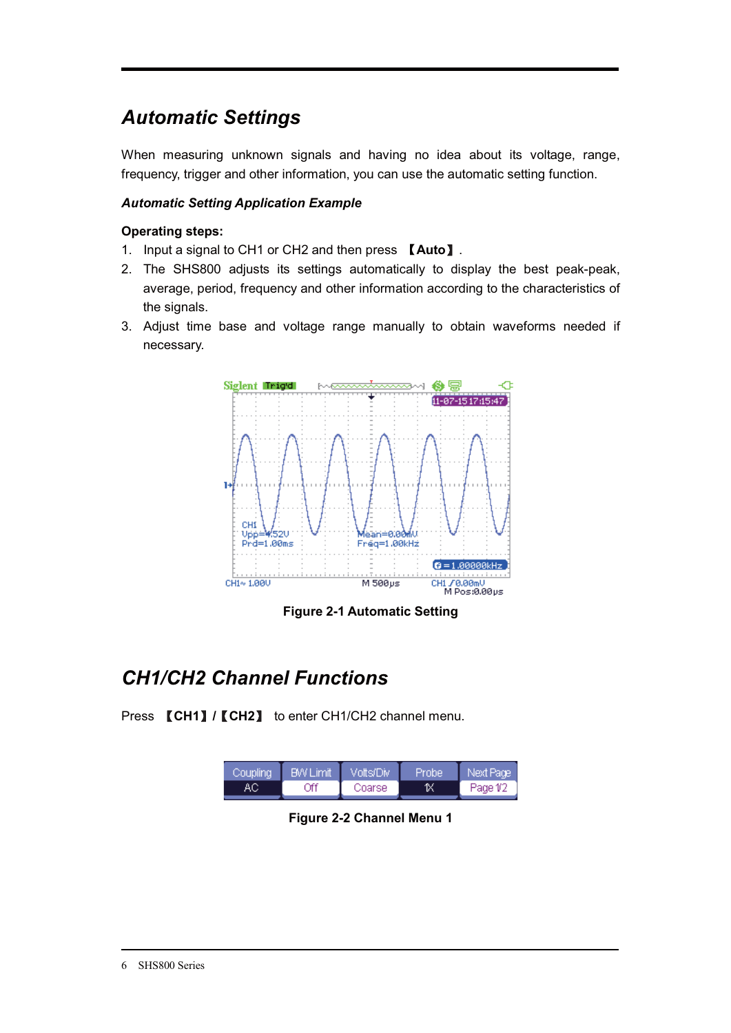## Automatic Settings

When measuring unknown signals and having no idea about its voltage, range, frequency, trigger and other information, you can use the automatic setting function.

### *Automatic Setting Application Example*

**Operating steps:**

1. Input a signal to CH1 or CH2 and then press 【**Auto**】.
2. The SHS800 adjusts its settings automatically to display the best peak-peak, average, period, frequency and other information according to the characteristics of the signals.
3. Adjust time base and voltage range manually to obtain waveforms needed if necessary.

**Figure 2-1 Automatic Setting**

## CH1/CH2 Channel Functions

Press 【**CH1**】/【**CH2**】 to enter CH1/CH2 channel menu.

| Coupling | BW Limit | Volts/Div | Probe | Next Page |
|---|---|---|---|---|
| AC | Off | Coarse | 1X | Page 1/2 |

**Figure 2-2 Channel Menu 1**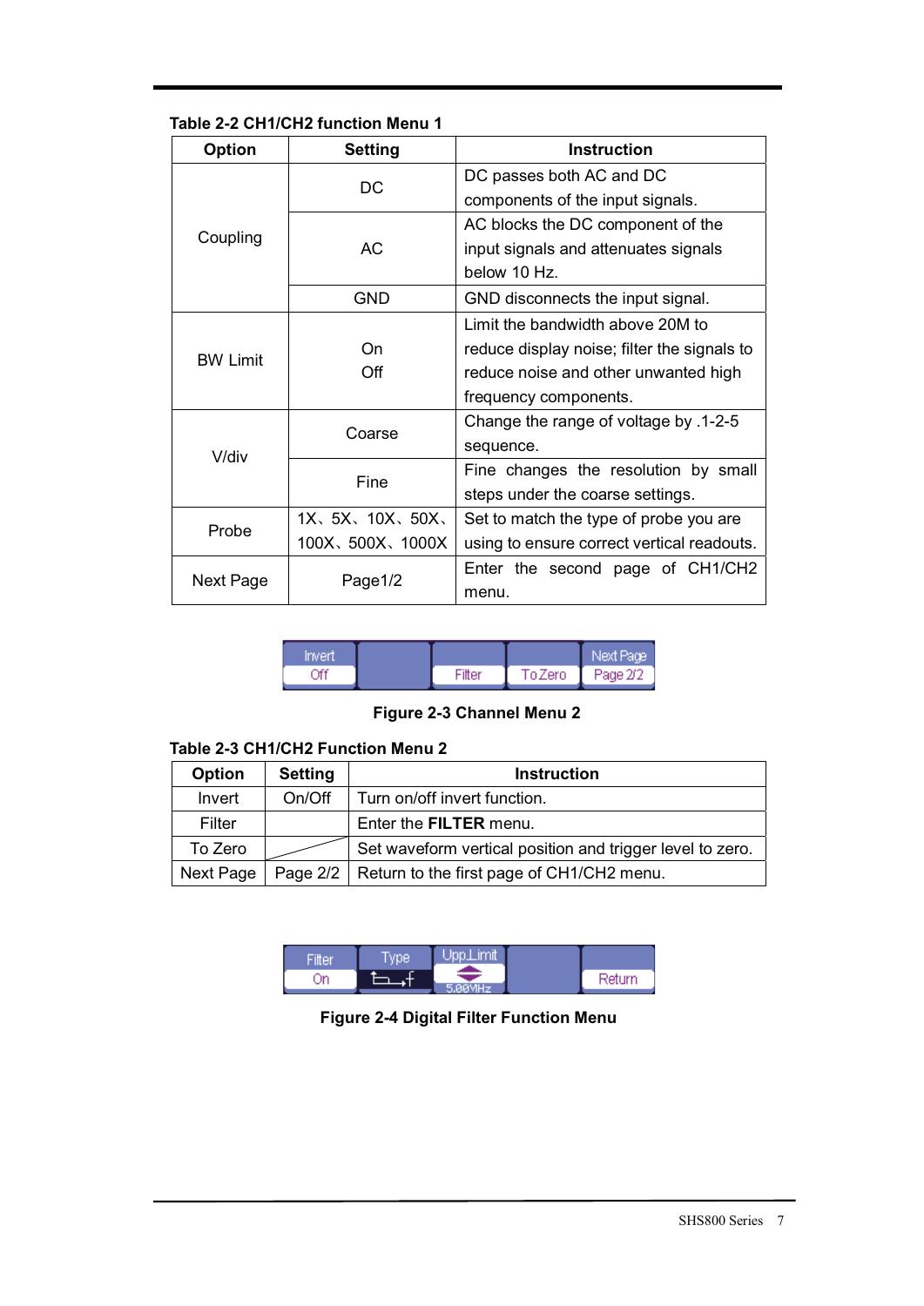**Table 2-2 CH1/CH2 function Menu 1**

| Option | Setting | Instruction |
|---|---|---|
| Coupling | DC | DC passes both AC and DC components of the input signals. |
| | AC | AC blocks the DC component of the input signals and attenuates signals below 10 Hz. |
| | GND | GND disconnects the input signal. |
| BW Limit | On<br>Off | Limit the bandwidth above 20M to reduce display noise; filter the signals to reduce noise and other unwanted high frequency components. |
| V/div | Coarse | Change the range of voltage by .1-2-5 sequence. |
| | Fine | Fine changes the resolution by small steps under the coarse settings. |
| Probe | 1X、5X、10X、50X、100X、500X、1000X | Set to match the type of probe you are using to ensure correct vertical readouts. |
| Next Page | Page1/2 | Enter the second page of CH1/CH2 menu. |

| Invert | | | | Next Page |
|---|---|---|---|---|
| Off | | Filter | To Zero | Page 2/2 |

**Figure 2-3 Channel Menu 2**

**Table 2-3 CH1/CH2 Function Menu 2**

| Option | Setting | Instruction |
|---|---|---|
| Invert | On/Off | Turn on/off invert function. |
| Filter | | Enter the **FILTER** menu. |
| To Zero | | Set waveform vertical position and trigger level to zero. |
| Next Page | Page 2/2 | Return to the first page of CH1/CH2 menu. |

| Filter | Type | Upp.Limit | | |
|---|---|---|---|---|
| On | | 5.00MHz | | Return |

**Figure 2-4 Digital Filter Function Menu**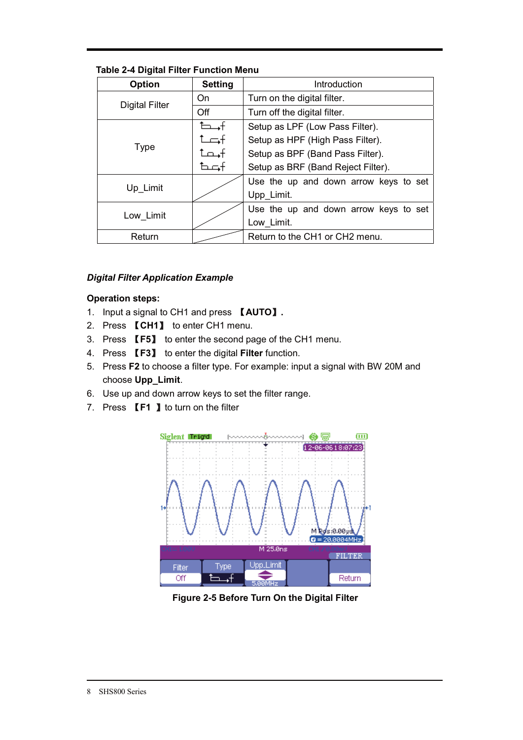Table 2-4 Digital Filter Function Menu

| Option | Setting | Introduction |
|---|---|---|
| Digital Filter | On | Turn on the digital filter. |
| | Off | Turn off the digital filter. |
| Type | | Setup as LPF (Low Pass Filter).<br>Setup as HPF (High Pass Filter).<br>Setup as BPF (Band Pass Filter).<br>Setup as BRF (Band Reject Filter). |
| Up_Limit | | Use the up and down arrow keys to set Upp_Limit. |
| Low_Limit | | Use the up and down arrow keys to set Low_Limit. |
| Return | | Return to the CH1 or CH2 menu. |

***Digital Filter Application Example***

**Operation steps:**

1. Input a signal to CH1 and press **【AUTO】.**
2. Press **【CH1】** to enter CH1 menu.
3. Press **【F5】** to enter the second page of the CH1 menu.
4. Press **【F3】** to enter the digital **Filter** function.
5. Press **F2** to choose a filter type. For example: input a signal with BW 20M and choose **Upp_Limit**.
6. Use up and down arrow keys to set the filter range.
7. Press **【F1 】** to turn on the filter

**Figure 2-5 Before Turn On the Digital Filter**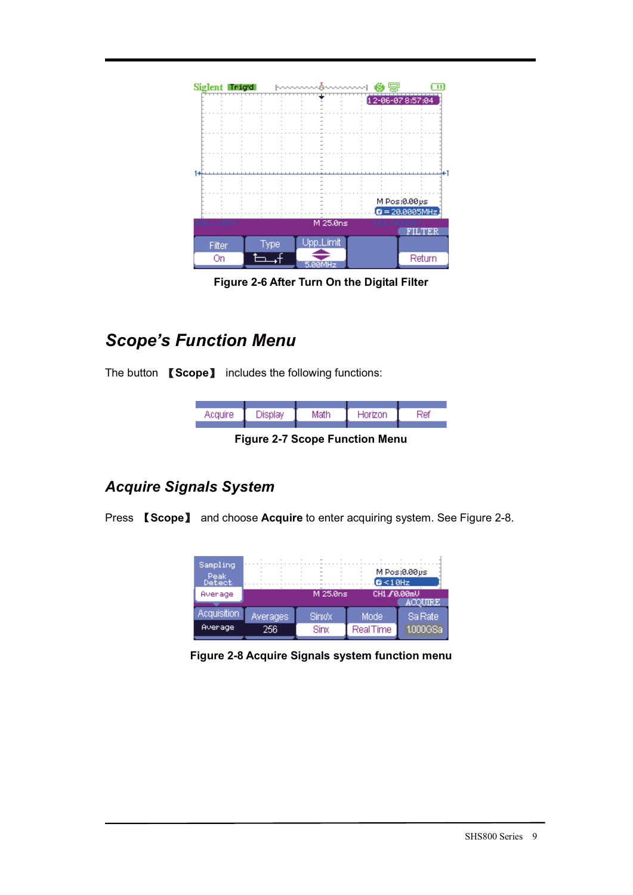Figure 2-6 After Turn On the Digital Filter

## Scope's Function Menu

The button 【**Scope**】 includes the following functions:

| Acquire | Display | Math | Horizon | Ref |
|---|---|---|---|---|

Figure 2-7 Scope Function Menu

## Acquire Signals System

Press 【**Scope**】 and choose **Acquire** to enter acquiring system. See Figure 2-8.

Figure 2-8 Acquire Signals system function menu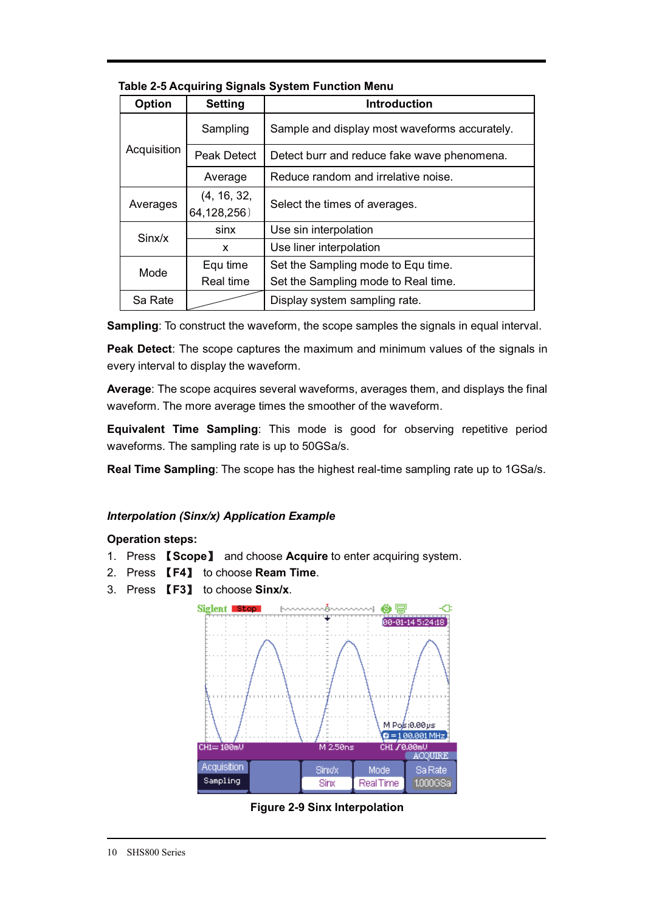Table 2-5 Acquiring Signals System Function Menu

| Option | Setting | Introduction |
|---|---|---|
| Acquisition | Sampling | Sample and display most waveforms accurately. |
| | Peak Detect | Detect burr and reduce fake wave phenomena. |
| | Average | Reduce random and irrelative noise. |
| Averages | (4, 16, 32, 64,128,256) | Select the times of averages. |
| Sinx/x | sinx | Use sin interpolation |
| | x | Use liner interpolation |
| Mode | Equ time<br>Real time | Set the Sampling mode to Equ time.<br>Set the Sampling mode to Real time. |
| Sa Rate | | Display system sampling rate. |

**Sampling**: To construct the waveform, the scope samples the signals in equal interval.

**Peak Detect**: The scope captures the maximum and minimum values of the signals in every interval to display the waveform.

**Average**: The scope acquires several waveforms, averages them, and displays the final waveform. The more average times the smoother of the waveform.

**Equivalent Time Sampling**: This mode is good for observing repetitive period waveforms. The sampling rate is up to 50GSa/s.

**Real Time Sampling**: The scope has the highest real-time sampling rate up to 1GSa/s.

***Interpolation (Sinx/x) Application Example***

**Operation steps:**

1. Press 【**Scope**】 and choose **Acquire** to enter acquiring system.
2. Press 【**F4**】 to choose **Ream Time**.
3. Press 【**F3**】 to choose **Sinx/x**.

**Figure 2-9 Sinx Interpolation**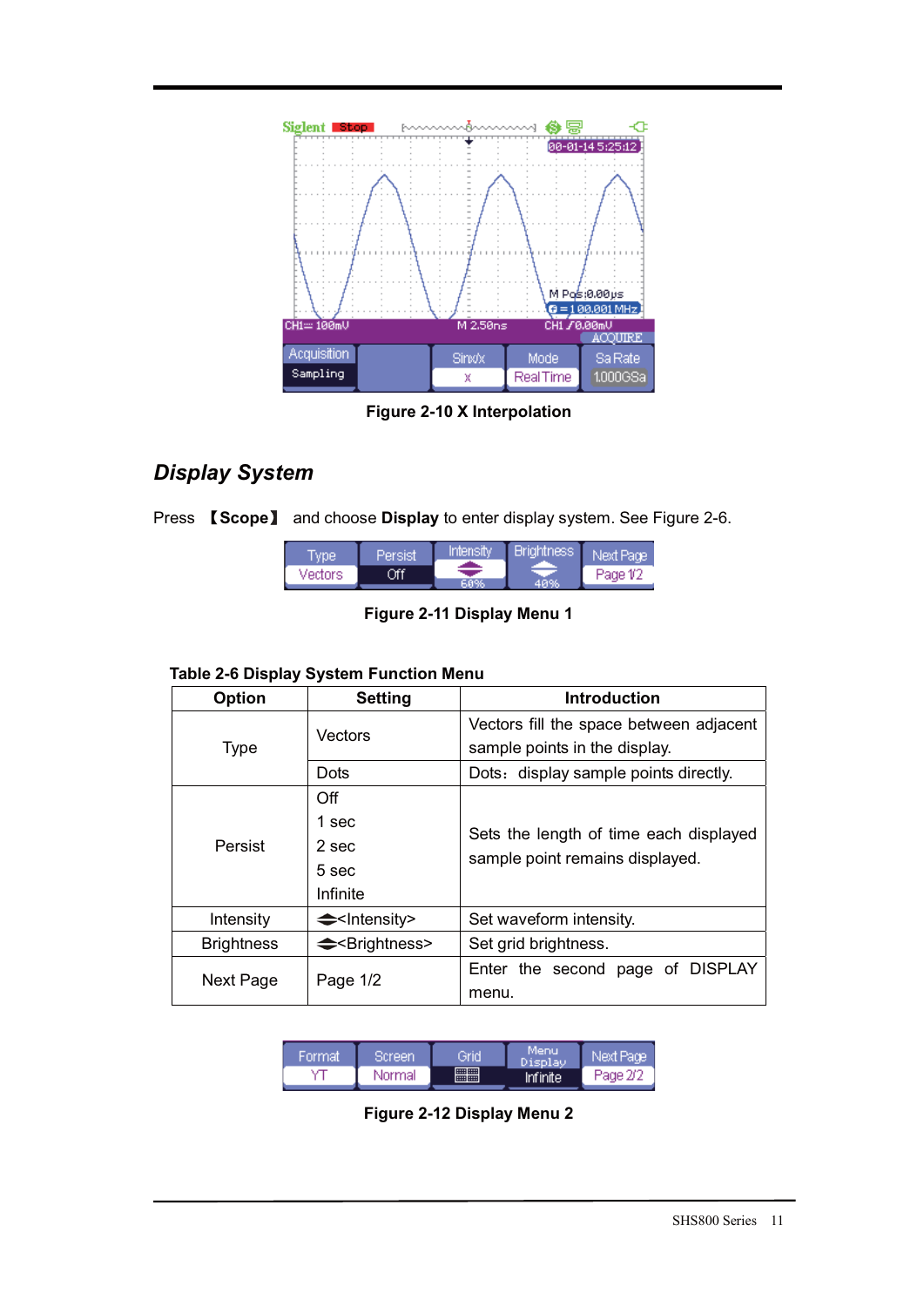Figure 2-10 X Interpolation

## *Display System*

Press 【Scope】 and choose **Display** to enter display system. See Figure 2-6.

Figure 2-11 Display Menu 1

**Table 2-6 Display System Function Menu**

| Option | Setting | Introduction |
| --- | --- | --- |
| Type | Vectors | Vectors fill the space between adjacent sample points in the display. |
| | Dots | Dots：display sample points directly. |
| Persist | Off<br>1 sec<br>2 sec<br>5 sec<br>Infinite | Sets the length of time each displayed sample point remains displayed. |
| Intensity | <Intensity> | Set waveform intensity. |
| Brightness | <Brightness> | Set grid brightness. |
| Next Page | Page 1/2 | Enter the second page of DISPLAY menu. |

Figure 2-12 Display Menu 2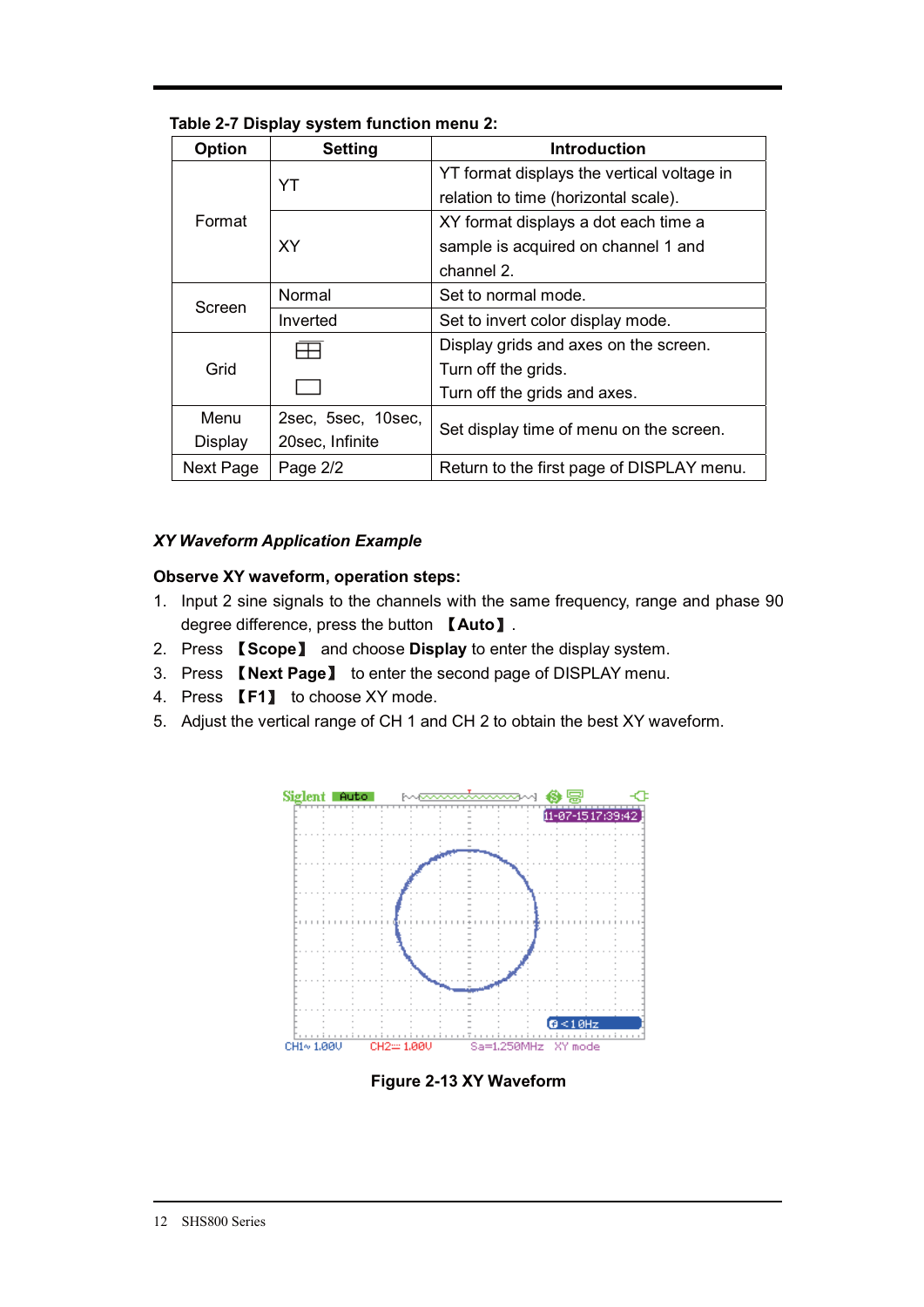**Table 2-7 Display system function menu 2:**

| Option | Setting | Introduction |
|---|---|---|
| Format | YT | YT format displays the vertical voltage in relation to time (horizontal scale). |
| | XY | XY format displays a dot each time a sample is acquired on channel 1 and channel 2. |
| Screen | Normal | Set to normal mode. |
| | Inverted | Set to invert color display mode. |
| Grid | ⊞ | Display grids and axes on the screen. |
| | | Turn off the grids. |
| | ☐ | Turn off the grids and axes. |
| Menu Display | 2sec, 5sec, 10sec, 20sec, Infinite | Set display time of menu on the screen. |
| Next Page | Page 2/2 | Return to the first page of DISPLAY menu. |

***XY Waveform Application Example***

**Observe XY waveform, operation steps:**

1. Input 2 sine signals to the channels with the same frequency, range and phase 90 degree difference, press the button 【**Auto**】.
2. Press 【**Scope**】 and choose **Display** to enter the display system.
3. Press 【**Next Page**】 to enter the second page of DISPLAY menu.
4. Press 【**F1**】 to choose XY mode.
5. Adjust the vertical range of CH 1 and CH 2 to obtain the best XY waveform.

**Figure 2-13 XY Waveform**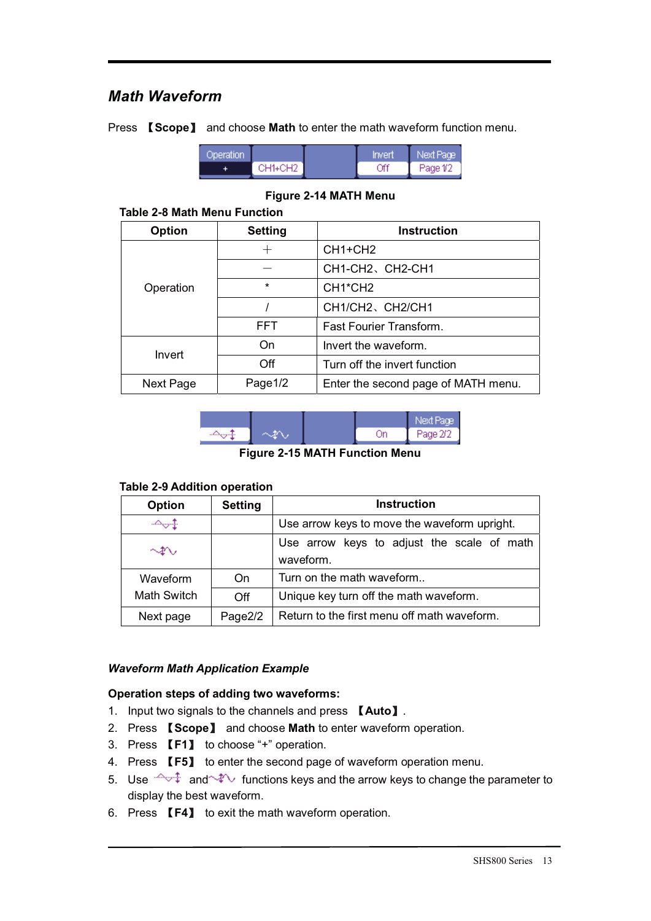## Math Waveform

Press 【Scope】 and choose **Math** to enter the math waveform function menu.

**Figure 2-14 MATH Menu**

**Table 2-8 Math Menu Function**

| Option | Setting | Instruction |
|---|---|---|
| Operation | + | CH1+CH2 |
| | − | CH1-CH2、CH2-CH1 |
| | * | CH1*CH2 |
| | / | CH1/CH2、CH2/CH1 |
| | FFT | Fast Fourier Transform. |
| Invert | On | Invert the waveform. |
| | Off | Turn off the invert function |
| Next Page | Page1/2 | Enter the second page of MATH menu. |

**Figure 2-15 MATH Function Menu**

**Table 2-9 Addition operation**

| Option | Setting | Instruction |
|---|---|---|
| (position icon) | | Use arrow keys to move the waveform upright. |
| (scale icon) | | Use arrow keys to adjust the scale of math waveform. |
| Waveform Math Switch | On | Turn on the math waveform.. |
| | Off | Unique key turn off the math waveform. |
| Next page | Page2/2 | Return to the first menu off math waveform. |

### *Waveform Math Application Example*

**Operation steps of adding two waveforms:**

1. Input two signals to the channels and press 【Auto】.
2. Press 【Scope】 and choose **Math** to enter waveform operation.
3. Press 【F1】 to choose "+" operation.
4. Press 【F5】 to enter the second page of waveform operation menu.
5. Use (position icon) and (scale icon) functions keys and the arrow keys to change the parameter to display the best waveform.
6. Press 【F4】 to exit the math waveform operation.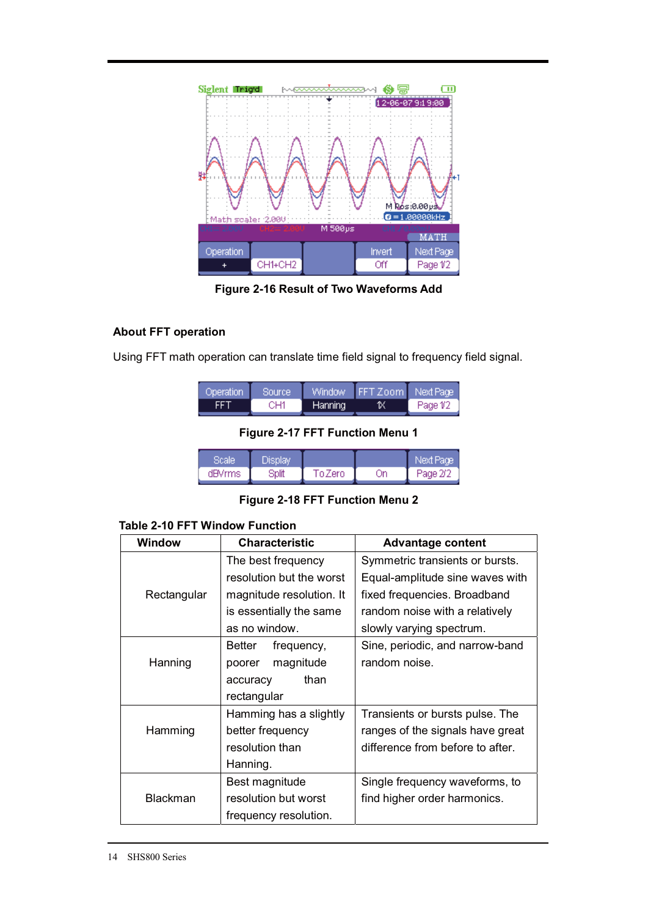Figure 2-16 Result of Two Waveforms Add

### About FFT operation

Using FFT math operation can translate time field signal to frequency field signal.

Figure 2-17 FFT Function Menu 1

Figure 2-18 FFT Function Menu 2

**Table 2-10 FFT Window Function**

| Window | Characteristic | Advantage content |
|---|---|---|
| Rectangular | The best frequency resolution but the worst magnitude resolution. It is essentially the same as no window. | Symmetric transients or bursts. Equal-amplitude sine waves with fixed frequencies. Broadband random noise with a relatively slowly varying spectrum. |
| Hanning | Better frequency, poorer magnitude accuracy than rectangular | Sine, periodic, and narrow-band random noise. |
| Hamming | Hamming has a slightly better frequency resolution than Hanning. | Transients or bursts pulse. The ranges of the signals have great difference from before to after. |
| Blackman | Best magnitude resolution but worst frequency resolution. | Single frequency waveforms, to find higher order harmonics. |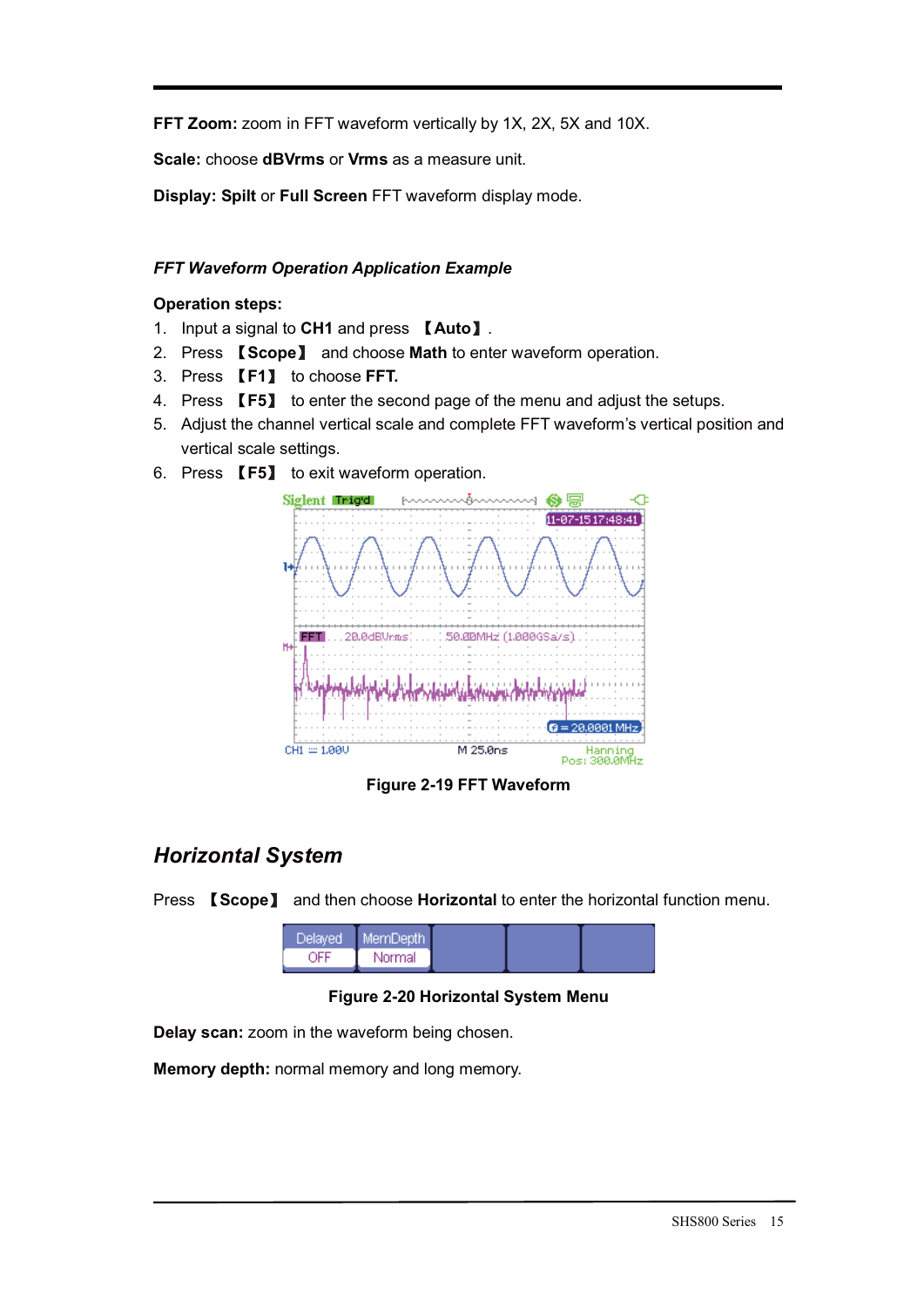**FFT Zoom:** zoom in FFT waveform vertically by 1X, 2X, 5X and 10X.

**Scale:** choose **dBVrms** or **Vrms** as a measure unit.

**Display: Spilt** or **Full Screen** FFT waveform display mode.

***FFT Waveform Operation Application Example***

**Operation steps:**

1. Input a signal to **CH1** and press **【Auto】**.
2. Press **【Scope】** and choose **Math** to enter waveform operation.
3. Press **【F1】** to choose **FFT.**
4. Press **【F5】** to enter the second page of the menu and adjust the setups.
5. Adjust the channel vertical scale and complete FFT waveform's vertical position and vertical scale settings.
6. Press **【F5】** to exit waveform operation.

**Figure 2-19 FFT Waveform**

## *Horizontal System*

Press **【Scope】** and then choose **Horizontal** to enter the horizontal function menu.

| Delayed | MemDepth | | | |
|---|---|---|---|---|
| OFF | Normal | | | |

**Figure 2-20 Horizontal System Menu**

**Delay scan:** zoom in the waveform being chosen.

**Memory depth:** normal memory and long memory.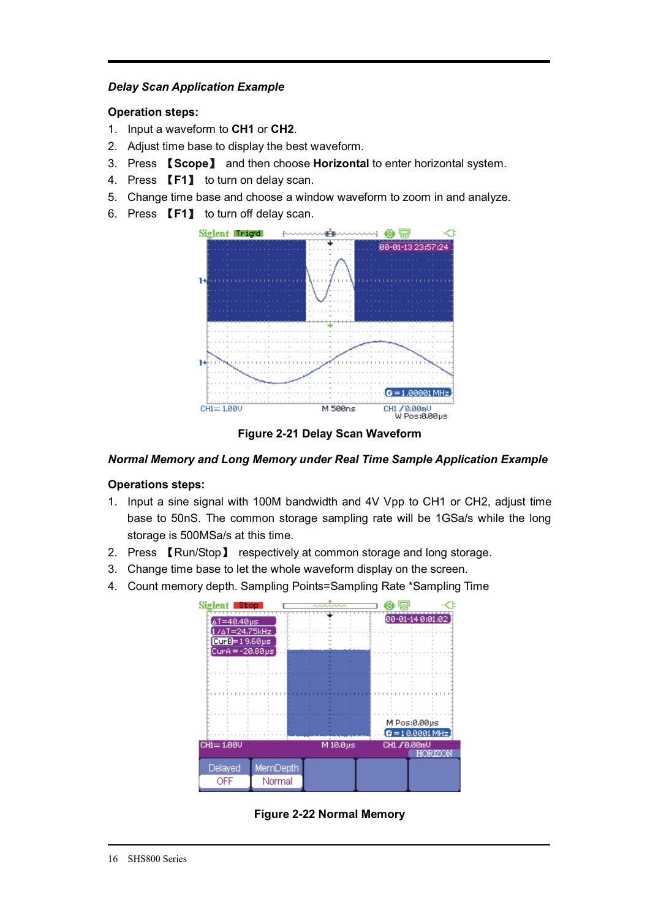*Delay Scan Application Example*

**Operation steps:**

1. Input a waveform to **CH1** or **CH2**.
2. Adjust time base to display the best waveform.
3. Press 【**Scope**】 and then choose **Horizontal** to enter horizontal system.
4. Press 【**F1**】 to turn on delay scan.
5. Change time base and choose a window waveform to zoom in and analyze.
6. Press 【**F1**】 to turn off delay scan.

**Figure 2-21 Delay Scan Waveform**

*Normal Memory and Long Memory under Real Time Sample Application Example*

**Operations steps:**

1. Input a sine signal with 100M bandwidth and 4V Vpp to CH1 or CH2, adjust time base to 50nS. The common storage sampling rate will be 1GSa/s while the long storage is 500MSa/s at this time.
2. Press 【Run/Stop】 respectively at common storage and long storage.
3. Change time base to let the whole waveform display on the screen.
4. Count memory depth. Sampling Points=Sampling Rate *Sampling Time

**Figure 2-22 Normal Memory**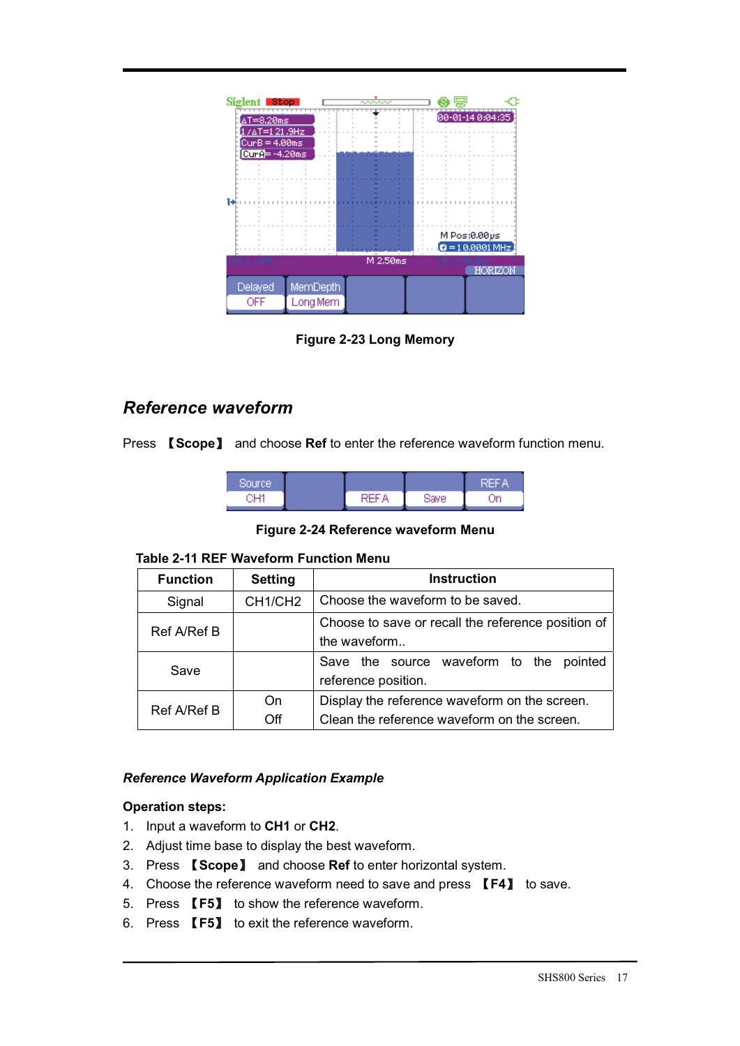Figure 2-23 Long Memory

## Reference waveform

Press 【Scope】 and choose **Ref** to enter the reference waveform function menu.

Figure 2-24 Reference waveform Menu

**Table 2-11 REF Waveform Function Menu**

| Function | Setting | Instruction |
|---|---|---|
| Signal | CH1/CH2 | Choose the waveform to be saved. |
| Ref A/Ref B | | Choose to save or recall the reference position of the waveform.. |
| Save | | Save the source waveform to the pointed reference position. |
| Ref A/Ref B | On<br>Off | Display the reference waveform on the screen.<br>Clean the reference waveform on the screen. |

### *Reference Waveform Application Example*

**Operation steps:**

1. Input a waveform to **CH1** or **CH2**.
2. Adjust time base to display the best waveform.
3. Press 【Scope】 and choose **Ref** to enter horizontal system.
4. Choose the reference waveform need to save and press 【F4】 to save.
5. Press 【F5】 to show the reference waveform.
6. Press 【F5】 to exit the reference waveform.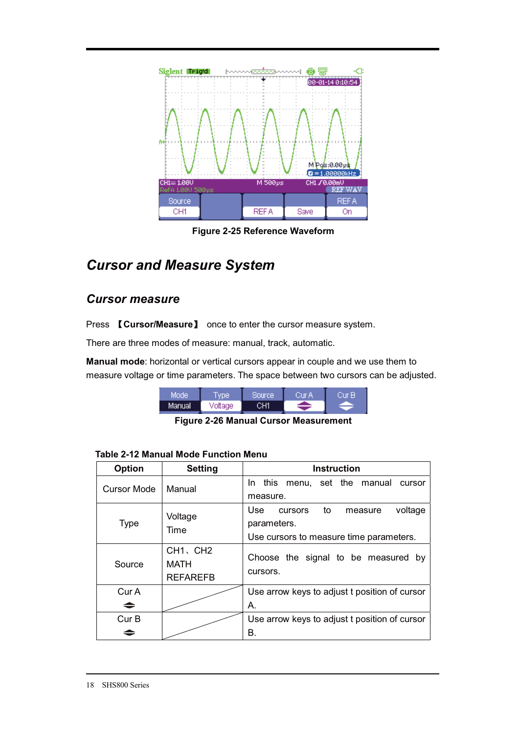Figure 2-25 Reference Waveform

## *Cursor and Measure System*

### *Cursor measure*

Press 【**Cursor/Measure**】 once to enter the cursor measure system.

There are three modes of measure: manual, track, automatic.

**Manual mode**: horizontal or vertical cursors appear in couple and we use them to measure voltage or time parameters. The space between two cursors can be adjusted.

Figure 2-26 Manual Cursor Measurement

**Table 2-12 Manual Mode Function Menu**

| Option | Setting | Instruction |
|---|---|---|
| Cursor Mode | Manual | In this menu, set the manual cursor measure. |
| Type | Voltage<br>Time | Use cursors to measure voltage parameters.<br>Use cursors to measure time parameters. |
| Source | CH1、CH2<br>MATH<br>REFAREFB | Choose the signal to be measured by cursors. |
| Cur A | | Use arrow keys to adjust t position of cursor A. |
| Cur B | | Use arrow keys to adjust t position of cursor B. |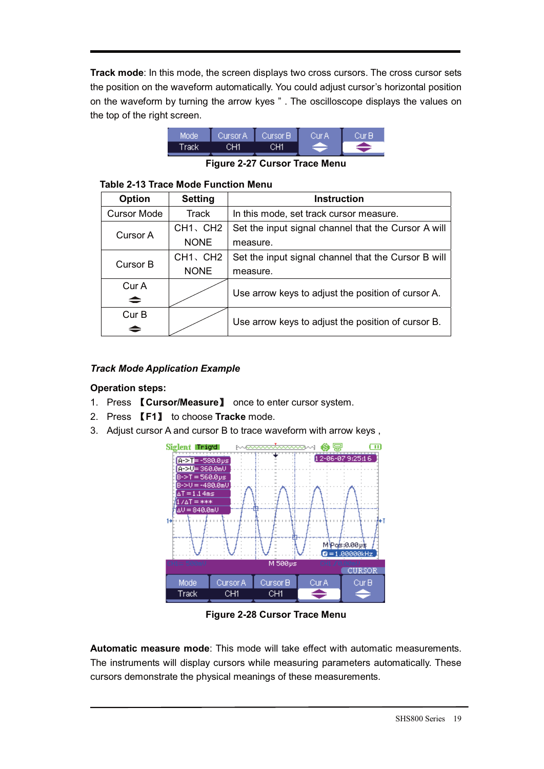**Track mode**: In this mode, the screen displays two cross cursors. The cross cursor sets the position on the waveform automatically. You could adjust cursor's horizontal position on the waveform by turning the arrow kyes " . The oscilloscope displays the values on the top of the right screen.

Figure 2-27 Cursor Trace Menu

**Table 2-13 Trace Mode Function Menu**

| Option | Setting | Instruction |
|---|---|---|
| Cursor Mode | Track | In this mode, set track cursor measure. |
| Cursor A | CH1、CH2 NONE | Set the input signal channel that the Cursor A will measure. |
| Cursor B | CH1、CH2 NONE | Set the input signal channel that the Cursor B will measure. |
| Cur A |  | Use arrow keys to adjust the position of cursor A. |
| Cur B |  | Use arrow keys to adjust the position of cursor B. |

***Track Mode Application Example***

**Operation steps:**

1. Press 【**Cursor/Measure**】 once to enter cursor system.
2. Press 【**F1**】 to choose **Tracke** mode.
3. Adjust cursor A and cursor B to trace waveform with arrow keys ,

Figure 2-28 Cursor Trace Menu

**Automatic measure mode**: This mode will take effect with automatic measurements. The instruments will display cursors while measuring parameters automatically. These cursors demonstrate the physical meanings of these measurements.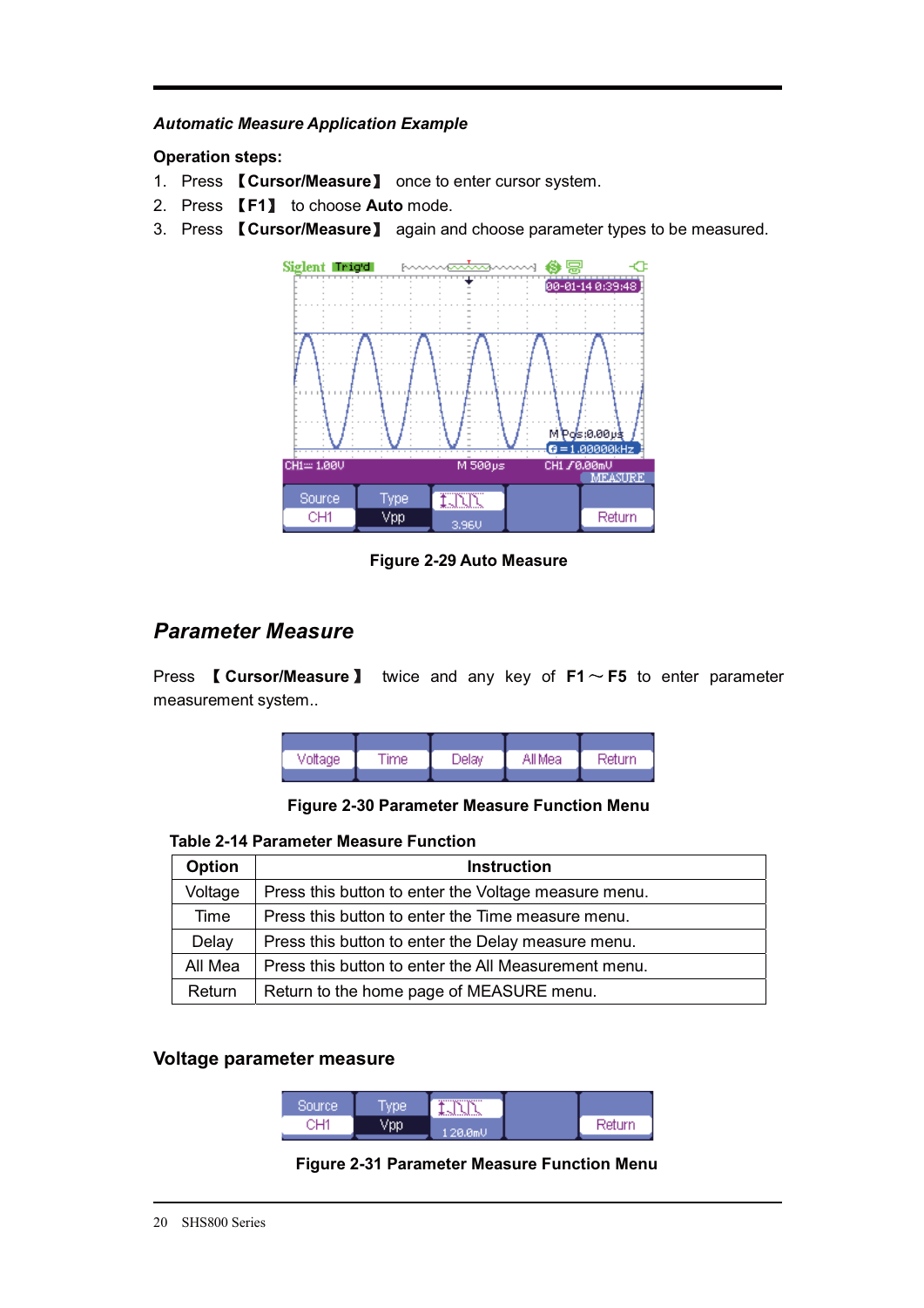*Automatic Measure Application Example*

**Operation steps:**

1. Press 【**Cursor/Measure**】 once to enter cursor system.
2. Press 【**F1**】 to choose **Auto** mode.
3. Press 【**Cursor/Measure**】 again and choose parameter types to be measured.

**Figure 2-29 Auto Measure**

## *Parameter Measure*

Press 【**Cursor/Measure**】 twice and any key of **F1**～**F5** to enter parameter measurement system..

**Figure 2-30 Parameter Measure Function Menu**

**Table 2-14 Parameter Measure Function**

| Option | Instruction |
|---|---|
| Voltage | Press this button to enter the Voltage measure menu. |
| Time | Press this button to enter the Time measure menu. |
| Delay | Press this button to enter the Delay measure menu. |
| All Mea | Press this button to enter the All Measurement menu. |
| Return | Return to the home page of MEASURE menu. |

### Voltage parameter measure

**Figure 2-31 Parameter Measure Function Menu**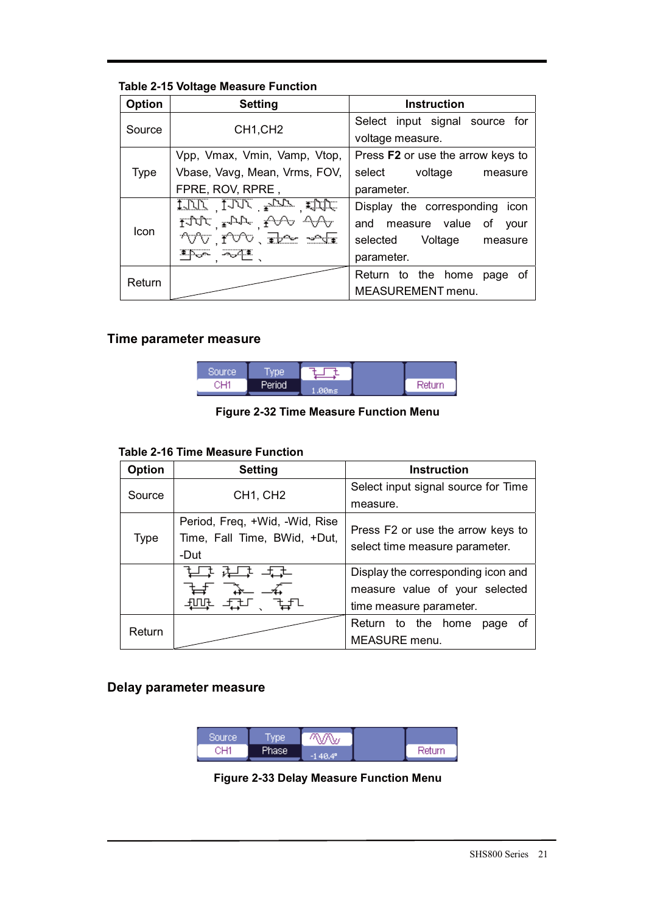**Table 2-15 Voltage Measure Function**

| Option | Setting | Instruction |
| --- | --- | --- |
| Source | CH1,CH2 | Select input signal source for voltage measure. |
| Type | Vpp, Vmax, Vmin, Vamp, Vtop, Vbase, Vavg, Mean, Vrms, FOV, FPRE, ROV, RPRE , | Press **F2** or use the arrow keys to select voltage measure parameter. |
| Icon | | Display the corresponding icon and measure value of your selected Voltage measure parameter. |
| Return | | Return to the home page of MEASUREMENT menu. |

## Time parameter measure

| Source | Type | | | |
| --- | --- | --- | --- | --- |
| CH1 | Period | 1.00ms | | Return |

**Figure 2-32 Time Measure Function Menu**

**Table 2-16 Time Measure Function**

| Option | Setting | Instruction |
| --- | --- | --- |
| Source | CH1, CH2 | Select input signal source for Time measure. |
| Type | Period, Freq, +Wid, -Wid, Rise Time, Fall Time, BWid, +Dut, -Dut | Press F2 or use the arrow keys to select time measure parameter. |
| | | Display the corresponding icon and measure value of your selected time measure parameter. |
| Return | | Return to the home page of MEASURE menu. |

## Delay parameter measure

| Source | Type | | | |
| --- | --- | --- | --- | --- |
| CH1 | Phase | -140.4° | | Return |

**Figure 2-33 Delay Measure Function Menu**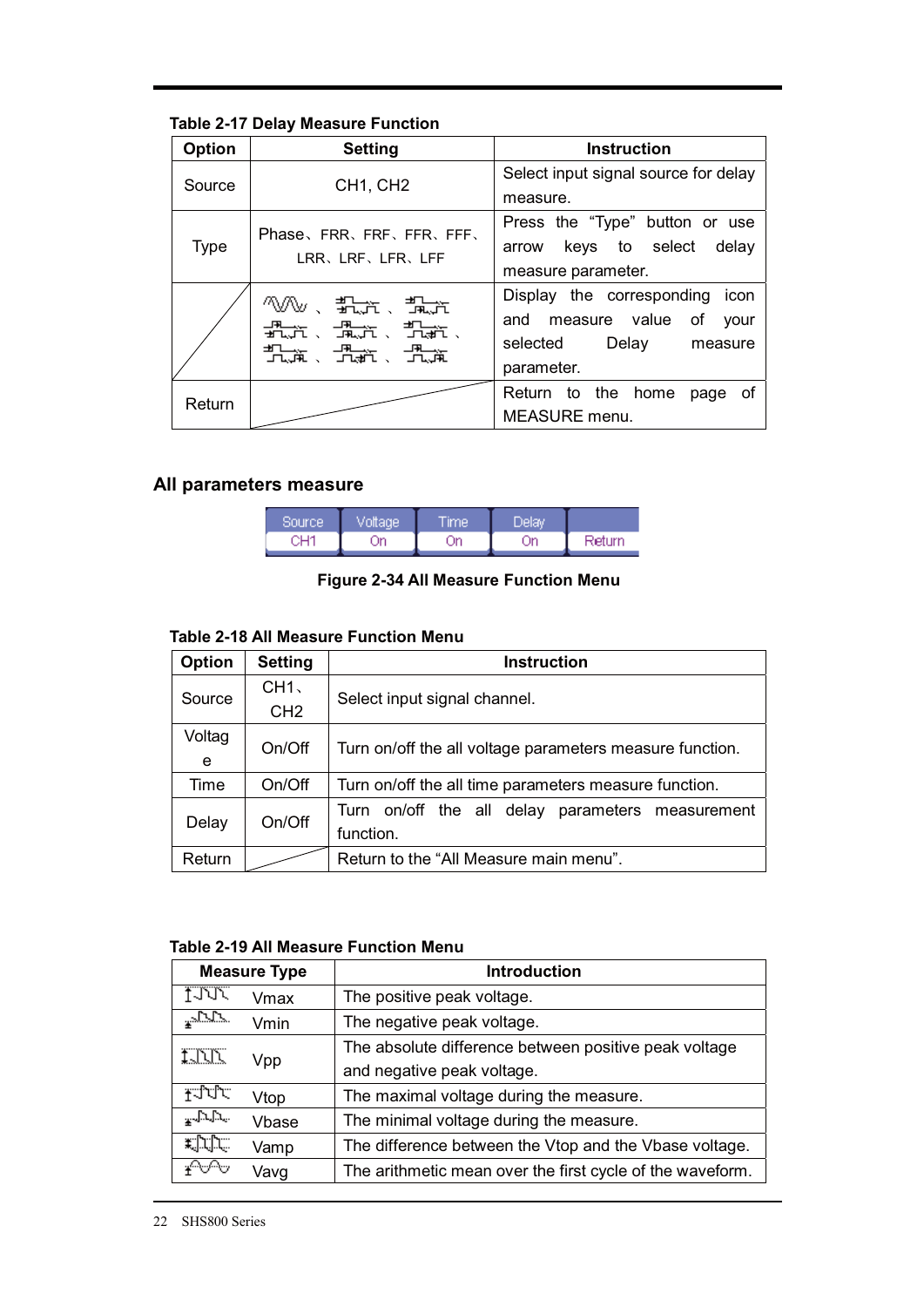**Table 2-17 Delay Measure Function**

| Option | Setting | Instruction |
|---|---|---|
| Source | CH1, CH2 | Select input signal source for delay measure. |
| Type | Phase、FRR、FRF、FFR、FFF、LRR、LRF、LFR、LFF | Press the "Type" button or use arrow keys to select delay measure parameter. |
| | | Display the corresponding icon and measure value of your selected Delay measure parameter. |
| Return | | Return to the home page of MEASURE menu. |

## All parameters measure

| Source | Voltage | Time | Delay | Return |
|---|---|---|---|---|
| CH1 | On | On | On | |

**Figure 2-34 All Measure Function Menu**

**Table 2-18 All Measure Function Menu**

| Option | Setting | Instruction |
|---|---|---|
| Source | CH1、CH2 | Select input signal channel. |
| Voltage | On/Off | Turn on/off the all voltage parameters measure function. |
| Time | On/Off | Turn on/off the all time parameters measure function. |
| Delay | On/Off | Turn on/off the all delay parameters measurement function. |
| Return | | Return to the "All Measure main menu". |

**Table 2-19 All Measure Function Menu**

| Measure Type | Introduction |
|---|---|
| Vmax | The positive peak voltage. |
| Vmin | The negative peak voltage. |
| Vpp | The absolute difference between positive peak voltage and negative peak voltage. |
| Vtop | The maximal voltage during the measure. |
| Vbase | The minimal voltage during the measure. |
| Vamp | The difference between the Vtop and the Vbase voltage. |
| Vavg | The arithmetic mean over the first cycle of the waveform. |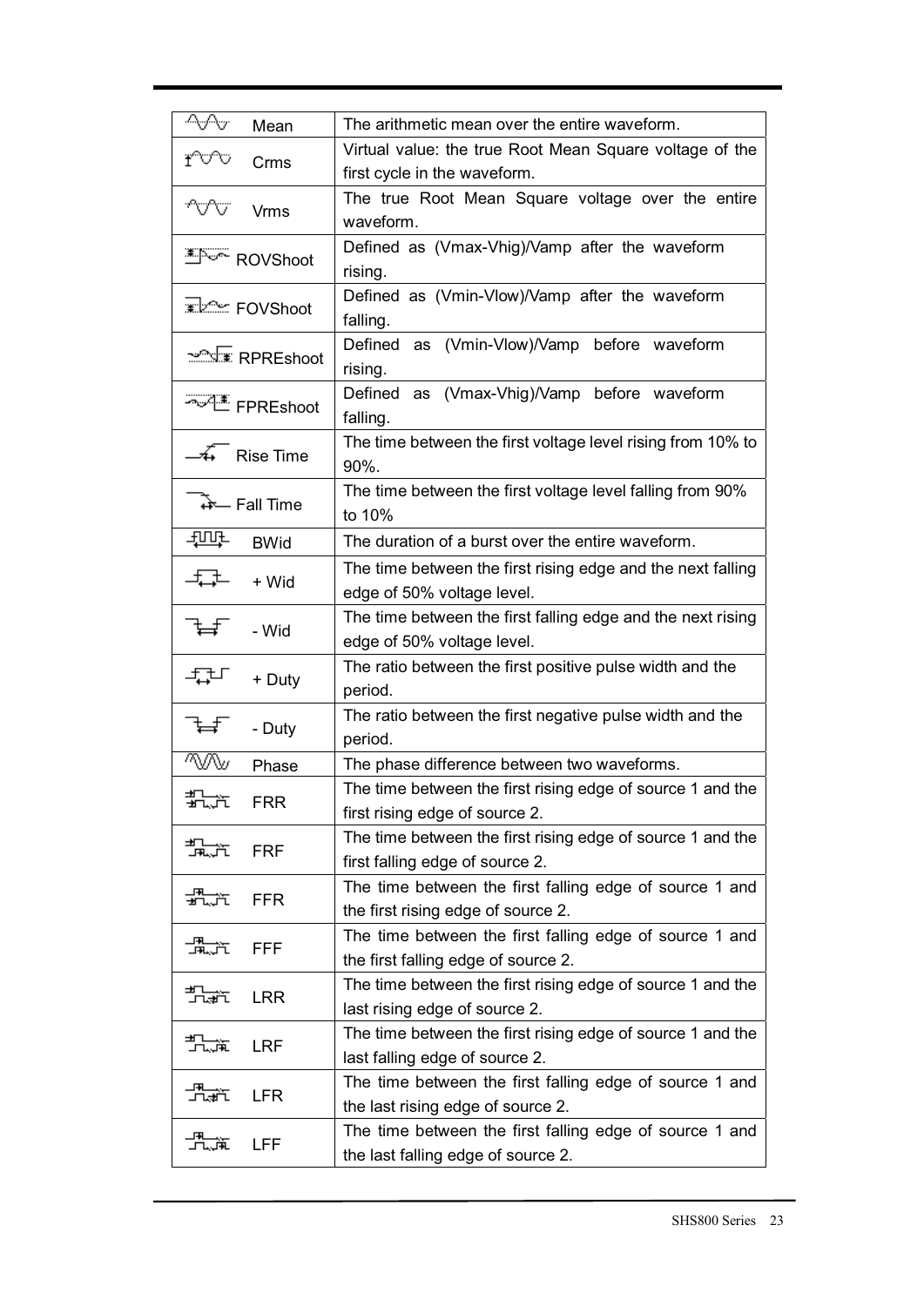| | |
|---|---|
| Mean | The arithmetic mean over the entire waveform. |
| Crms | Virtual value: the true Root Mean Square voltage of the first cycle in the waveform. |
| Vrms | The true Root Mean Square voltage over the entire waveform. |
| ROVShoot | Defined as (Vmax-Vhig)/Vamp after the waveform rising. |
| FOVShoot | Defined as (Vmin-Vlow)/Vamp after the waveform falling. |
| RPREshoot | Defined as (Vmin-Vlow)/Vamp before waveform rising. |
| FPREshoot | Defined as (Vmax-Vhig)/Vamp before waveform falling. |
| Rise Time | The time between the first voltage level rising from 10% to 90%. |
| Fall Time | The time between the first voltage level falling from 90% to 10% |
| BWid | The duration of a burst over the entire waveform. |
| + Wid | The time between the first rising edge and the next falling edge of 50% voltage level. |
| - Wid | The time between the first falling edge and the next rising edge of 50% voltage level. |
| + Duty | The ratio between the first positive pulse width and the period. |
| - Duty | The ratio between the first negative pulse width and the period. |
| Phase | The phase difference between two waveforms. |
| FRR | The time between the first rising edge of source 1 and the first rising edge of source 2. |
| FRF | The time between the first rising edge of source 1 and the first falling edge of source 2. |
| FFR | The time between the first falling edge of source 1 and the first rising edge of source 2. |
| FFF | The time between the first falling edge of source 1 and the first falling edge of source 2. |
| LRR | The time between the first rising edge of source 1 and the last rising edge of source 2. |
| LRF | The time between the first rising edge of source 1 and the last falling edge of source 2. |
| LFR | The time between the first falling edge of source 1 and the last rising edge of source 2. |
| LFF | The time between the first falling edge of source 1 and the last falling edge of source 2. |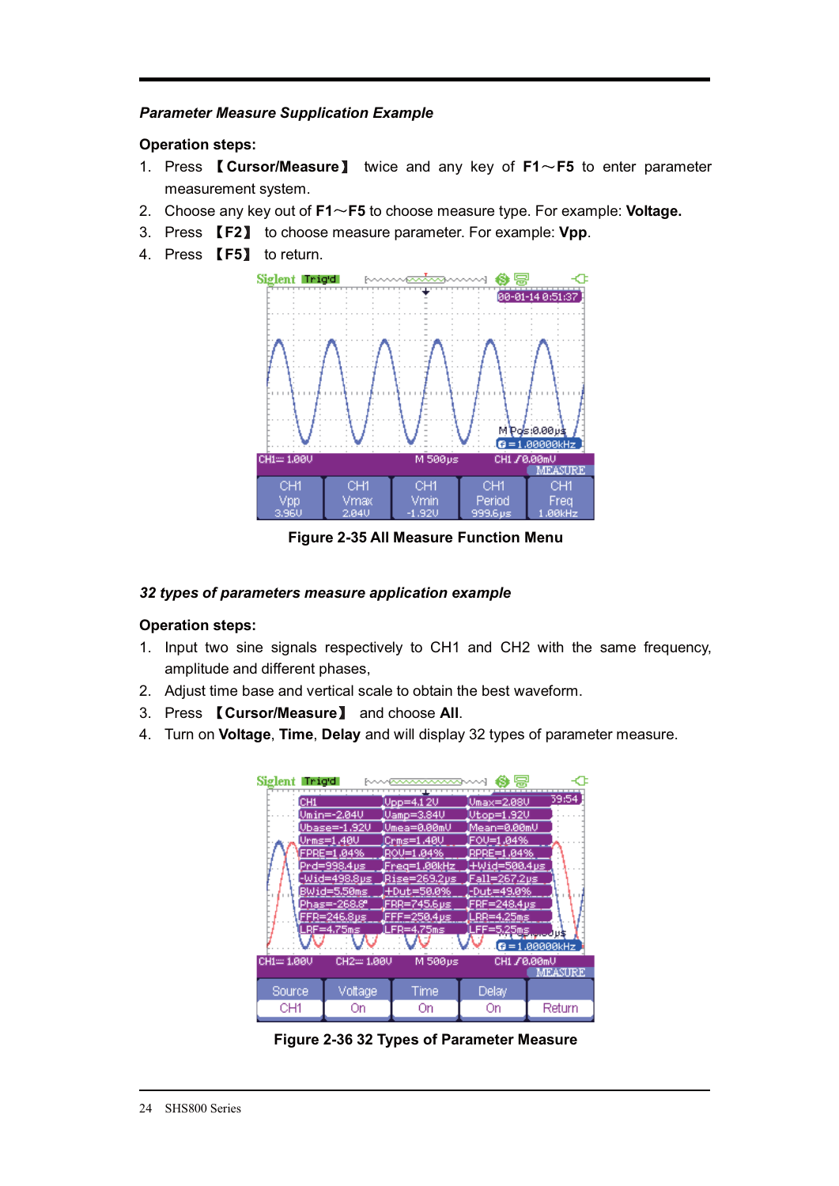***Parameter Measure Supplication Example***

**Operation steps:**

1. Press 【**Cursor/Measure**】 twice and any key of **F1**～**F5** to enter parameter measurement system.
2. Choose any key out of **F1**～**F5** to choose measure type. For example: **Voltage.**
3. Press 【**F2**】 to choose measure parameter. For example: **Vpp**.
4. Press 【**F5**】 to return.

**Figure 2-35 All Measure Function Menu**

***32 types of parameters measure application example***

**Operation steps:**

1. Input two sine signals respectively to CH1 and CH2 with the same frequency, amplitude and different phases,
2. Adjust time base and vertical scale to obtain the best waveform.
3. Press 【**Cursor/Measure**】 and choose **All**.
4. Turn on **Voltage**, **Time**, **Delay** and will display 32 types of parameter measure.

**Figure 2-36 32 Types of Parameter Measure**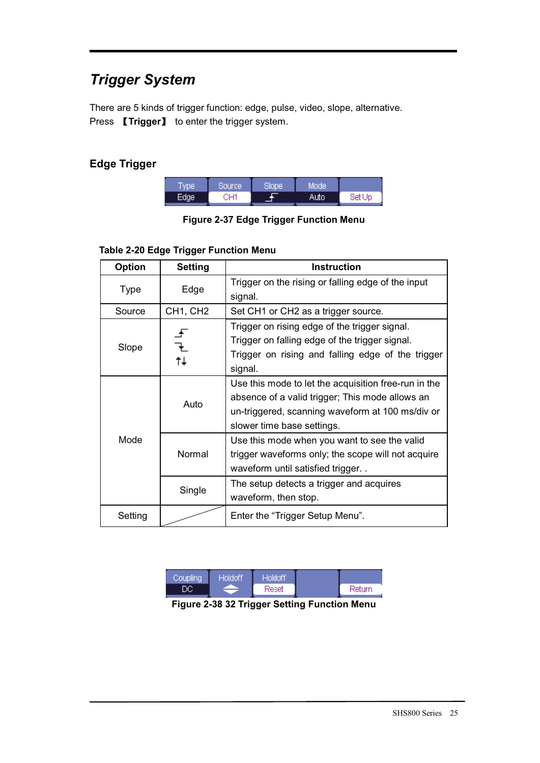## Trigger System

There are 5 kinds of trigger function: edge, pulse, video, slope, alternative.
Press 【Trigger】 to enter the trigger system.

### Edge Trigger

| Type | Source | Slope | Mode | |
|---|---|---|---|---|
| Edge | CH1 | ⨍ | Auto | Set Up |

**Figure 2-37 Edge Trigger Function Menu**

**Table 2-20 Edge Trigger Function Menu**

| Option | Setting | Instruction |
|---|---|---|
| Type | Edge | Trigger on the rising or falling edge of the input signal. |
| Source | CH1, CH2 | Set CH1 or CH2 as a trigger source. |
| Slope | Rising edge<br>Falling edge<br>↑↓ | Trigger on rising edge of the trigger signal.<br>Trigger on falling edge of the trigger signal.<br>Trigger on rising and falling edge of the trigger signal. |
| Mode | Auto | Use this mode to let the acquisition free-run in the absence of a valid trigger; This mode allows an un-triggered, scanning waveform at 100 ms/div or slower time base settings. |
| | Normal | Use this mode when you want to see the valid trigger waveforms only; the scope will not acquire waveform until satisfied trigger. . |
| | Single | The setup detects a trigger and acquires waveform, then stop. |
| Setting | | Enter the “Trigger Setup Menu”. |

| Coupling | Holdoff | Holdoff | | |
|---|---|---|---|---|
| DC | ⬍ | Reset | | Return |

**Figure 2-38 32 Trigger Setting Function Menu**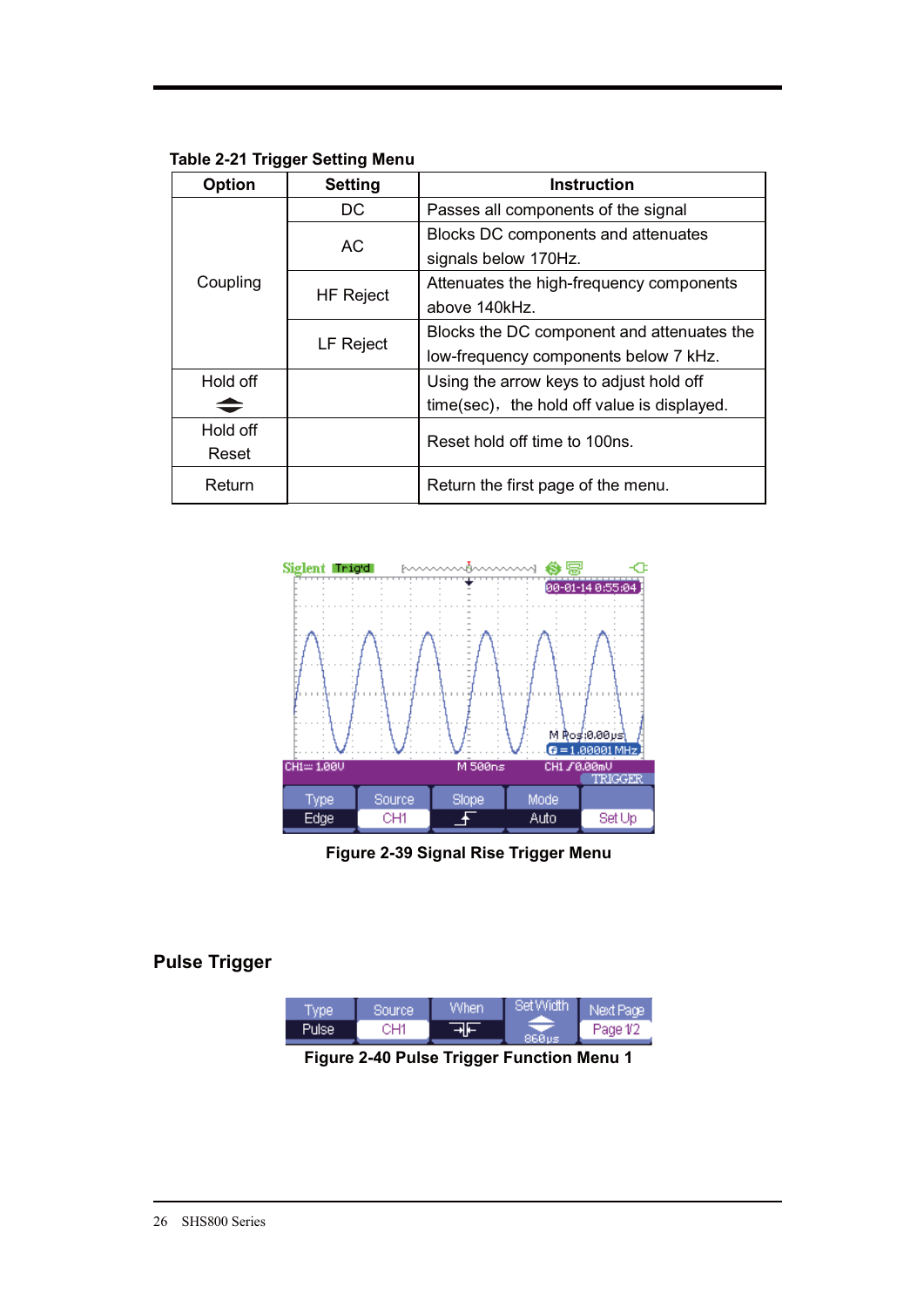**Table 2-21 Trigger Setting Menu**

| Option | Setting | Instruction |
|---|---|---|
| Coupling | DC | Passes all components of the signal |
| | AC | Blocks DC components and attenuates signals below 170Hz. |
| | HF Reject | Attenuates the high-frequency components above 140kHz. |
| | LF Reject | Blocks the DC component and attenuates the low-frequency components below 7 kHz. |
| Hold off ⬍ | | Using the arrow keys to adjust hold off time(sec)，the hold off value is displayed. |
| Hold off Reset | | Reset hold off time to 100ns. |
| Return | | Return the first page of the menu. |

**Figure 2-39 Signal Rise Trigger Menu**

## Pulse Trigger

**Figure 2-40 Pulse Trigger Function Menu 1**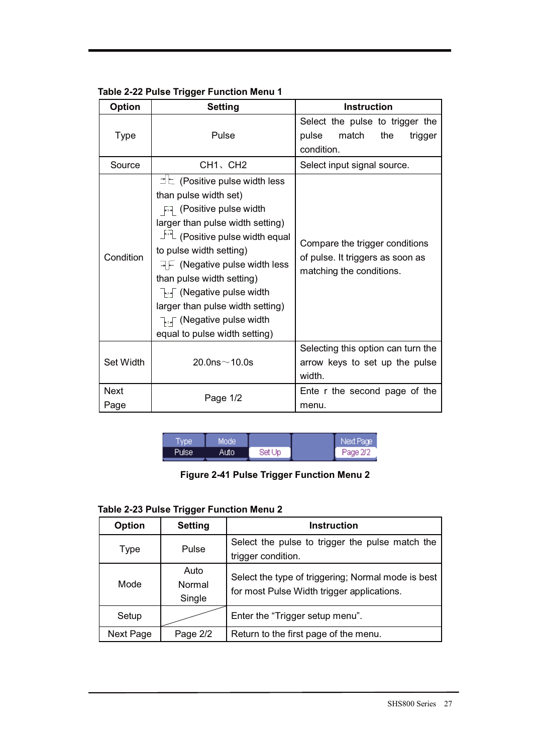**Table 2-22 Pulse Trigger Function Menu 1**

| Option | Setting | Instruction |
|---|---|---|
| Type | Pulse | Select the pulse to trigger the pulse match the trigger condition. |
| Source | CH1、CH2 | Select input signal source. |
| Condition | (Positive pulse width less than pulse width set)<br>(Positive pulse width larger than pulse width setting)<br>(Positive pulse width equal to pulse width setting)<br>(Negative pulse width less than pulse width setting)<br>(Negative pulse width larger than pulse width setting)<br>(Negative pulse width equal to pulse width setting) | Compare the trigger conditions of pulse. It triggers as soon as matching the conditions. |
| Set Width | 20.0ns～10.0s | Selecting this option can turn the arrow keys to set up the pulse width. |
| Next Page | Page 1/2 | Ente r the second page of the menu. |

| Type | Mode | | | Next Page |
|---|---|---|---|---|
| Pulse | Auto | Set Up | | Page 2/2 |

**Figure 2-41 Pulse Trigger Function Menu 2**

**Table 2-23 Pulse Trigger Function Menu 2**

| Option | Setting | Instruction |
|---|---|---|
| Type | Pulse | Select the pulse to trigger the pulse match the trigger condition. |
| Mode | Auto<br>Normal<br>Single | Select the type of triggering; Normal mode is best for most Pulse Width trigger applications. |
| Setup | | Enter the "Trigger setup menu". |
| Next Page | Page 2/2 | Return to the first page of the menu. |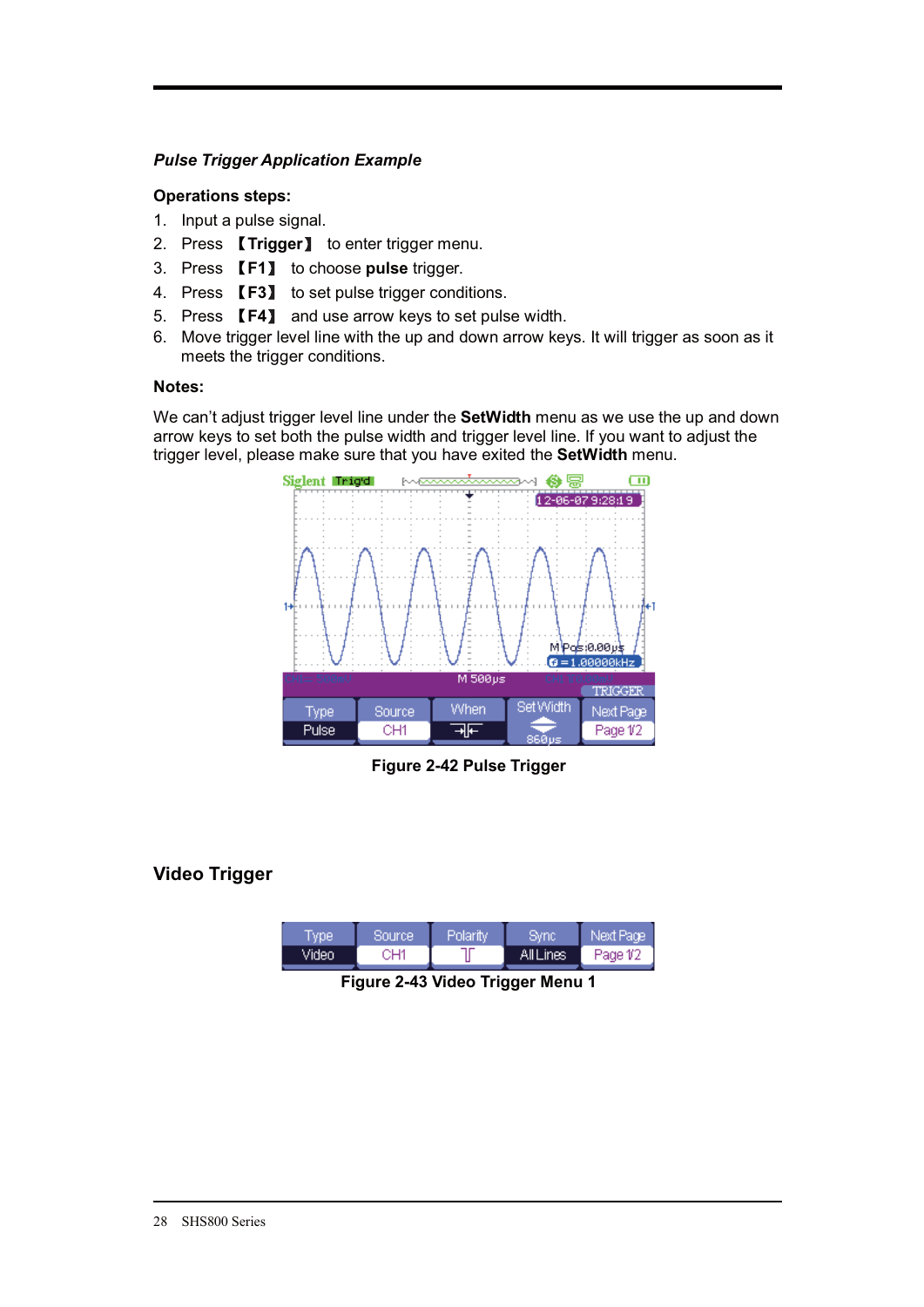*Pulse Trigger Application Example*

**Operations steps:**

1. Input a pulse signal.
2. Press 【**Trigger**】 to enter trigger menu.
3. Press 【**F1**】 to choose **pulse** trigger.
4. Press 【**F3**】 to set pulse trigger conditions.
5. Press 【**F4**】 and use arrow keys to set pulse width.
6. Move trigger level line with the up and down arrow keys. It will trigger as soon as it meets the trigger conditions.

**Notes:**

We can't adjust trigger level line under the **SetWidth** menu as we use the up and down arrow keys to set both the pulse width and trigger level line. If you want to adjust the trigger level, please make sure that you have exited the **SetWidth** menu.

**Figure 2-42 Pulse Trigger**

## Video Trigger

**Figure 2-43 Video Trigger Menu 1**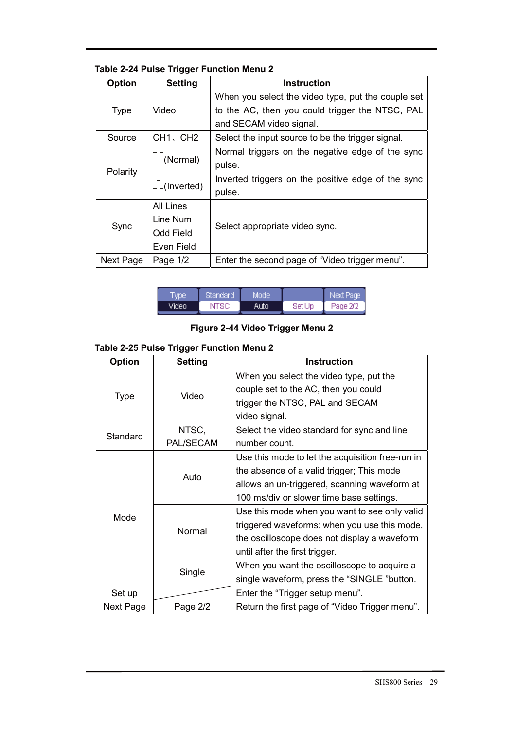**Table 2-24 Pulse Trigger Function Menu 2**

| Option | Setting | Instruction |
|---|---|---|
| Type | Video | When you select the video type, put the couple set to the AC, then you could trigger the NTSC, PAL and SECAM video signal. |
| Source | CH1、CH2 | Select the input source to be the trigger signal. |
| Polarity | (Normal) | Normal triggers on the negative edge of the sync pulse. |
| | (Inverted) | Inverted triggers on the positive edge of the sync pulse. |
| Sync | All Lines<br>Line Num<br>Odd Field<br>Even Field | Select appropriate video sync. |
| Next Page | Page 1/2 | Enter the second page of “Video trigger menu”. |

| Type | Standard | Mode | | Next Page |
|---|---|---|---|---|
| Video | NTSC | Auto | Set Up | Page 2/2 |

**Figure 2-44 Video Trigger Menu 2**

**Table 2-25 Pulse Trigger Function Menu 2**

| Option | Setting | Instruction |
|---|---|---|
| Type | Video | When you select the video type, put the couple set to the AC, then you could trigger the NTSC, PAL and SECAM video signal. |
| Standard | NTSC, PAL/SECAM | Select the video standard for sync and line number count. |
| Mode | Auto | Use this mode to let the acquisition free-run in the absence of a valid trigger; This mode allows an un-triggered, scanning waveform at 100 ms/div or slower time base settings. |
| | Normal | Use this mode when you want to see only valid triggered waveforms; when you use this mode, the oscilloscope does not display a waveform until after the first trigger. |
| | Single | When you want the oscilloscope to acquire a single waveform, press the “SINGLE ”button. |
| Set up | | Enter the “Trigger setup menu”. |
| Next Page | Page 2/2 | Return the first page of “Video Trigger menu”. |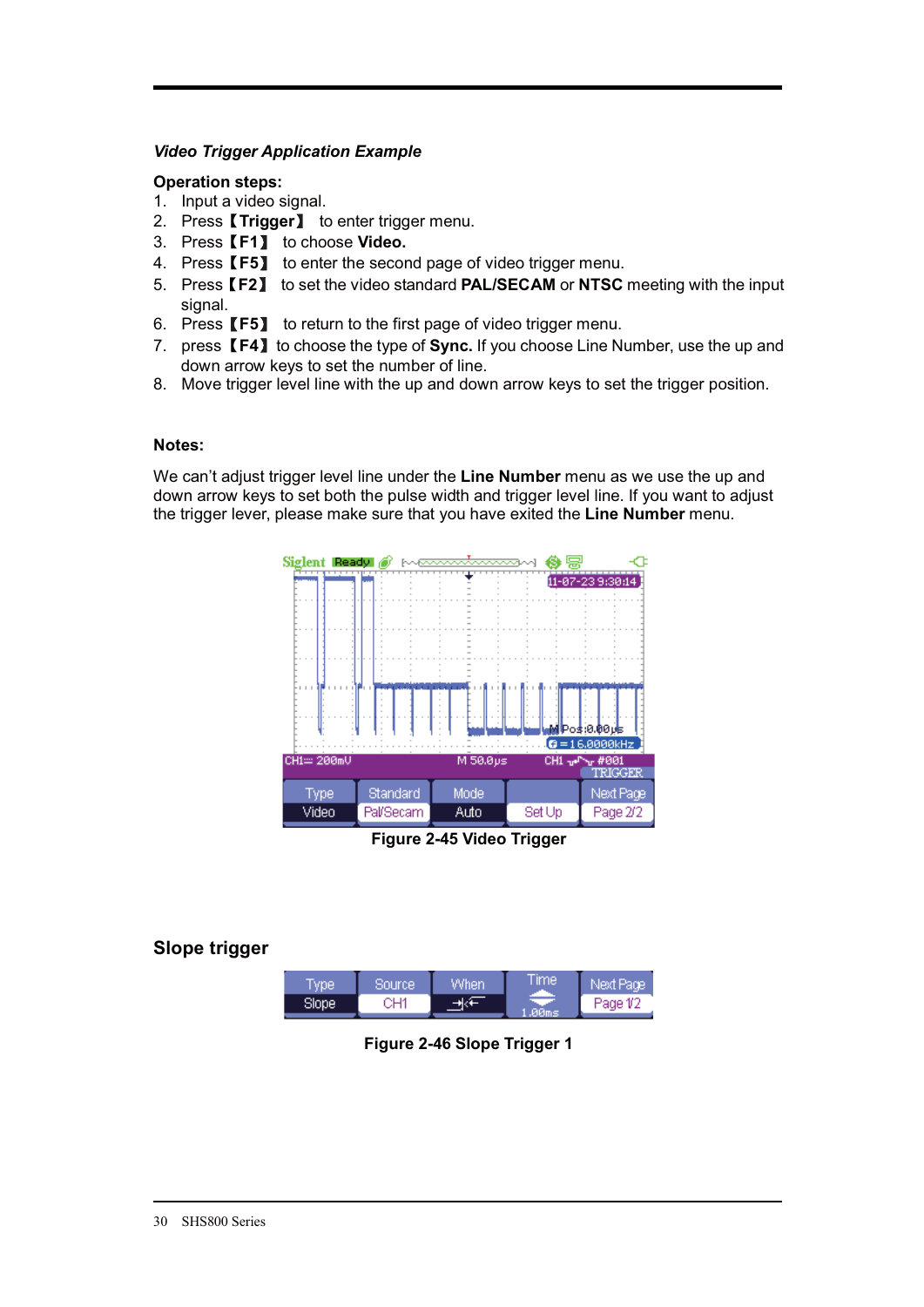***Video Trigger Application Example***

**Operation steps:**

1. Input a video signal.
2. Press【**Trigger**】 to enter trigger menu.
3. Press【**F1**】 to choose **Video.**
4. Press【**F5**】 to enter the second page of video trigger menu.
5. Press【**F2**】 to set the video standard **PAL/SECAM** or **NTSC** meeting with the input signal.
6. Press【**F5**】 to return to the first page of video trigger menu.
7. press【**F4**】to choose the type of **Sync.** If you choose Line Number, use the up and down arrow keys to set the number of line.
8. Move trigger level line with the up and down arrow keys to set the trigger position.

**Notes:**

We can't adjust trigger level line under the **Line Number** menu as we use the up and down arrow keys to set both the pulse width and trigger level line. If you want to adjust the trigger lever, please make sure that you have exited the **Line Number** menu.

**Figure 2-45 Video Trigger**

## Slope trigger

**Figure 2-46 Slope Trigger 1**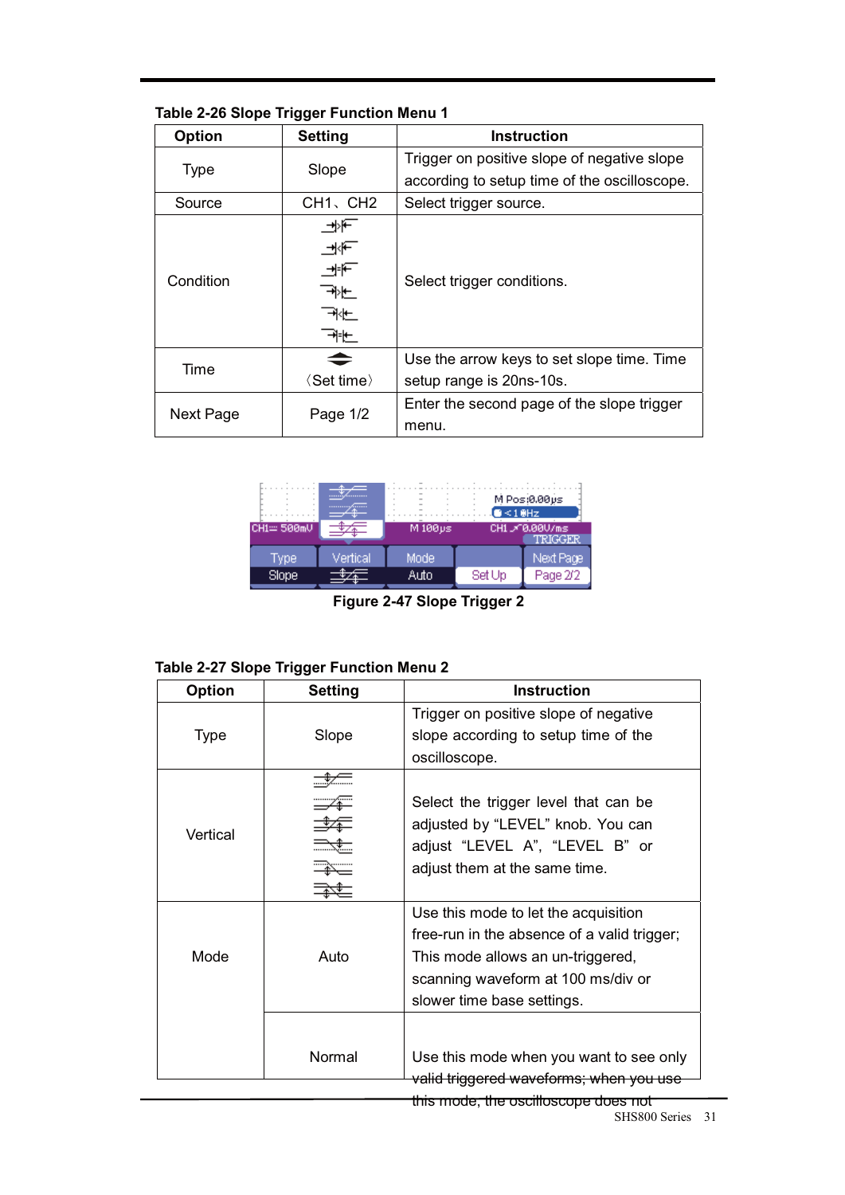**Table 2-26 Slope Trigger Function Menu 1**

| Option | Setting | Instruction |
|---|---|---|
| Type | Slope | Trigger on positive slope of negative slope according to setup time of the oscilloscope. |
| Source | CH1、CH2 | Select trigger source. |
| Condition | | Select trigger conditions. |
| Time | 〈Set time〉 | Use the arrow keys to set slope time. Time setup range is 20ns-10s. |
| Next Page | Page 1/2 | Enter the second page of the slope trigger menu. |

**Figure 2-47 Slope Trigger 2**

**Table 2-27 Slope Trigger Function Menu 2**

| Option | Setting | Instruction |
|---|---|---|
| Type | Slope | Trigger on positive slope of negative slope according to setup time of the oscilloscope. |
| Vertical | | Select the trigger level that can be adjusted by "LEVEL" knob. You can adjust "LEVEL A", "LEVEL B" or adjust them at the same time. |
| Mode | Auto | Use this mode to let the acquisition free-run in the absence of a valid trigger; This mode allows an un-triggered, scanning waveform at 100 ms/div or slower time base settings. |
| | Normal | Use this mode when you want to see only valid triggered waveforms; when you use this mode, the oscilloscope does not |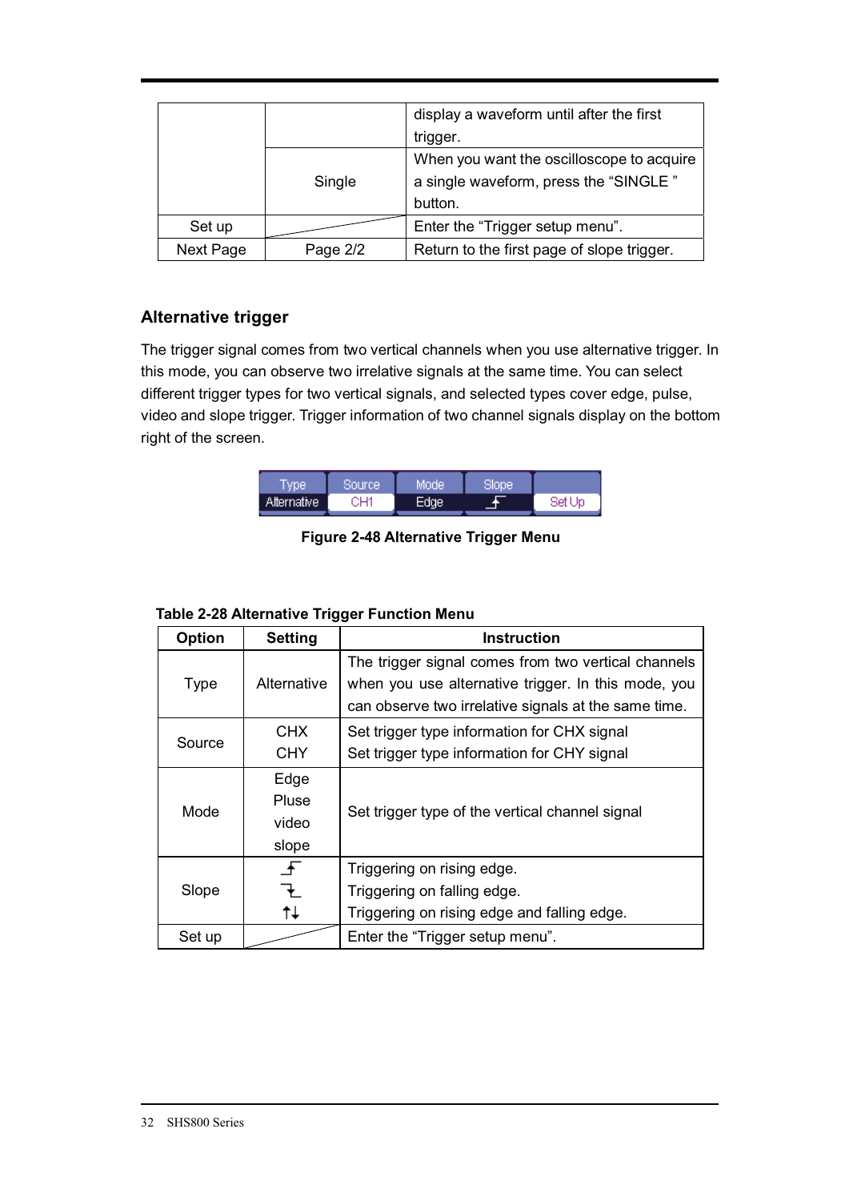| | | display a waveform until after the first trigger. |
|---|---|---|
| | Single | When you want the oscilloscope to acquire a single waveform, press the "SINGLE " button. |
| Set up | | Enter the "Trigger setup menu". |
| Next Page | Page 2/2 | Return to the first page of slope trigger. |

### Alternative trigger

The trigger signal comes from two vertical channels when you use alternative trigger. In this mode, you can observe two irrelative signals at the same time. You can select different trigger types for two vertical signals, and selected types cover edge, pulse, video and slope trigger. Trigger information of two channel signals display on the bottom right of the screen.

| Type | Source | Mode | Slope | |
|---|---|---|---|---|
| Alternative | CH1 | Edge | ⎍ | Set Up |

**Figure 2-48 Alternative Trigger Menu**

**Table 2-28 Alternative Trigger Function Menu**

| Option | Setting | Instruction |
|---|---|---|
| Type | Alternative | The trigger signal comes from two vertical channels when you use alternative trigger. In this mode, you can observe two irrelative signals at the same time. |
| Source | CHX<br>CHY | Set trigger type information for CHX signal<br>Set trigger type information for CHY signal |
| Mode | Edge<br>Pluse<br>video<br>slope | Set trigger type of the vertical channel signal |
| Slope | ⎍<br>⎎<br>↑↓ | Triggering on rising edge.<br>Triggering on falling edge.<br>Triggering on rising edge and falling edge. |
| Set up | | Enter the "Trigger setup menu". |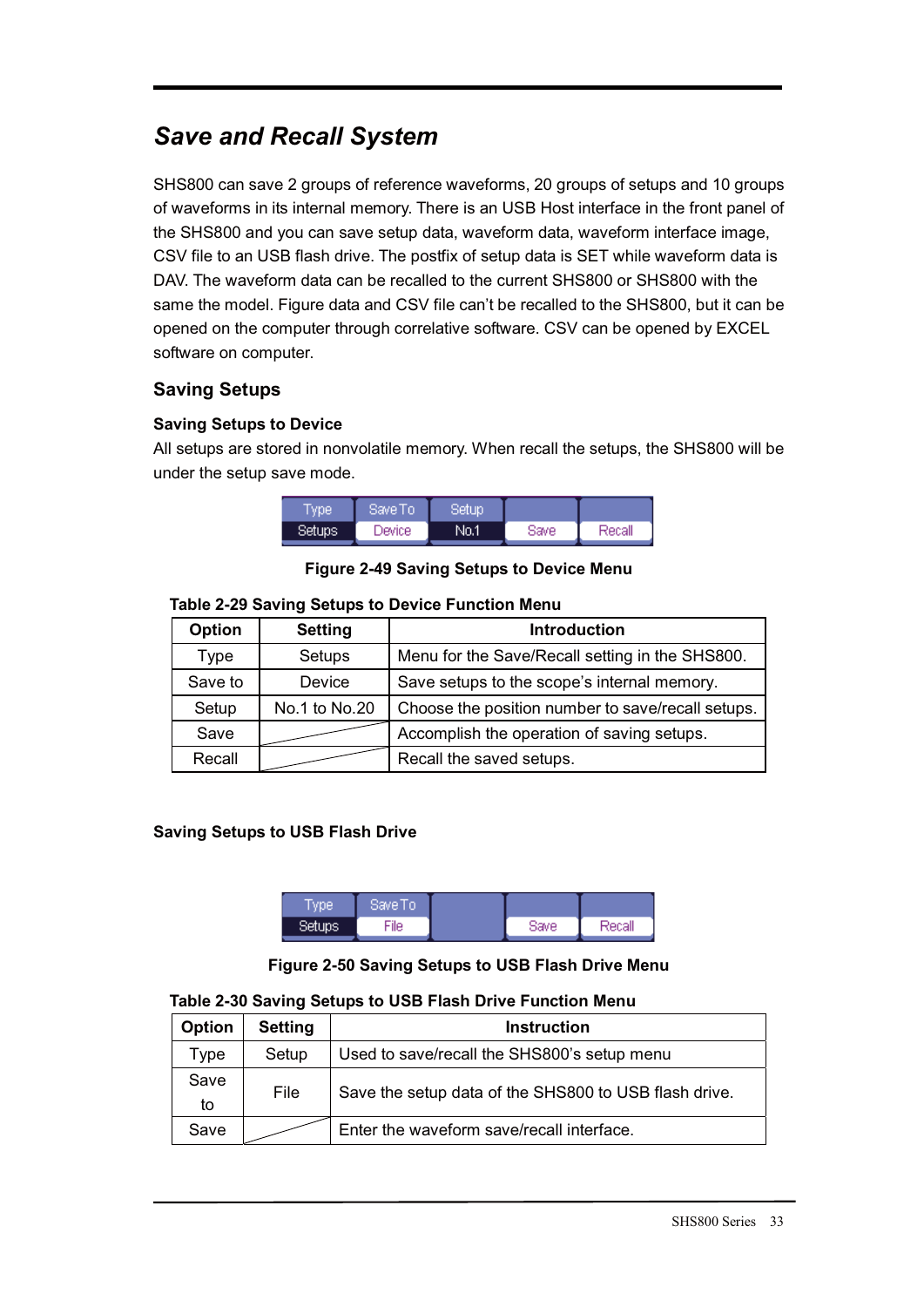## *Save and Recall System*

SHS800 can save 2 groups of reference waveforms, 20 groups of setups and 10 groups of waveforms in its internal memory. There is an USB Host interface in the front panel of the SHS800 and you can save setup data, waveform data, waveform interface image, CSV file to an USB flash drive. The postfix of setup data is SET while waveform data is DAV. The waveform data can be recalled to the current SHS800 or SHS800 with the same the model. Figure data and CSV file can't be recalled to the SHS800, but it can be opened on the computer through correlative software. CSV can be opened by EXCEL software on computer.

### Saving Setups

#### Saving Setups to Device

All setups are stored in nonvolatile memory. When recall the setups, the SHS800 will be under the setup save mode.

| Type | Save To | Setup | | |
|---|---|---|---|---|
| Setups | Device | No.1 | Save | Recall |

**Figure 2-49 Saving Setups to Device Menu**

**Table 2-29 Saving Setups to Device Function Menu**

| Option | Setting | Introduction |
|---|---|---|
| Type | Setups | Menu for the Save/Recall setting in the SHS800. |
| Save to | Device | Save setups to the scope's internal memory. |
| Setup | No.1 to No.20 | Choose the position number to save/recall setups. |
| Save | | Accomplish the operation of saving setups. |
| Recall | | Recall the saved setups. |

#### Saving Setups to USB Flash Drive

| Type | Save To | | | |
|---|---|---|---|---|
| Setups | File | | Save | Recall |

**Figure 2-50 Saving Setups to USB Flash Drive Menu**

**Table 2-30 Saving Setups to USB Flash Drive Function Menu**

| Option | Setting | Instruction |
|---|---|---|
| Type | Setup | Used to save/recall the SHS800's setup menu |
| Save to | File | Save the setup data of the SHS800 to USB flash drive. |
| Save | | Enter the waveform save/recall interface. |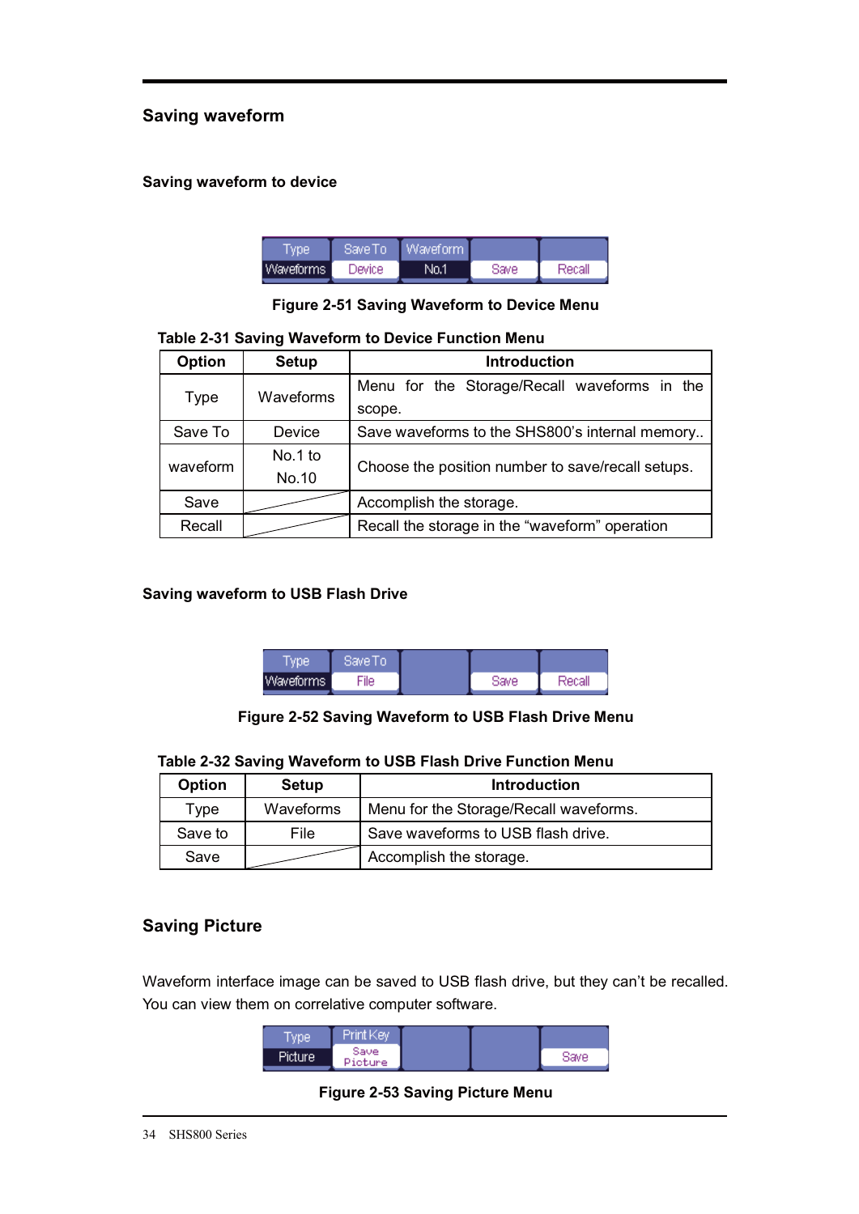## Saving waveform

### Saving waveform to device

Figure 2-51 Saving Waveform to Device Menu

**Table 2-31 Saving Waveform to Device Function Menu**

| Option | Setup | Introduction |
|---|---|---|
| Type | Waveforms | Menu for the Storage/Recall waveforms in the scope. |
| Save To | Device | Save waveforms to the SHS800's internal memory.. |
| waveform | No.1 to No.10 | Choose the position number to save/recall setups. |
| Save | | Accomplish the storage. |
| Recall | | Recall the storage in the "waveform" operation |

### Saving waveform to USB Flash Drive

Figure 2-52 Saving Waveform to USB Flash Drive Menu

**Table 2-32 Saving Waveform to USB Flash Drive Function Menu**

| Option | Setup | Introduction |
|---|---|---|
| Type | Waveforms | Menu for the Storage/Recall waveforms. |
| Save to | File | Save waveforms to USB flash drive. |
| Save | | Accomplish the storage. |

## Saving Picture

Waveform interface image can be saved to USB flash drive, but they can't be recalled. You can view them on correlative computer software.

Figure 2-53 Saving Picture Menu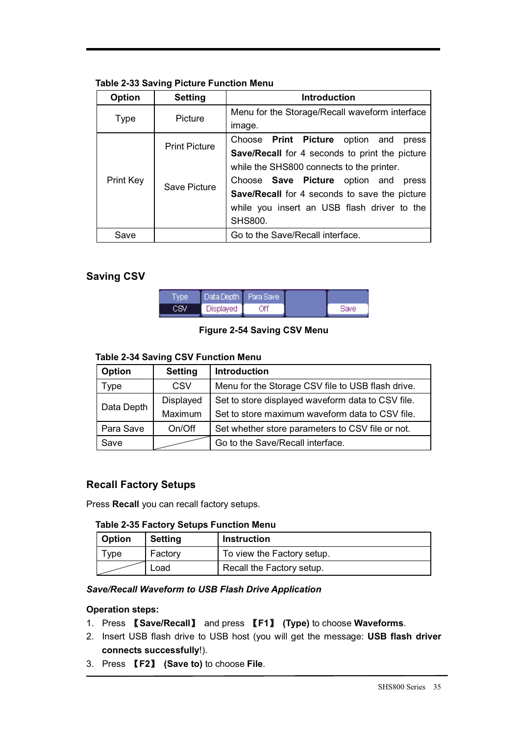**Table 2-33 Saving Picture Function Menu**

| Option | Setting | Introduction |
|---|---|---|
| Type | Picture | Menu for the Storage/Recall waveform interface image. |
| Print Key | Print Picture | Choose **Print Picture** option and press **Save/Recall** for 4 seconds to print the picture while the SHS800 connects to the printer. |
| | Save Picture | Choose **Save Picture** option and press **Save/Recall** for 4 seconds to save the picture while you insert an USB flash driver to the SHS800. |
| Save | | Go to the Save/Recall interface. |

## Saving CSV

| Type | Data Depth | Para Save | | Save |
|---|---|---|---|---|
| CSV | Displayed | Off | | |

**Figure 2-54 Saving CSV Menu**

**Table 2-34 Saving CSV Function Menu**

| Option | Setting | Introduction |
|---|---|---|
| Type | CSV | Menu for the Storage CSV file to USB flash drive. |
| Data Depth | Displayed | Set to store displayed waveform data to CSV file. |
| | Maximum | Set to store maximum waveform data to CSV file. |
| Para Save | On/Off | Set whether store parameters to CSV file or not. |
| Save | | Go to the Save/Recall interface. |

## Recall Factory Setups

Press **Recall** you can recall factory setups.

**Table 2-35 Factory Setups Function Menu**

| Option | Setting | Instruction |
|---|---|---|
| Type | Factory | To view the Factory setup. |
| | Load | Recall the Factory setup. |

***Save/Recall Waveform to USB Flash Drive Application***

**Operation steps:**

1. Press 【**Save/Recall**】 and press 【**F1**】 **(Type)** to choose **Waveforms**.
2. Insert USB flash drive to USB host (you will get the message: **USB flash driver connects successfully**!).
3. Press 【**F2**】 **(Save to)** to choose **File**.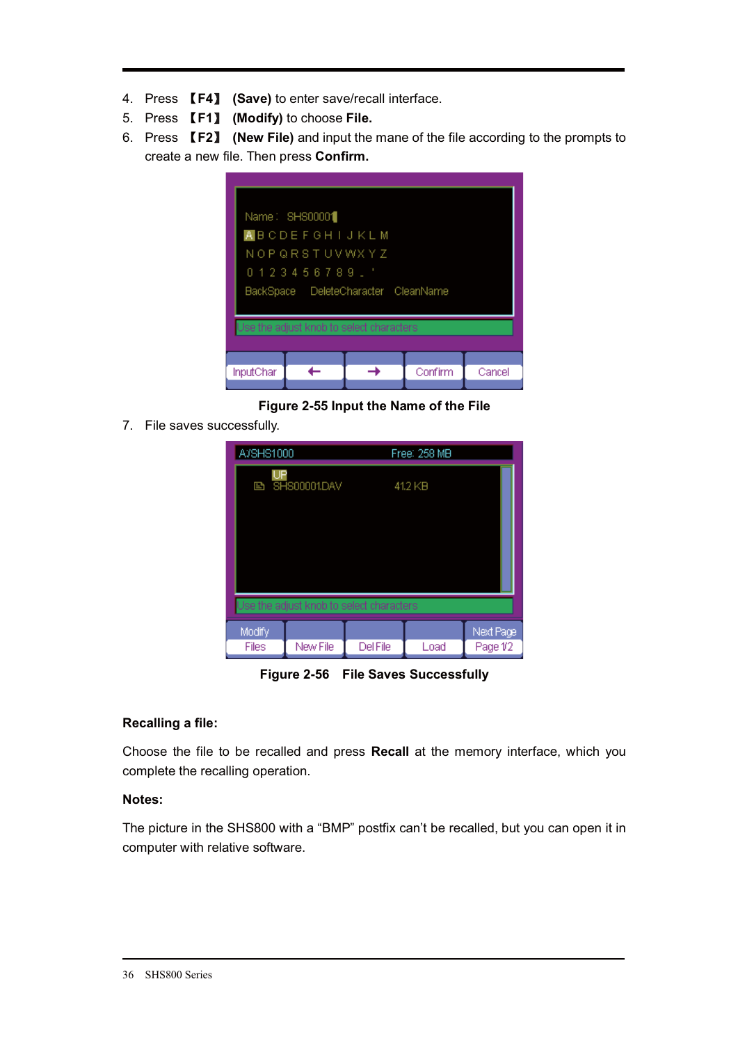4. Press 【F4】 **(Save)** to enter save/recall interface.
5. Press 【F1】 **(Modify)** to choose **File.**
6. Press 【F2】 **(New File)** and input the mane of the file according to the prompts to create a new file. Then press **Confirm.**

**Figure 2-55 Input the Name of the File**

7. File saves successfully.

**Figure 2-56 File Saves Successfully**

**Recalling a file:**

Choose the file to be recalled and press **Recall** at the memory interface, which you complete the recalling operation.

**Notes:**

The picture in the SHS800 with a "BMP" postfix can't be recalled, but you can open it in computer with relative software.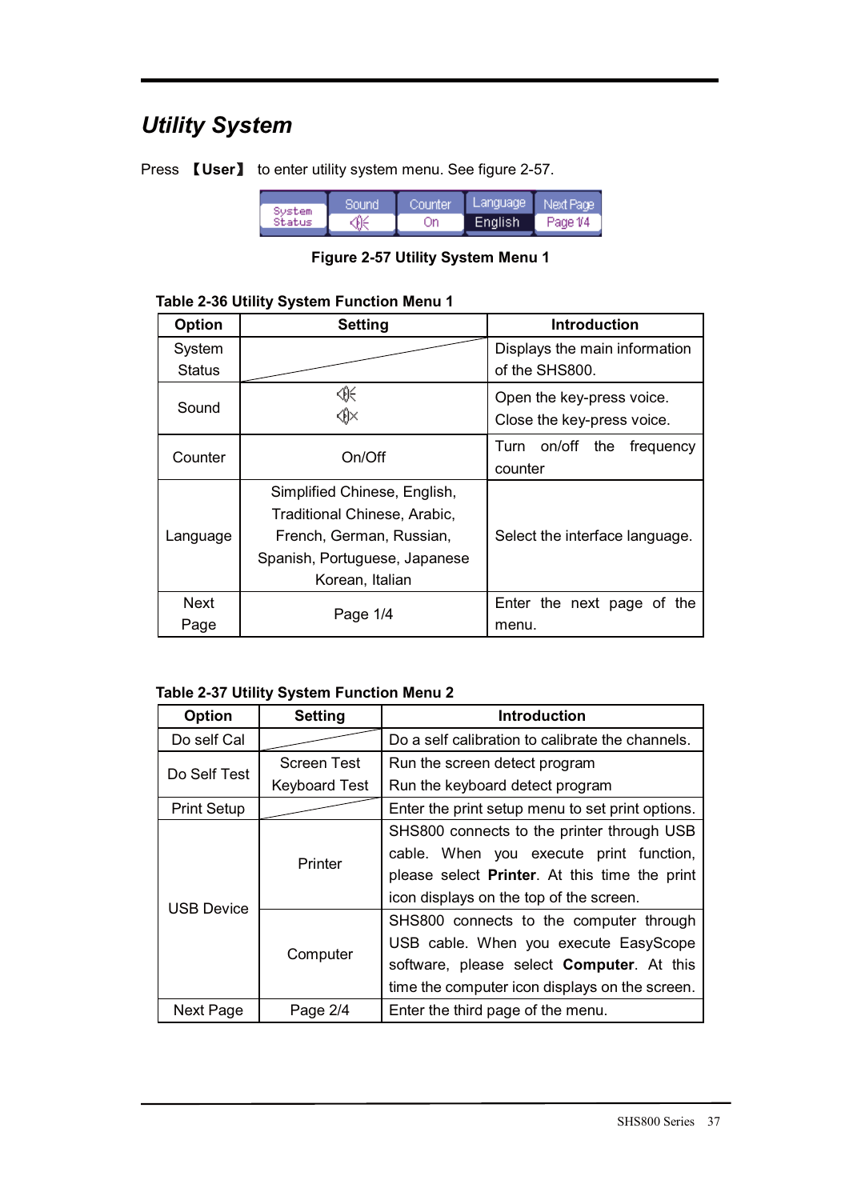## *Utility System*

Press 【User】 to enter utility system menu. See figure 2-57.

Figure 2-57 Utility System Menu 1

**Table 2-36 Utility System Function Menu 1**

| Option | Setting | Introduction |
|---|---|---|
| System Status | | Displays the main information of the SHS800. |
| Sound | 🔊<br>🔇 | Open the key-press voice.<br>Close the key-press voice. |
| Counter | On/Off | Turn on/off the frequency counter |
| Language | Simplified Chinese, English, Traditional Chinese, Arabic, French, German, Russian, Spanish, Portuguese, Japanese Korean, Italian | Select the interface language. |
| Next Page | Page 1/4 | Enter the next page of the menu. |

**Table 2-37 Utility System Function Menu 2**

| Option | Setting | Introduction |
|---|---|---|
| Do self Cal | | Do a self calibration to calibrate the channels. |
| Do Self Test | Screen Test<br>Keyboard Test | Run the screen detect program<br>Run the keyboard detect program |
| Print Setup | | Enter the print setup menu to set print options. |
| USB Device | Printer | SHS800 connects to the printer through USB cable. When you execute print function, please select **Printer**. At this time the print icon displays on the top of the screen. |
| | Computer | SHS800 connects to the computer through USB cable. When you execute EasyScope software, please select **Computer**. At this time the computer icon displays on the screen. |
| Next Page | Page 2/4 | Enter the third page of the menu. |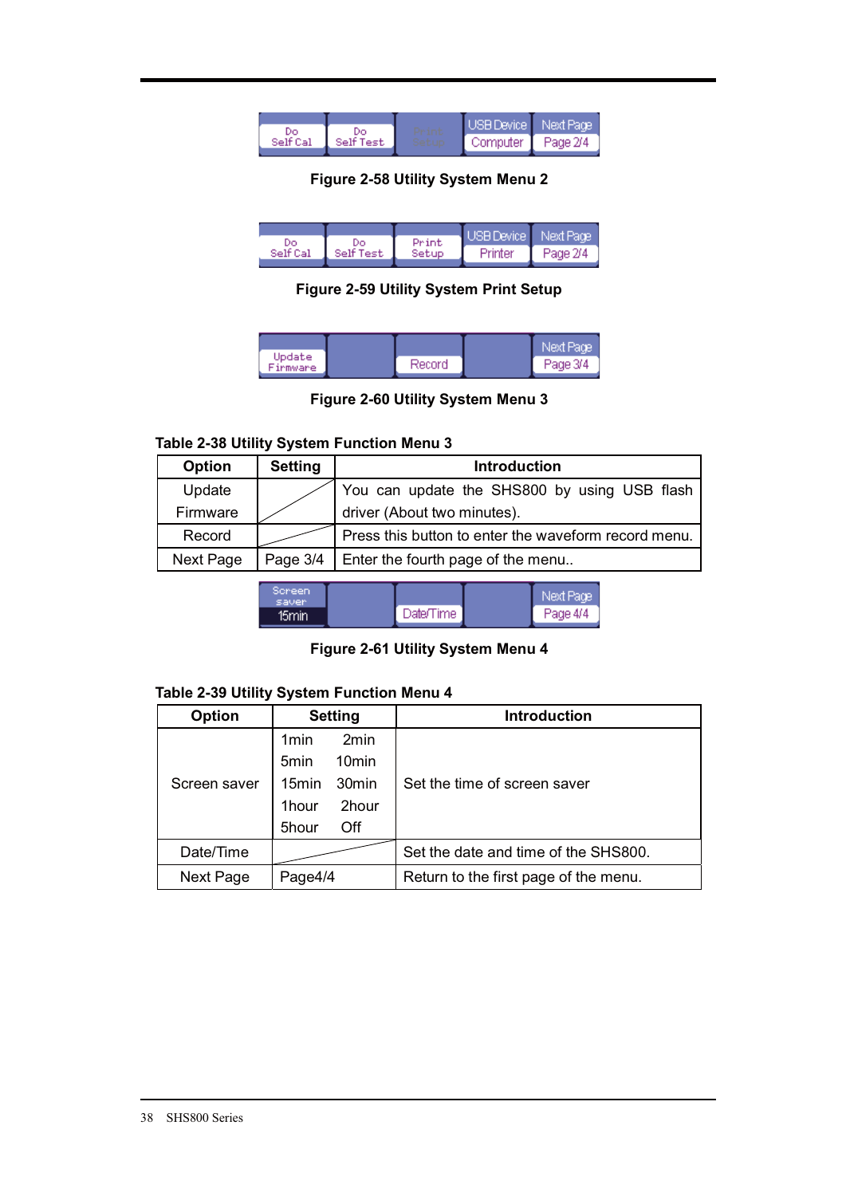Figure 2-58 Utility System Menu 2

Figure 2-59 Utility System Print Setup

Figure 2-60 Utility System Menu 3

**Table 2-38 Utility System Function Menu 3**

| Option | Setting | Introduction |
|---|---|---|
| Update Firmware | | You can update the SHS800 by using USB flash driver (About two minutes). |
| Record | | Press this button to enter the waveform record menu. |
| Next Page | Page 3/4 | Enter the fourth page of the menu.. |

Figure 2-61 Utility System Menu 4

**Table 2-39 Utility System Function Menu 4**

| Option | Setting | Introduction |
|---|---|---|
| Screen saver | 1min 2min<br>5min 10min<br>15min 30min<br>1hour 2hour<br>5hour Off | Set the time of screen saver |
| Date/Time | | Set the date and time of the SHS800. |
| Next Page | Page4/4 | Return to the first page of the menu. |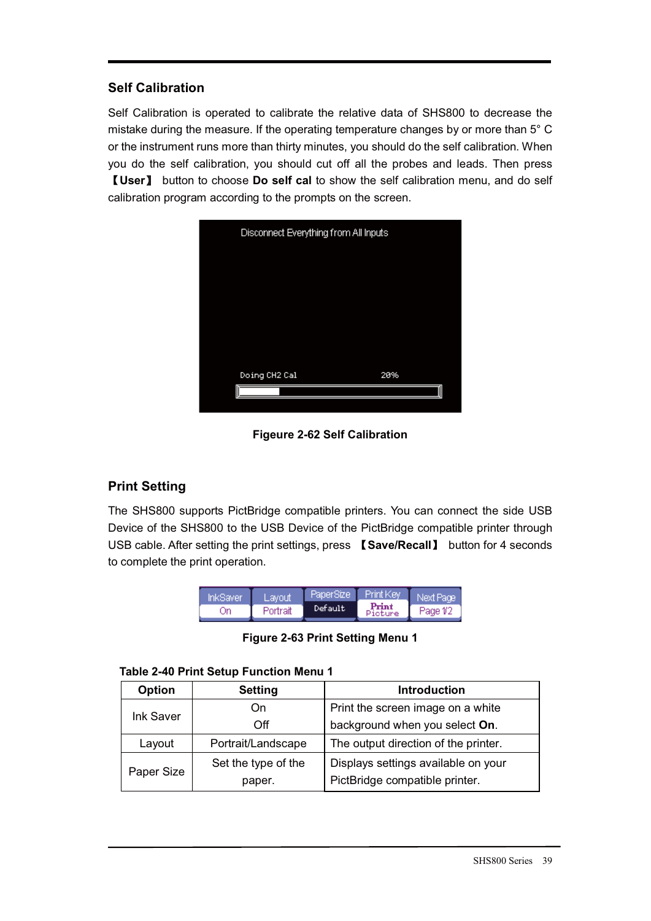## Self Calibration

Self Calibration is operated to calibrate the relative data of SHS800 to decrease the mistake during the measure. If the operating temperature changes by or more than 5° C or the instrument runs more than thirty minutes, you should do the self calibration. When you do the self calibration, you should cut off all the probes and leads. Then press **【User】** button to choose **Do self cal** to show the self calibration menu, and do self calibration program according to the prompts on the screen.

**Figeure 2-62 Self Calibration**

## Print Setting

The SHS800 supports PictBridge compatible printers. You can connect the side USB Device of the SHS800 to the USB Device of the PictBridge compatible printer through USB cable. After setting the print settings, press **【Save/Recall】** button for 4 seconds to complete the print operation.

**Figure 2-63 Print Setting Menu 1**

**Table 2-40 Print Setup Function Menu 1**

| Option | Setting | Introduction |
| --- | --- | --- |
| Ink Saver | On<br>Off | Print the screen image on a white background when you select **On**. |
| Layout | Portrait/Landscape | The output direction of the printer. |
| Paper Size | Set the type of the paper. | Displays settings available on your PictBridge compatible printer. |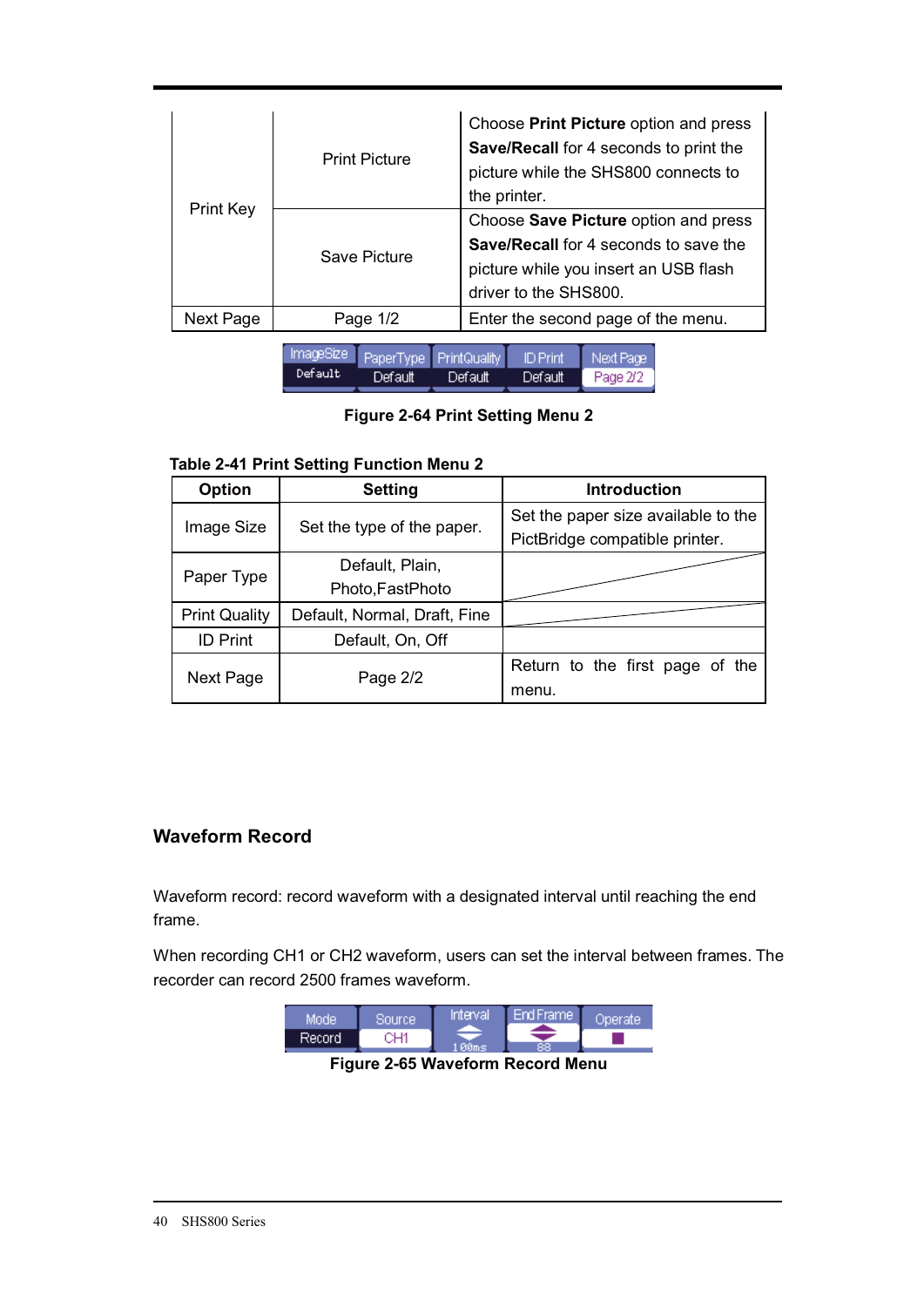| Print Key | Print Picture | Choose **Print Picture** option and press **Save/Recall** for 4 seconds to print the picture while the SHS800 connects to the printer. |
|---|---|---|
| | Save Picture | Choose **Save Picture** option and press **Save/Recall** for 4 seconds to save the picture while you insert an USB flash driver to the SHS800. |
| Next Page | Page 1/2 | Enter the second page of the menu. |

**Figure 2-64 Print Setting Menu 2**

**Table 2-41 Print Setting Function Menu 2**

| Option | Setting | Introduction |
|---|---|---|
| Image Size | Set the type of the paper. | Set the paper size available to the PictBridge compatible printer. |
| Paper Type | Default, Plain, Photo,FastPhoto | |
| Print Quality | Default, Normal, Draft, Fine | |
| ID Print | Default, On, Off | |
| Next Page | Page 2/2 | Return to the first page of the menu. |

## Waveform Record

Waveform record: record waveform with a designated interval until reaching the end frame.

When recording CH1 or CH2 waveform, users can set the interval between frames. The recorder can record 2500 frames waveform.

**Figure 2-65 Waveform Record Menu**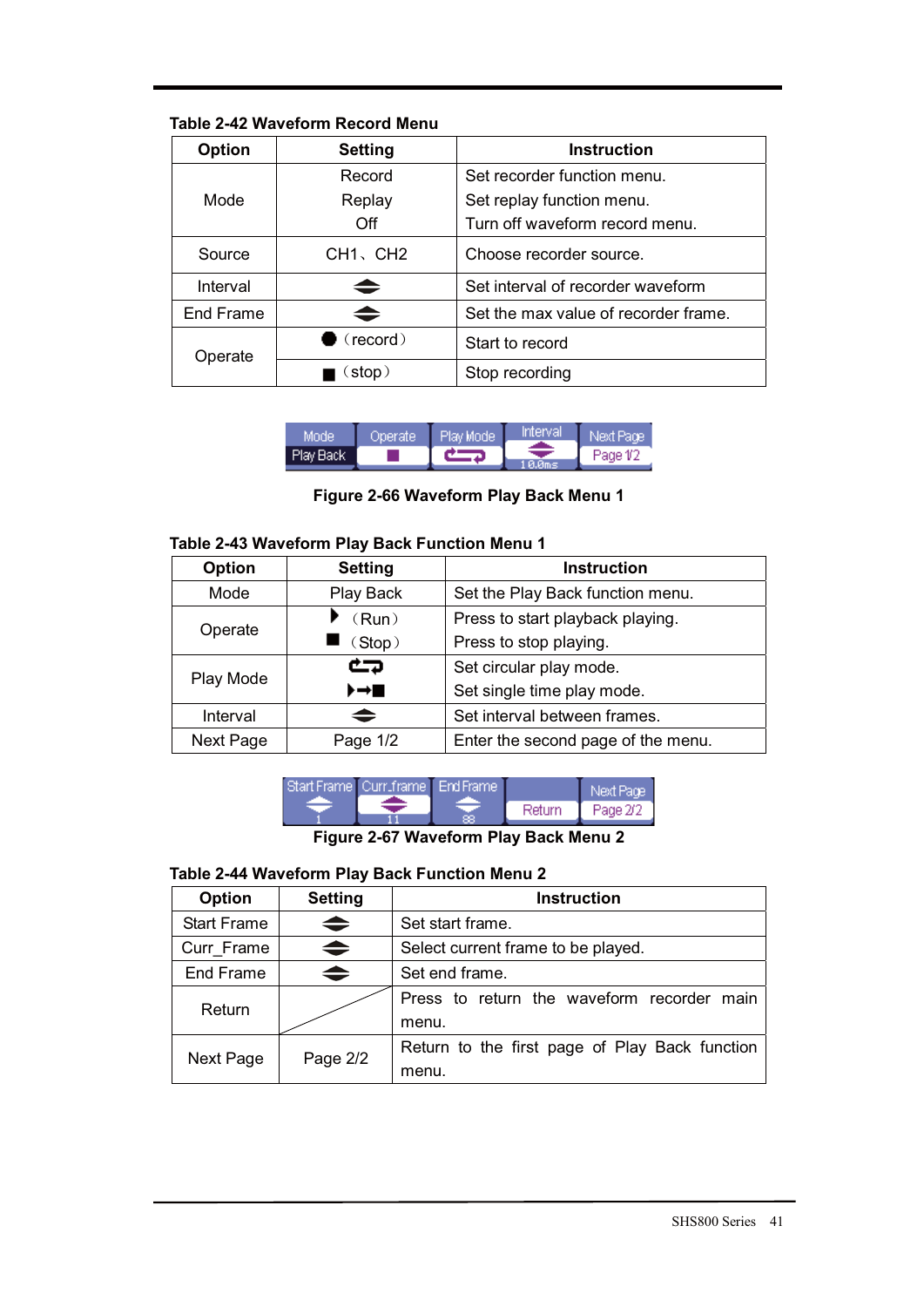**Table 2-42 Waveform Record Menu**

| Option | Setting | Instruction |
|---|---|---|
| Mode | Record<br>Replay<br>Off | Set recorder function menu.<br>Set replay function menu.<br>Turn off waveform record menu. |
| Source | CH1、CH2 | Choose recorder source. |
| Interval | ⬍ | Set interval of recorder waveform |
| End Frame | ⬍ | Set the max value of recorder frame. |
| Operate | ●（record） | Start to record |
| | ■（stop） | Stop recording |

**Figure 2-66 Waveform Play Back Menu 1**

**Table 2-43 Waveform Play Back Function Menu 1**

| Option | Setting | Instruction |
|---|---|---|
| Mode | Play Back | Set the Play Back function menu. |
| Operate | ▶（Run）<br>■（Stop） | Press to start playback playing.<br>Press to stop playing. |
| Play Mode | ⇄<br>▶→■ | Set circular play mode.<br>Set single time play mode. |
| Interval | ⬍ | Set interval between frames. |
| Next Page | Page 1/2 | Enter the second page of the menu. |

**Figure 2-67 Waveform Play Back Menu 2**

**Table 2-44 Waveform Play Back Function Menu 2**

| Option | Setting | Instruction |
|---|---|---|
| Start Frame | ⬍ | Set start frame. |
| Curr_Frame | ⬍ | Select current frame to be played. |
| End Frame | ⬍ | Set end frame. |
| Return | | Press to return the waveform recorder main menu. |
| Next Page | Page 2/2 | Return to the first page of Play Back function menu. |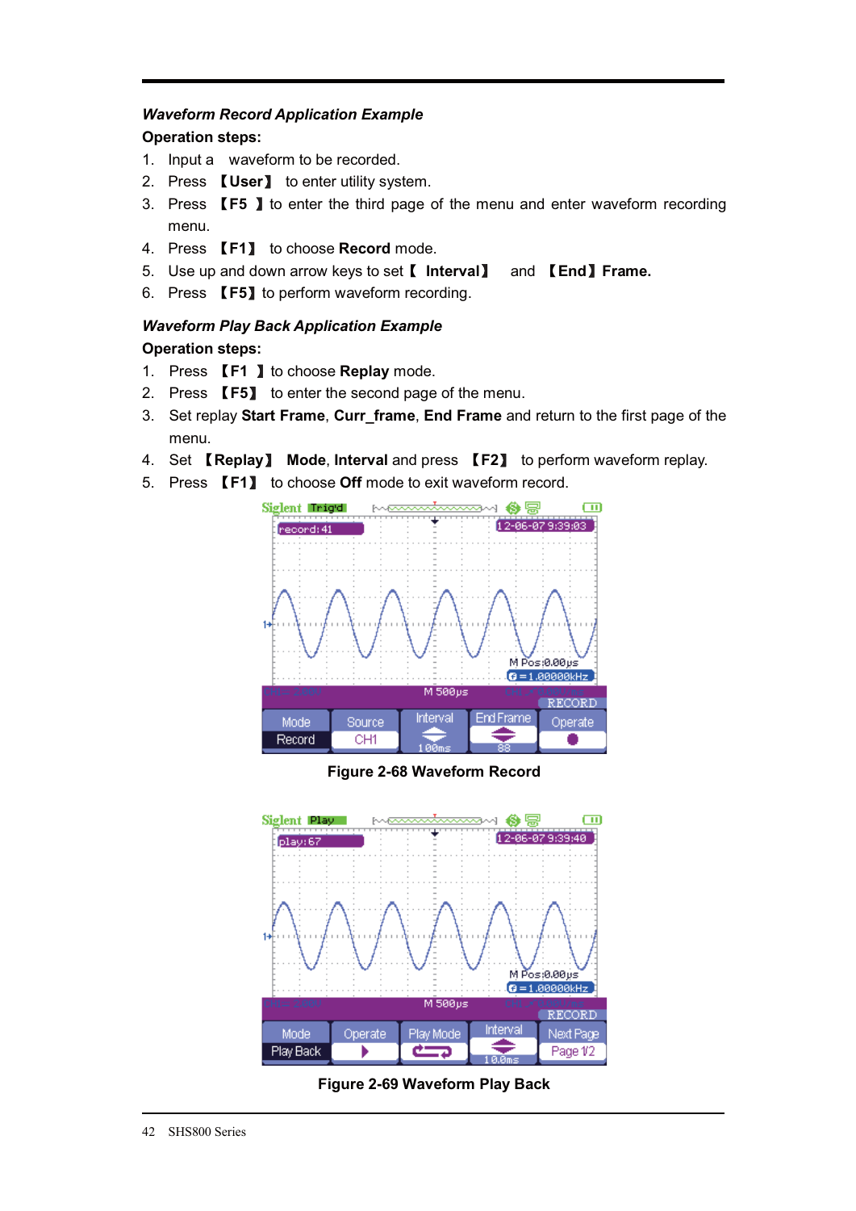***Waveform Record Application Example***

**Operation steps:**

1. Input a waveform to be recorded.
2. Press 【User】 to enter utility system.
3. Press 【F5 】to enter the third page of the menu and enter waveform recording menu.
4. Press 【F1】 to choose **Record** mode.
5. Use up and down arrow keys to set【 **Interval**】 and 【**End**】**Frame.**
6. Press 【F5】to perform waveform recording.

***Waveform Play Back Application Example***

**Operation steps:**

1. Press 【F1 】to choose **Replay** mode.
2. Press 【F5】 to enter the second page of the menu.
3. Set replay **Start Frame**, **Curr_frame**, **End Frame** and return to the first page of the menu.
4. Set 【**Replay**】 **Mode**, **Interval** and press 【F2】 to perform waveform replay.
5. Press 【F1】 to choose **Off** mode to exit waveform record.

**Figure 2-68 Waveform Record**

**Figure 2-69 Waveform Play Back**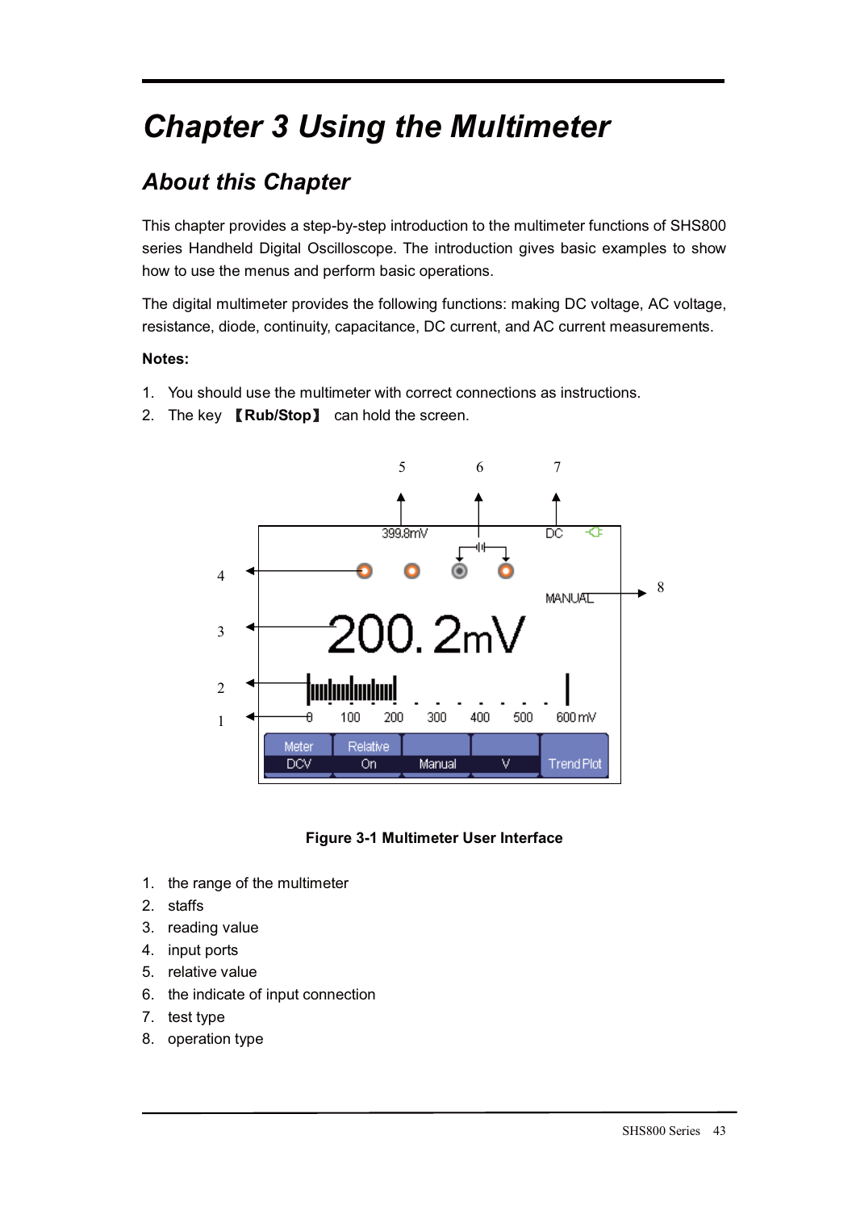# Chapter 3 Using the Multimeter

## About this Chapter

This chapter provides a step-by-step introduction to the multimeter functions of SHS800 series Handheld Digital Oscilloscope. The introduction gives basic examples to show how to use the menus and perform basic operations.

The digital multimeter provides the following functions: making DC voltage, AC voltage, resistance, diode, continuity, capacitance, DC current, and AC current measurements.

**Notes:**

1. You should use the multimeter with correct connections as instructions.
2. The key **【Rub/Stop】** can hold the screen.

**Figure 3-1 Multimeter User Interface**

1. the range of the multimeter
2. staffs
3. reading value
4. input ports
5. relative value
6. the indicate of input connection
7. test type
8. operation type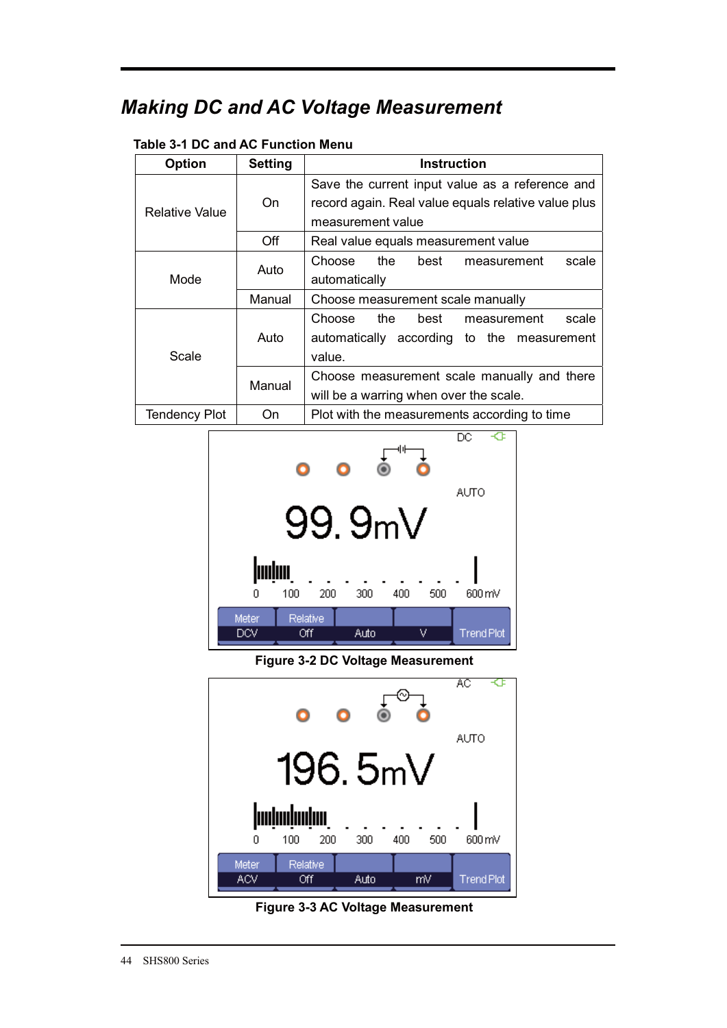# Making DC and AC Voltage Measurement

**Table 3-1 DC and AC Function Menu**

| Option | Setting | Instruction |
|---|---|---|
| Relative Value | On | Save the current input value as a reference and record again. Real value equals relative value plus measurement value |
| | Off | Real value equals measurement value |
| Mode | Auto | Choose the best measurement scale automatically |
| | Manual | Choose measurement scale manually |
| Scale | Auto | Choose the best measurement scale automatically according to the measurement value. |
| | Manual | Choose measurement scale manually and there will be a warring when over the scale. |
| Tendency Plot | On | Plot with the measurements according to time |

Figure 3-2 DC Voltage Measurement

Figure 3-3 AC Voltage Measurement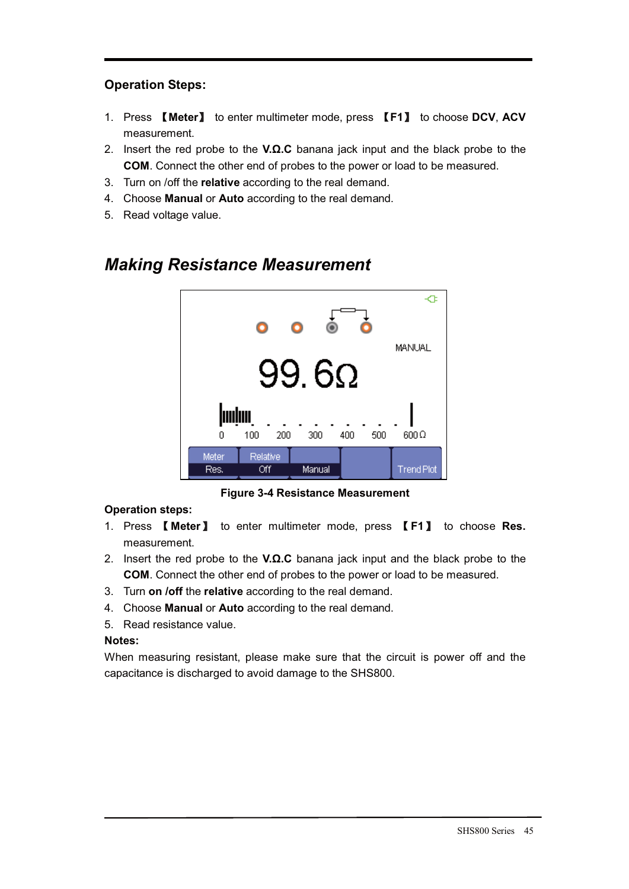**Operation Steps:**

1. Press 【Meter】 to enter multimeter mode, press 【F1】 to choose **DCV**, **ACV** measurement.
2. Insert the red probe to the **V.Ω.C** banana jack input and the black probe to the **COM**. Connect the other end of probes to the power or load to be measured.
3. Turn on /off the **relative** according to the real demand.
4. Choose **Manual** or **Auto** according to the real demand.
5. Read voltage value.

## *Making Resistance Measurement*

**Figure 3-4 Resistance Measurement**

**Operation steps:**

1. Press 【Meter】 to enter multimeter mode, press 【F1】 to choose **Res.** measurement.
2. Insert the red probe to the **V.Ω.C** banana jack input and the black probe to the **COM**. Connect the other end of probes to the power or load to be measured.
3. Turn **on /off** the **relative** according to the real demand.
4. Choose **Manual** or **Auto** according to the real demand.
5. Read resistance value.

**Notes:**

When measuring resistant, please make sure that the circuit is power off and the capacitance is discharged to avoid damage to the SHS800.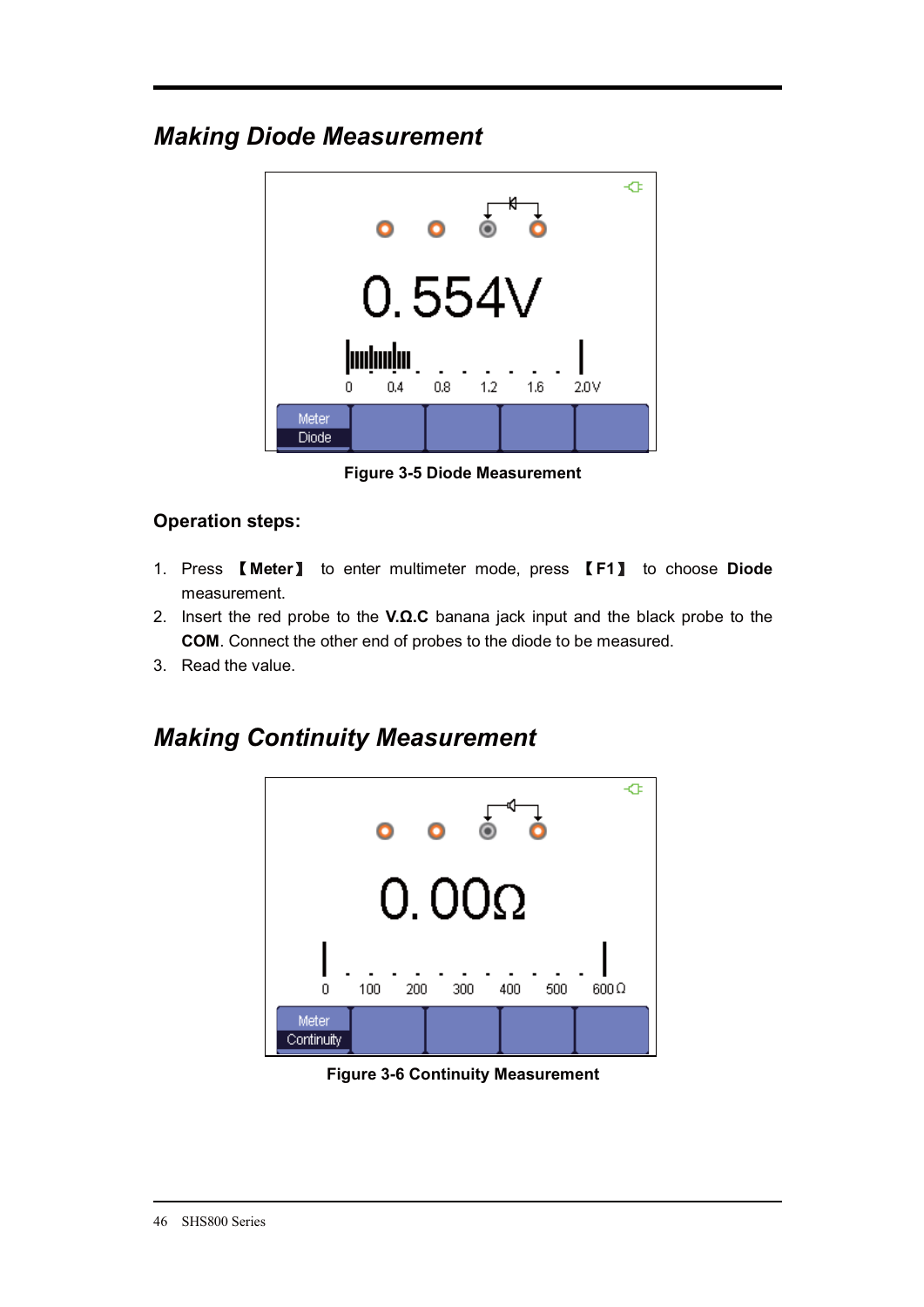## *Making Diode Measurement*

**Figure 3-5 Diode Measurement**

### Operation steps:

1. Press 【**Meter**】 to enter multimeter mode, press 【**F1**】 to choose **Diode** measurement.
2. Insert the red probe to the **V.Ω.C** banana jack input and the black probe to the **COM**. Connect the other end of probes to the diode to be measured.
3. Read the value.

## *Making Continuity Measurement*

**Figure 3-6 Continuity Measurement**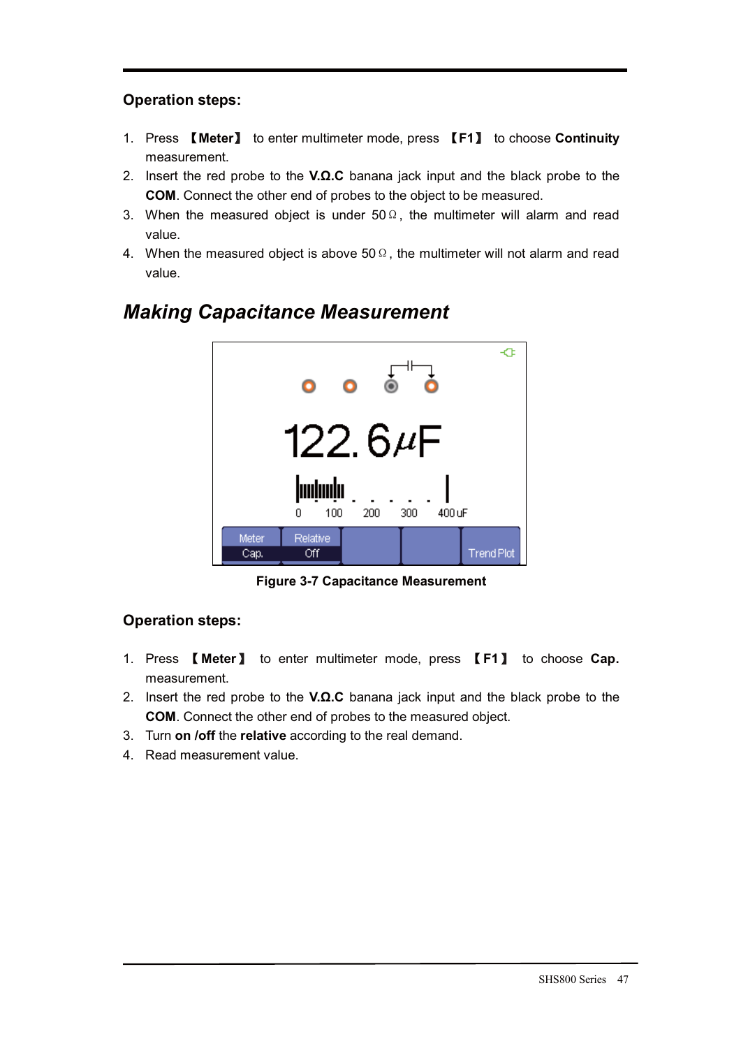**Operation steps:**

1. Press 【Meter】 to enter multimeter mode, press 【F1】 to choose **Continuity** measurement.
2. Insert the red probe to the **V.Ω.C** banana jack input and the black probe to the **COM**. Connect the other end of probes to the object to be measured.
3. When the measured object is under 50Ω, the multimeter will alarm and read value.
4. When the measured object is above 50Ω, the multimeter will not alarm and read value.

## *Making Capacitance Measurement*

**Figure 3-7 Capacitance Measurement**

**Operation steps:**

1. Press 【Meter】 to enter multimeter mode, press 【F1】 to choose **Cap.** measurement.
2. Insert the red probe to the **V.Ω.C** banana jack input and the black probe to the **COM**. Connect the other end of probes to the measured object.
3. Turn **on /off** the **relative** according to the real demand.
4. Read measurement value.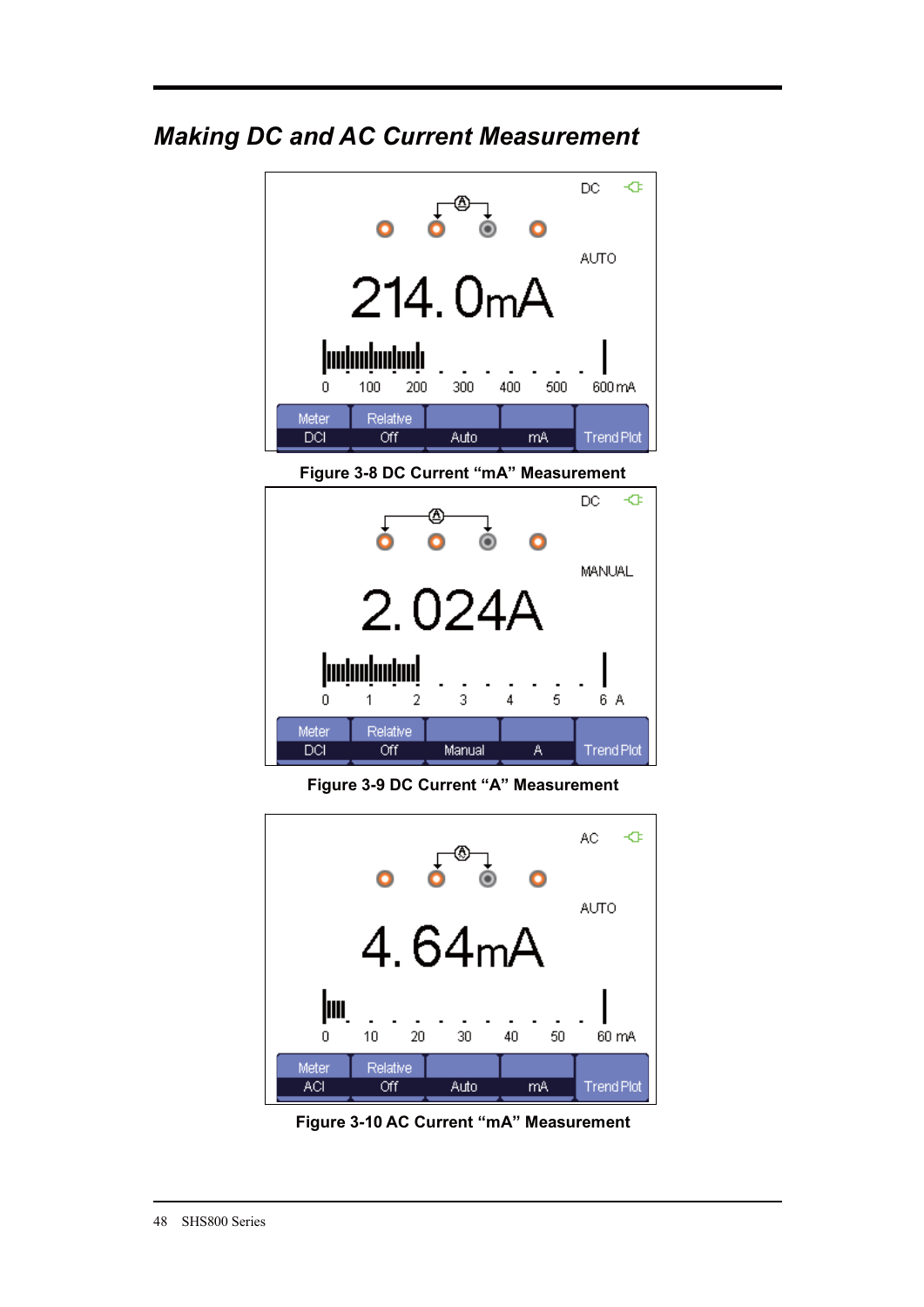## *Making DC and AC Current Measurement*

**Figure 3-8 DC Current "mA" Measurement**

**Figure 3-9 DC Current "A" Measurement**

**Figure 3-10 AC Current "mA" Measurement**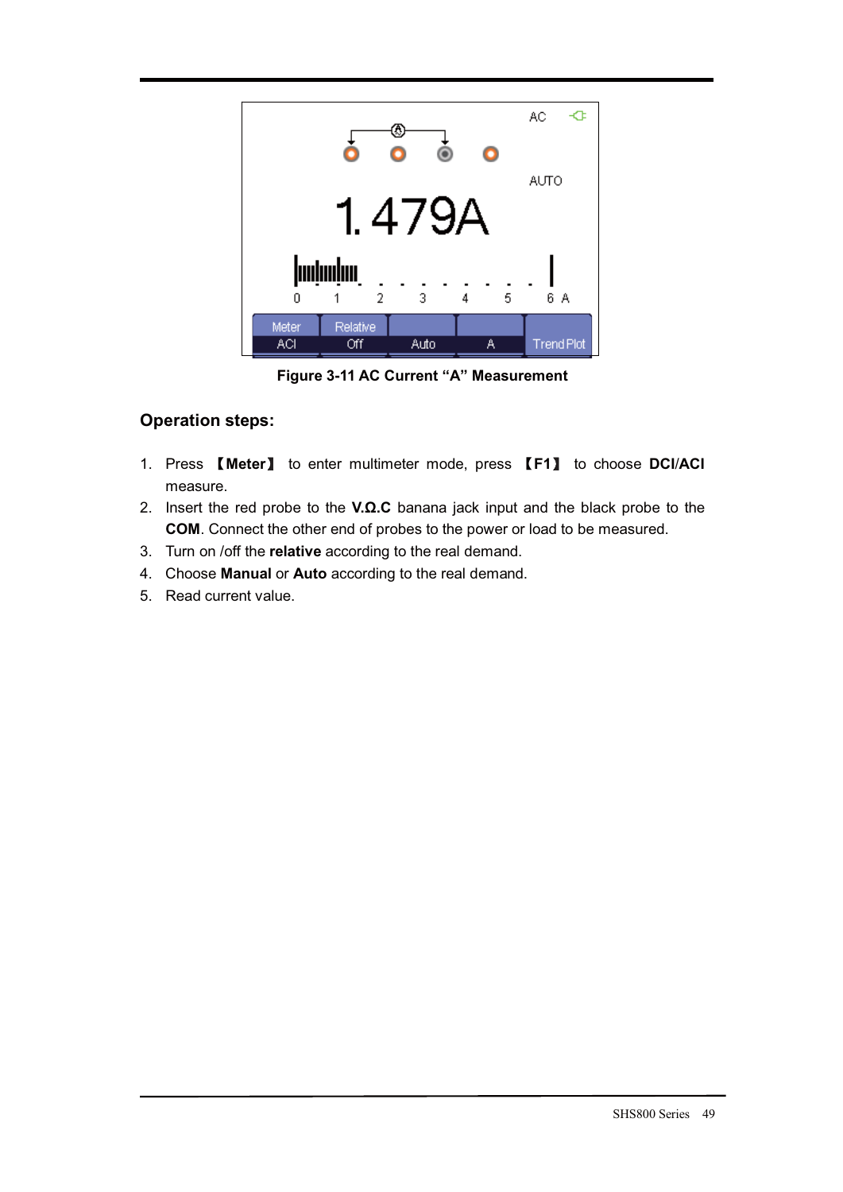Figure 3-11 AC Current “A” Measurement

### Operation steps:

1. Press 【Meter】 to enter multimeter mode, press 【F1】 to choose **DCI/ACI** measure.
2. Insert the red probe to the **V.Ω.C** banana jack input and the black probe to the **COM**. Connect the other end of probes to the power or load to be measured.
3. Turn on /off the **relative** according to the real demand.
4. Choose **Manual** or **Auto** according to the real demand.
5. Read current value.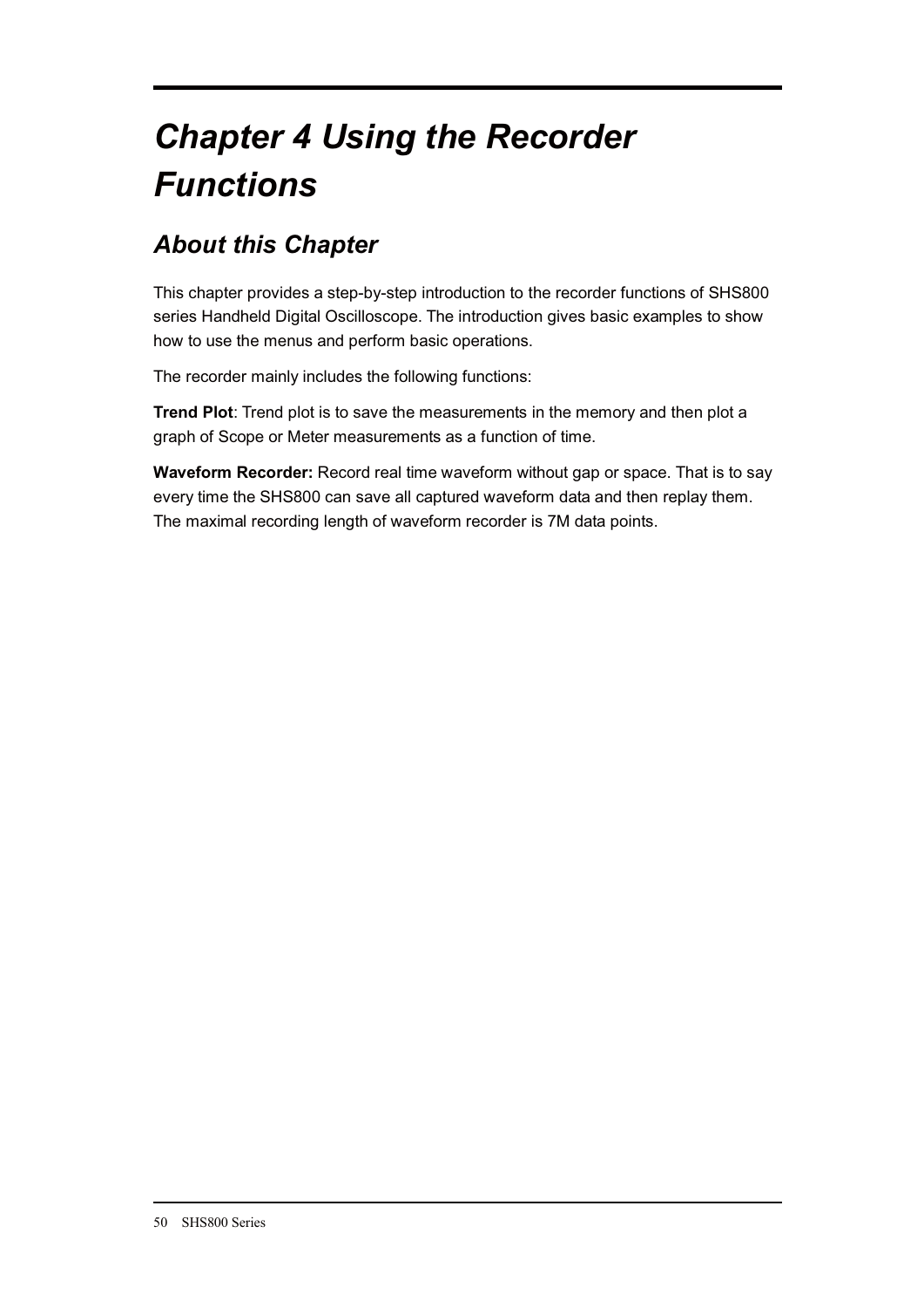# *Chapter 4 Using the Recorder Functions*

## *About this Chapter*

This chapter provides a step-by-step introduction to the recorder functions of SHS800 series Handheld Digital Oscilloscope. The introduction gives basic examples to show how to use the menus and perform basic operations.

The recorder mainly includes the following functions:

**Trend Plot**: Trend plot is to save the measurements in the memory and then plot a graph of Scope or Meter measurements as a function of time.

**Waveform Recorder:** Record real time waveform without gap or space. That is to say every time the SHS800 can save all captured waveform data and then replay them. The maximal recording length of waveform recorder is 7M data points.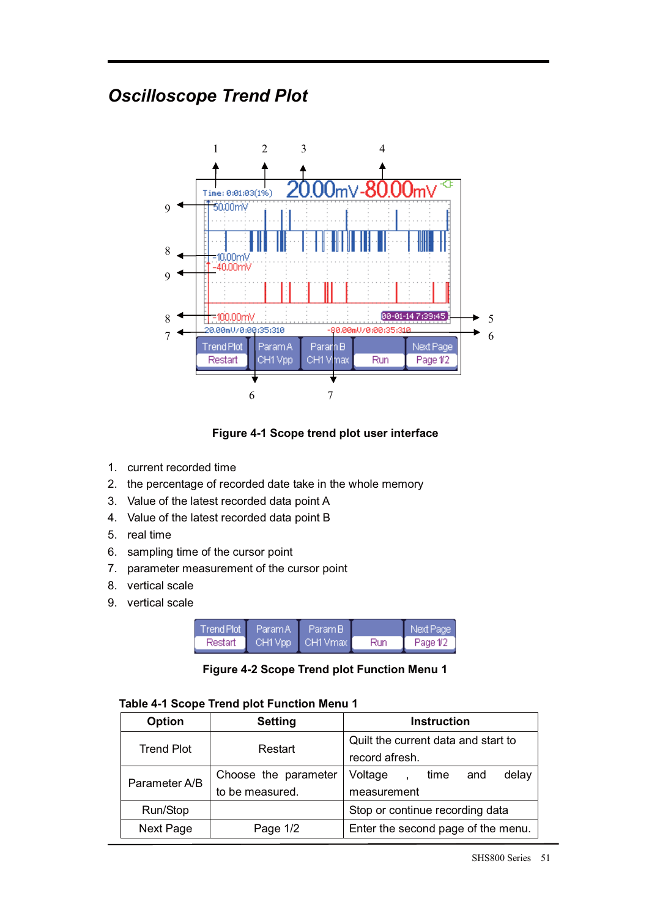# Oscilloscope Trend Plot

Figure 4-1 Scope trend plot user interface

1. current recorded time
2. the percentage of recorded date take in the whole memory
3. Value of the latest recorded data point A
4. Value of the latest recorded data point B
5. real time
6. sampling time of the cursor point
7. parameter measurement of the cursor point
8. vertical scale
9. vertical scale

Figure 4-2 Scope Trend plot Function Menu 1

**Table 4-1 Scope Trend plot Function Menu 1**

| Option | Setting | Instruction |
|---|---|---|
| Trend Plot | Restart | Quilt the current data and start to record afresh. |
| Parameter A/B | Choose the parameter to be measured. | Voltage , time and delay measurement |
| Run/Stop | | Stop or continue recording data |
| Next Page | Page 1/2 | Enter the second page of the menu. |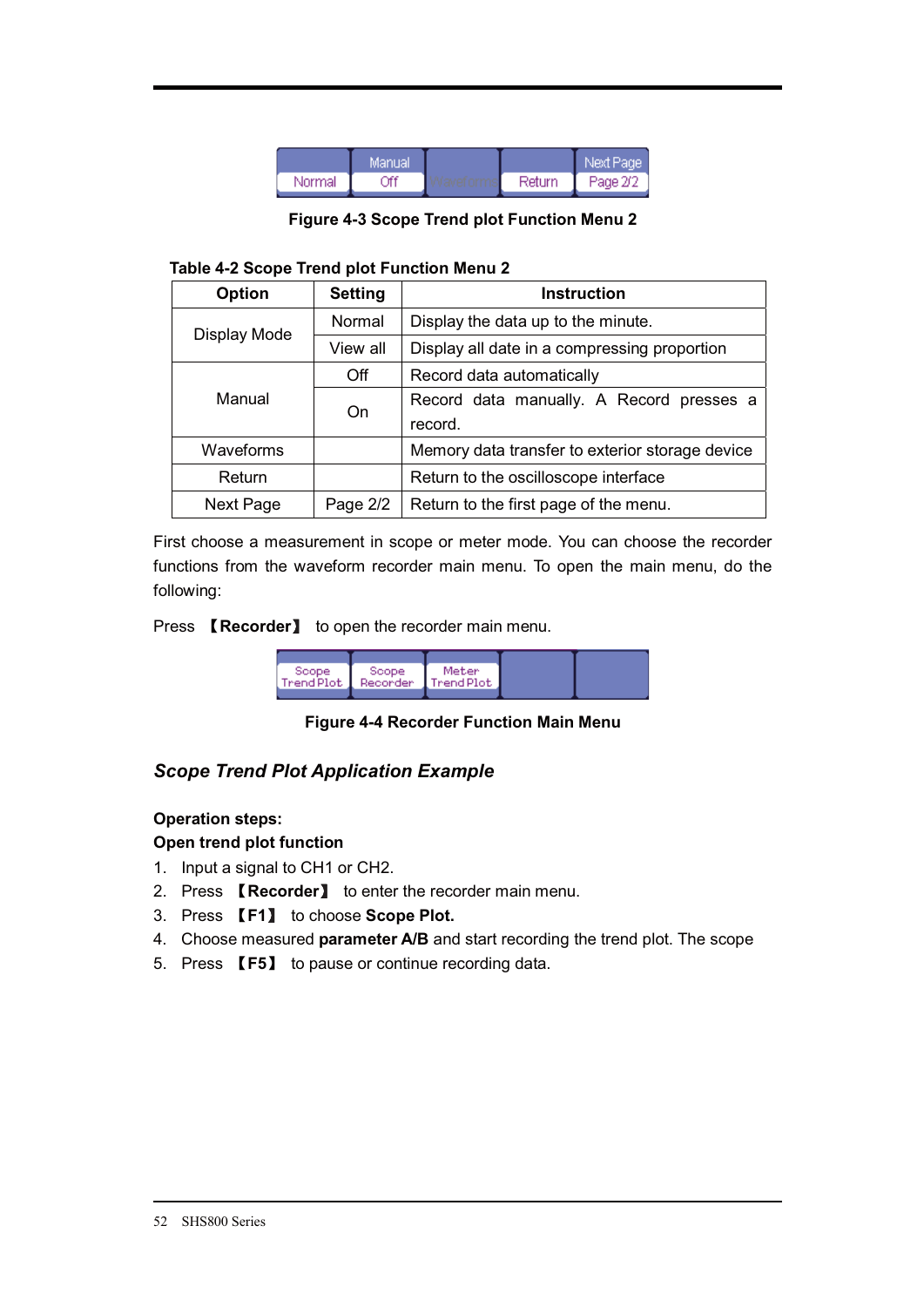Figure 4-3 Scope Trend plot Function Menu 2

Table 4-2 Scope Trend plot Function Menu 2

| Option | Setting | Instruction |
|---|---|---|
| Display Mode | Normal | Display the data up to the minute. |
| | View all | Display all date in a compressing proportion |
| Manual | Off | Record data automatically |
| | On | Record data manually. A Record presses a record. |
| Waveforms | | Memory data transfer to exterior storage device |
| Return | | Return to the oscilloscope interface |
| Next Page | Page 2/2 | Return to the first page of the menu. |

First choose a measurement in scope or meter mode. You can choose the recorder functions from the waveform recorder main menu. To open the main menu, do the following:

Press 【Recorder】 to open the recorder main menu.

Figure 4-4 Recorder Function Main Menu

### *Scope Trend Plot Application Example*

**Operation steps:**

**Open trend plot function**

1. Input a signal to CH1 or CH2.
2. Press 【**Recorder**】 to enter the recorder main menu.
3. Press 【**F1**】 to choose **Scope Plot.**
4. Choose measured **parameter A/B** and start recording the trend plot. The scope
5. Press 【**F5**】 to pause or continue recording data.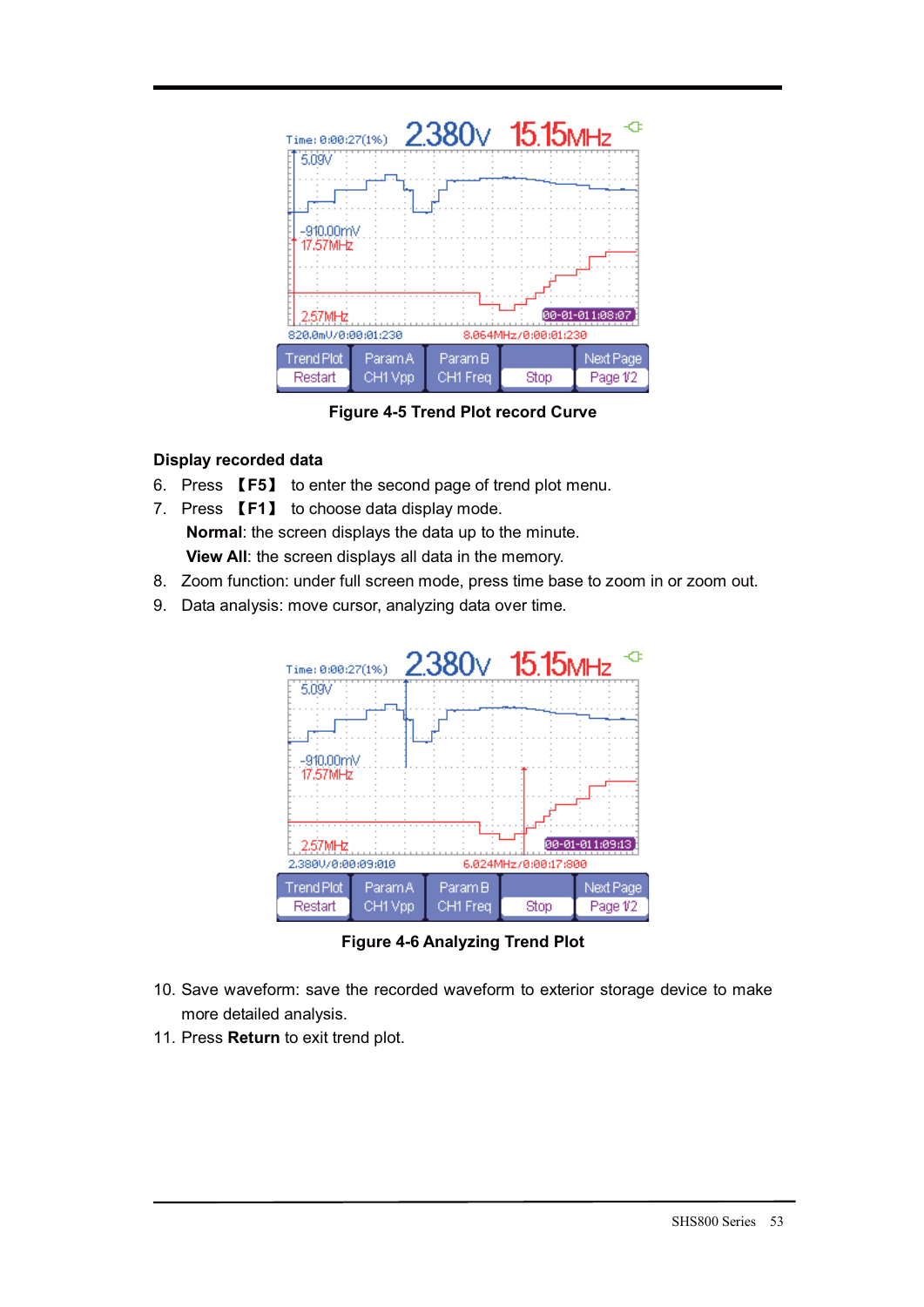**Figure 4-5 Trend Plot record Curve**

**Display recorded data**

6. Press 【F5】 to enter the second page of trend plot menu.
7. Press 【F1】 to choose data display mode.
   **Normal**: the screen displays the data up to the minute.
   **View All**: the screen displays all data in the memory.
8. Zoom function: under full screen mode, press time base to zoom in or zoom out.
9. Data analysis: move cursor, analyzing data over time.

**Figure 4-6 Analyzing Trend Plot**

10. Save waveform: save the recorded waveform to exterior storage device to make more detailed analysis.
11. Press **Return** to exit trend plot.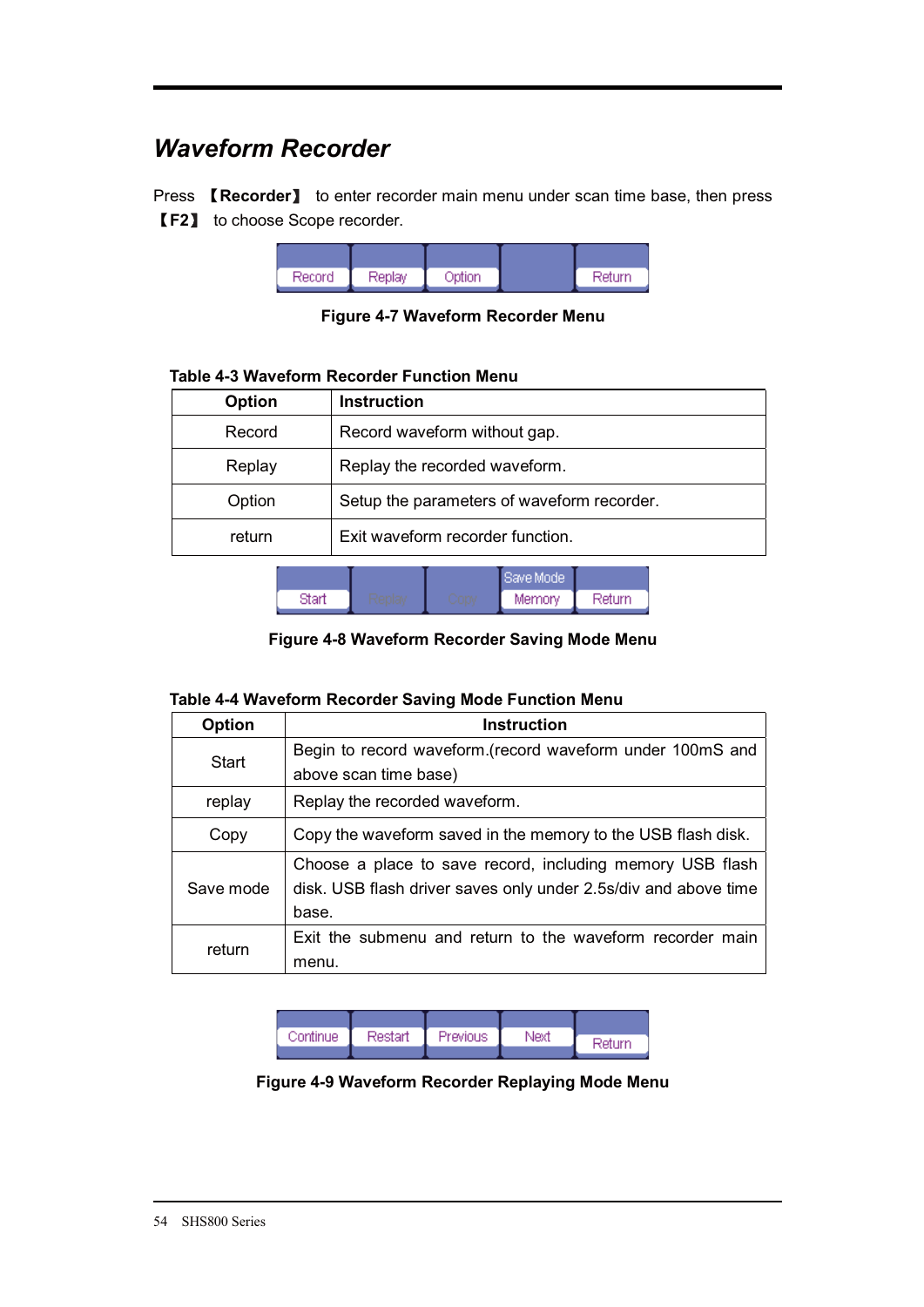## *Waveform Recorder*

Press 【Recorder】 to enter recorder main menu under scan time base, then press 【F2】 to choose Scope recorder.

| Record | Replay | Option | | Return |
|---|---|---|---|---|

**Figure 4-7 Waveform Recorder Menu**

**Table 4-3 Waveform Recorder Function Menu**

| Option | Instruction |
|---|---|
| Record | Record waveform without gap. |
| Replay | Replay the recorded waveform. |
| Option | Setup the parameters of waveform recorder. |
| return | Exit waveform recorder function. |

| Start | Replay | Copy | Save Mode Memory | Return |
|---|---|---|---|---|

**Figure 4-8 Waveform Recorder Saving Mode Menu**

**Table 4-4 Waveform Recorder Saving Mode Function Menu**

| Option | Instruction |
|---|---|
| Start | Begin to record waveform.(record waveform under 100mS and above scan time base) |
| replay | Replay the recorded waveform. |
| Copy | Copy the waveform saved in the memory to the USB flash disk. |
| Save mode | Choose a place to save record, including memory USB flash disk. USB flash driver saves only under 2.5s/div and above time base. |
| return | Exit the submenu and return to the waveform recorder main menu. |

| Continue | Restart | Previous | Next | Return |
|---|---|---|---|---|

**Figure 4-9 Waveform Recorder Replaying Mode Menu**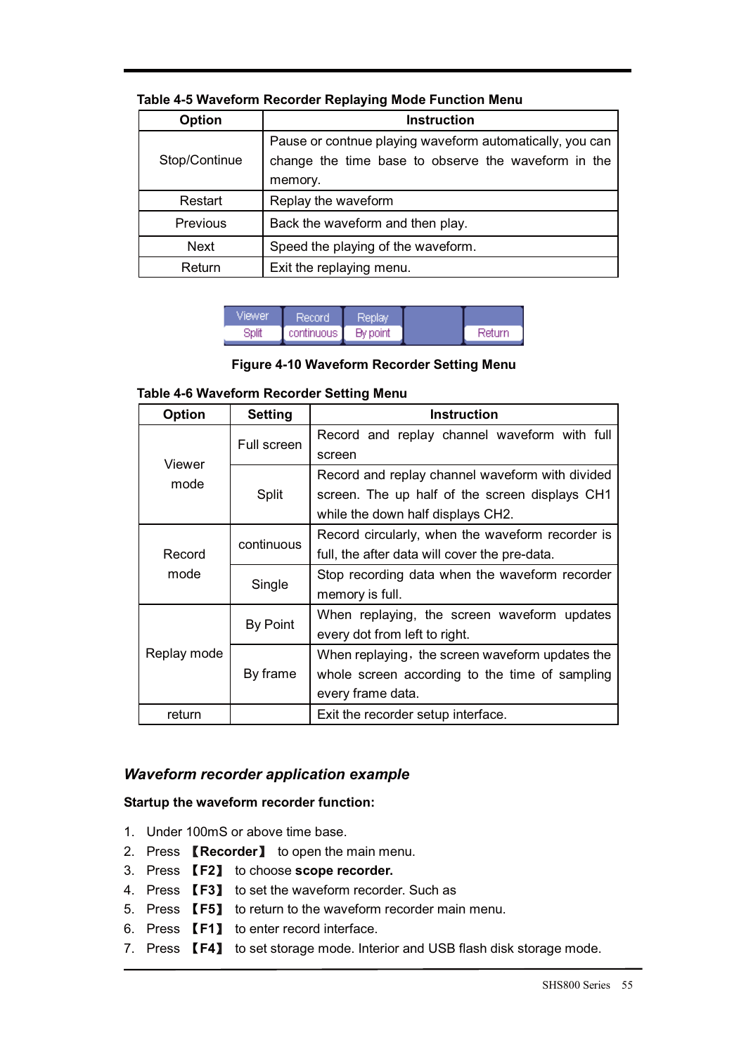**Table 4-5 Waveform Recorder Replaying Mode Function Menu**

| Option | Instruction |
|---|---|
| Stop/Continue | Pause or contnue playing waveform automatically, you can change the time base to observe the waveform in the memory. |
| Restart | Replay the waveform |
| Previous | Back the waveform and then play. |
| Next | Speed the playing of the waveform. |
| Return | Exit the replaying menu. |

| Viewer | Record | Replay | | Return |
|---|---|---|---|---|
| Split | continuous | By point | | |

**Figure 4-10 Waveform Recorder Setting Menu**

**Table 4-6 Waveform Recorder Setting Menu**

| Option | Setting | Instruction |
|---|---|---|
| Viewer mode | Full screen | Record and replay channel waveform with full screen |
| | Split | Record and replay channel waveform with divided screen. The up half of the screen displays CH1 while the down half displays CH2. |
| Record mode | continuous | Record circularly, when the waveform recorder is full, the after data will cover the pre-data. |
| | Single | Stop recording data when the waveform recorder memory is full. |
| Replay mode | By Point | When replaying, the screen waveform updates every dot from left to right. |
| | By frame | When replaying，the screen waveform updates the whole screen according to the time of sampling every frame data. |
| return | | Exit the recorder setup interface. |

### *Waveform recorder application example*

**Startup the waveform recorder function:**

1. Under 100mS or above time base.
2. Press 【**Recorder**】 to open the main menu.
3. Press 【**F2**】 to choose **scope recorder.**
4. Press 【**F3**】 to set the waveform recorder. Such as
5. Press 【**F5**】 to return to the waveform recorder main menu.
6. Press 【**F1**】 to enter record interface.
7. Press 【**F4**】 to set storage mode. Interior and USB flash disk storage mode.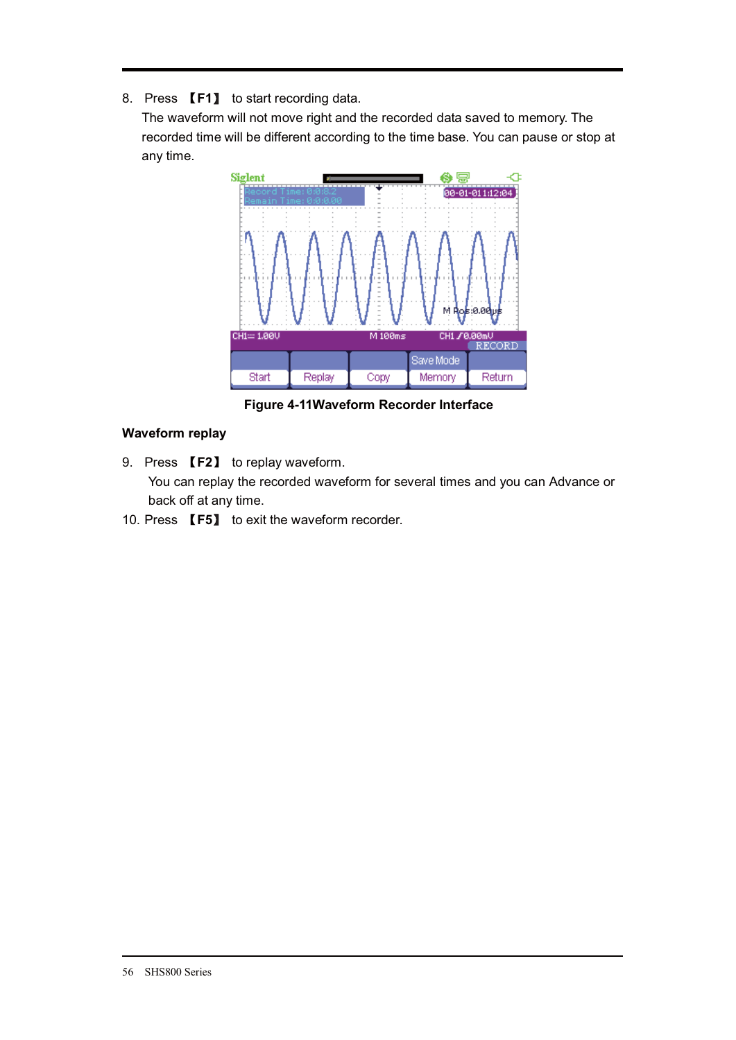8. Press 【F1】 to start recording data.
   The waveform will not move right and the recorded data saved to memory. The recorded time will be different according to the time base. You can pause or stop at any time.

**Figure 4-11Waveform Recorder Interface**

**Waveform replay**

9. Press 【F2】 to replay waveform.
   You can replay the recorded waveform for several times and you can Advance or back off at any time.
10. Press 【F5】 to exit the waveform recorder.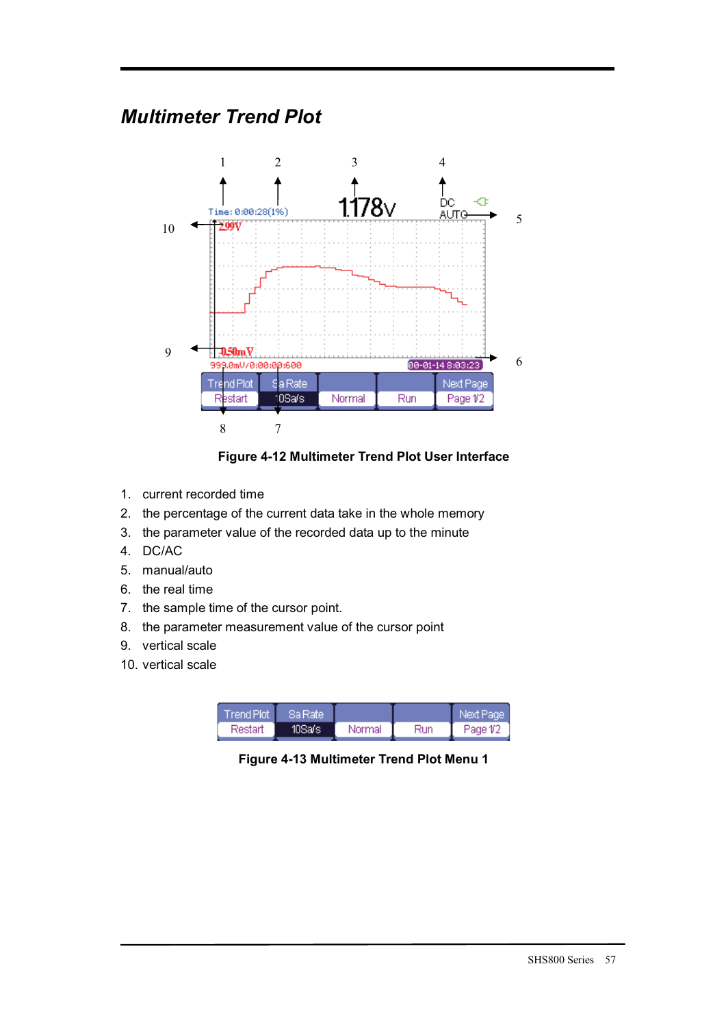# Multimeter Trend Plot

Figure 4-12 Multimeter Trend Plot User Interface

1. current recorded time
2. the percentage of the current data take in the whole memory
3. the parameter value of the recorded data up to the minute
4. DC/AC
5. manual/auto
6. the real time
7. the sample time of the cursor point.
8. the parameter measurement value of the cursor point
9. vertical scale
10. vertical scale

| Trend Plot | Sa Rate | | | Next Page |
|---|---|---|---|---|
| Restart | 10Sa/s | Normal | Run | Page 1/2 |

Figure 4-13 Multimeter Trend Plot Menu 1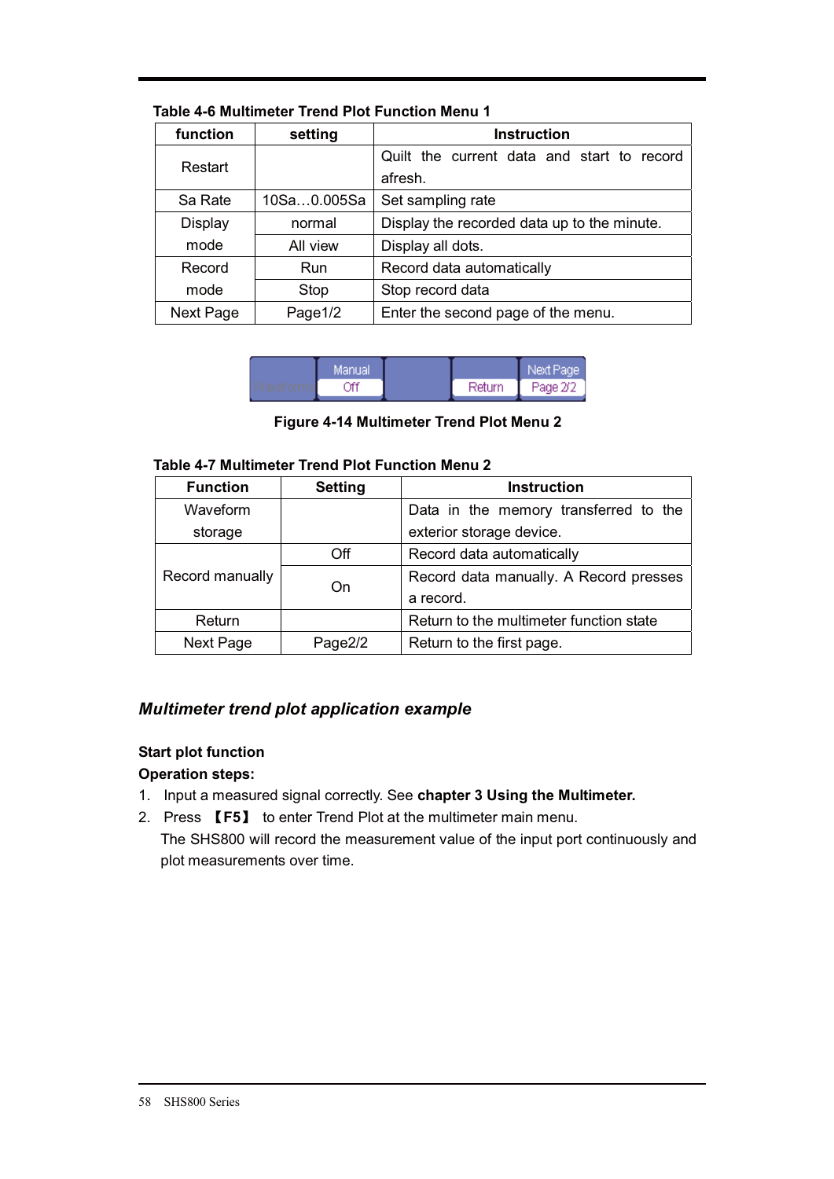Table 4-6 Multimeter Trend Plot Function Menu 1

| function | setting | Instruction |
|---|---|---|
| Restart | | Quilt the current data and start to record afresh. |
| Sa Rate | 10Sa…0.005Sa | Set sampling rate |
| Display mode | normal | Display the recorded data up to the minute. |
| | All view | Display all dots. |
| Record mode | Run | Record data automatically |
| | Stop | Stop record data |
| Next Page | Page1/2 | Enter the second page of the menu. |

**Figure 4-14 Multimeter Trend Plot Menu 2**

Table 4-7 Multimeter Trend Plot Function Menu 2

| Function | Setting | Instruction |
|---|---|---|
| Waveform storage | | Data in the memory transferred to the exterior storage device. |
| Record manually | Off | Record data automatically |
| | On | Record data manually. A Record presses a record. |
| Return | | Return to the multimeter function state |
| Next Page | Page2/2 | Return to the first page. |

### *Multimeter trend plot application example*

**Start plot function**

**Operation steps:**

1. Input a measured signal correctly. See **chapter 3 Using the Multimeter.**
2. Press 【F5】 to enter Trend Plot at the multimeter main menu.
   The SHS800 will record the measurement value of the input port continuously and plot measurements over time.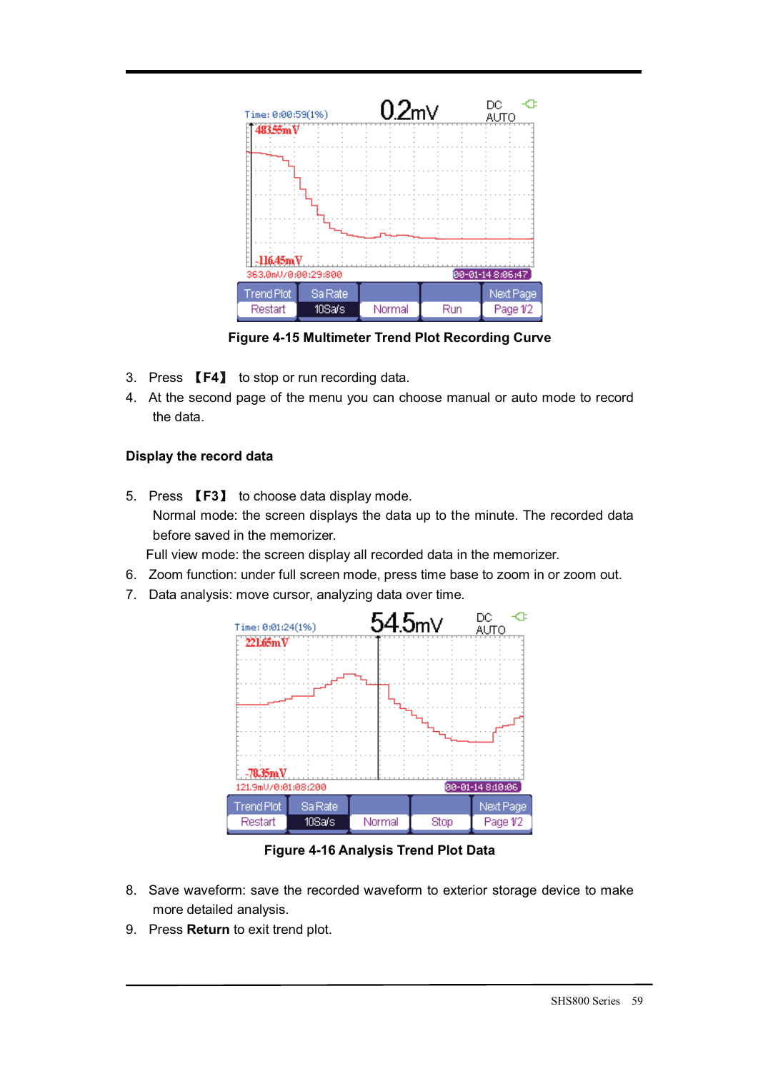**Figure 4-15 Multimeter Trend Plot Recording Curve**

3. Press 【F4】 to stop or run recording data.
4. At the second page of the menu you can choose manual or auto mode to record the data.

**Display the record data**

5. Press 【F3】 to choose data display mode.
   Normal mode: the screen displays the data up to the minute. The recorded data before saved in the memorizer.
   Full view mode: the screen display all recorded data in the memorizer.
6. Zoom function: under full screen mode, press time base to zoom in or zoom out.
7. Data analysis: move cursor, analyzing data over time.

**Figure 4-16 Analysis Trend Plot Data**

8. Save waveform: save the recorded waveform to exterior storage device to make more detailed analysis.
9. Press **Return** to exit trend plot.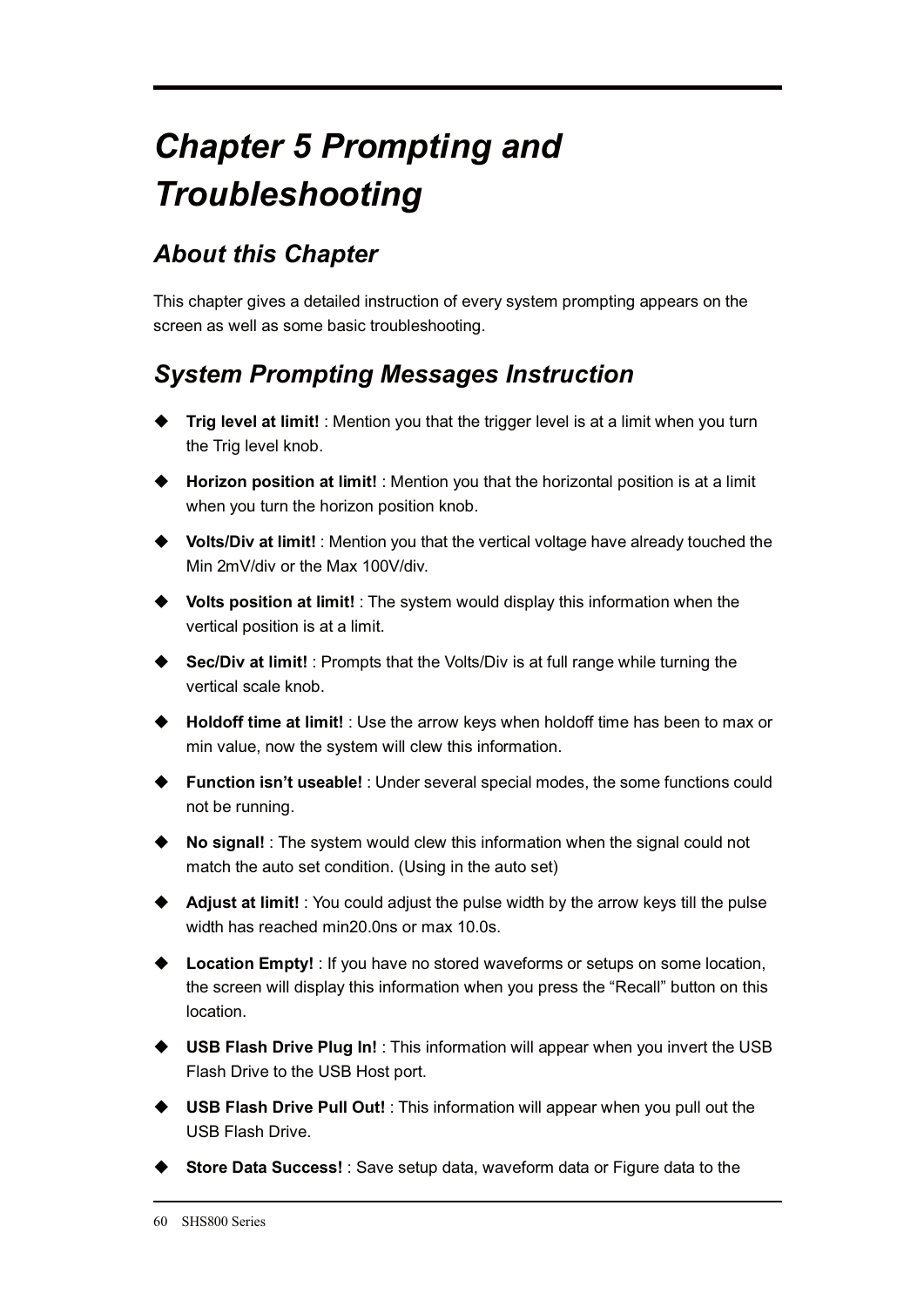# Chapter 5 Prompting and Troubleshooting

## About this Chapter

This chapter gives a detailed instruction of every system prompting appears on the screen as well as some basic troubleshooting.

## System Prompting Messages Instruction

- **Trig level at limit!** : Mention you that the trigger level is at a limit when you turn the Trig level knob.
- **Horizon position at limit!** : Mention you that the horizontal position is at a limit when you turn the horizon position knob.
- **Volts/Div at limit!** : Mention you that the vertical voltage have already touched the Min 2mV/div or the Max 100V/div.
- **Volts position at limit!** : The system would display this information when the vertical position is at a limit.
- **Sec/Div at limit!** : Prompts that the Volts/Div is at full range while turning the vertical scale knob.
- **Holdoff time at limit!** : Use the arrow keys when holdoff time has been to max or min value, now the system will clew this information.
- **Function isn't useable!** : Under several special modes, the some functions could not be running.
- **No signal!** : The system would clew this information when the signal could not match the auto set condition. (Using in the auto set)
- **Adjust at limit!** : You could adjust the pulse width by the arrow keys till the pulse width has reached min20.0ns or max 10.0s.
- **Location Empty!** : If you have no stored waveforms or setups on some location, the screen will display this information when you press the "Recall" button on this location.
- **USB Flash Drive Plug In!** : This information will appear when you invert the USB Flash Drive to the USB Host port.
- **USB Flash Drive Pull Out!** : This information will appear when you pull out the USB Flash Drive.
- **Store Data Success!** : Save setup data, waveform data or Figure data to the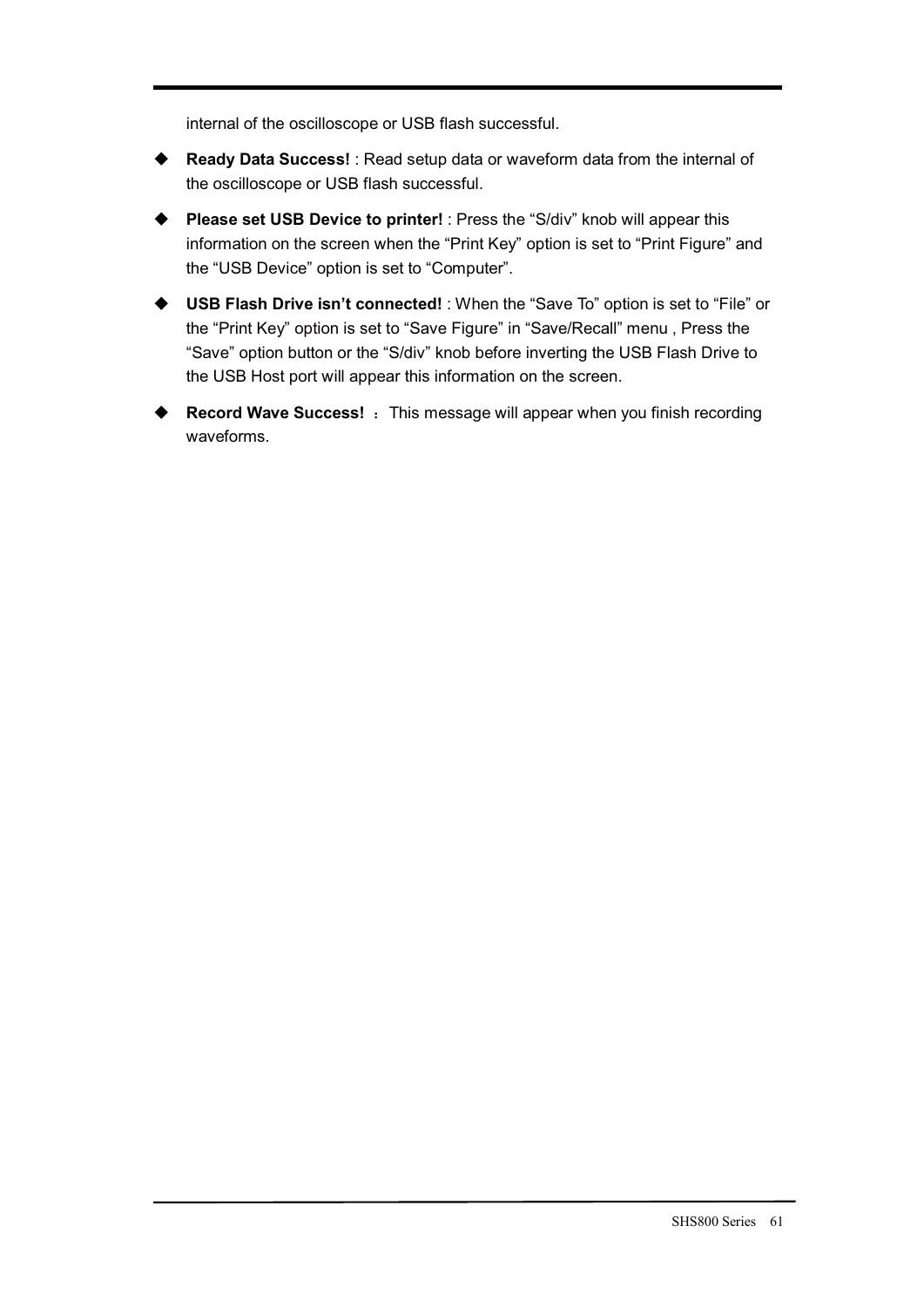internal of the oscilloscope or USB flash successful.

- **Ready Data Success!** : Read setup data or waveform data from the internal of the oscilloscope or USB flash successful.
- **Please set USB Device to printer!** : Press the “S/div” knob will appear this information on the screen when the “Print Key” option is set to “Print Figure” and the “USB Device” option is set to “Computer”.
- **USB Flash Drive isn’t connected!** : When the “Save To” option is set to “File” or the “Print Key” option is set to “Save Figure” in “Save/Recall” menu , Press the “Save” option button or the “S/div” knob before inverting the USB Flash Drive to the USB Host port will appear this information on the screen.
- **Record Wave Success!** ： This message will appear when you finish recording waveforms.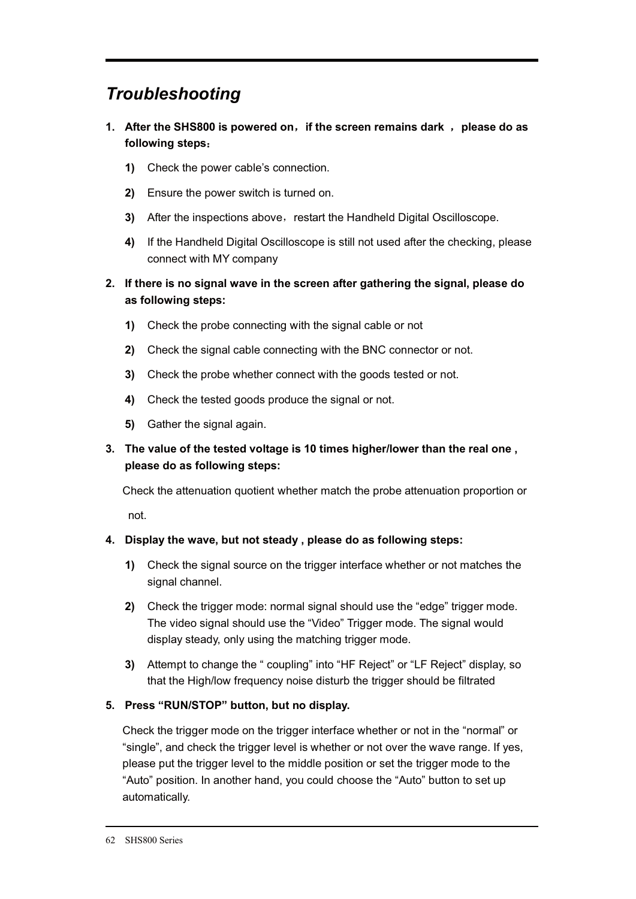# *Troubleshooting*

1. **After the SHS800 is powered on，if the screen remains dark ，please do as following steps：**

    1) Check the power cable's connection.

    2) Ensure the power switch is turned on.

    3) After the inspections above，restart the Handheld Digital Oscilloscope.

    4) If the Handheld Digital Oscilloscope is still not used after the checking, please connect with MY company

2. **If there is no signal wave in the screen after gathering the signal, please do as following steps:**

    1) Check the probe connecting with the signal cable or not

    2) Check the signal cable connecting with the BNC connector or not.

    3) Check the probe whether connect with the goods tested or not.

    4) Check the tested goods produce the signal or not.

    5) Gather the signal again.

3. **The value of the tested voltage is 10 times higher/lower than the real one , please do as following steps:**

    Check the attenuation quotient whether match the probe attenuation proportion or not.

4. **Display the wave, but not steady , please do as following steps:**

    1) Check the signal source on the trigger interface whether or not matches the signal channel.

    2) Check the trigger mode: normal signal should use the "edge" trigger mode. The video signal should use the "Video" Trigger mode. The signal would display steady, only using the matching trigger mode.

    3) Attempt to change the " coupling" into "HF Reject" or "LF Reject" display, so that the High/low frequency noise disturb the trigger should be filtrated

5. **Press "RUN/STOP" button, but no display.**

    Check the trigger mode on the trigger interface whether or not in the "normal" or "single", and check the trigger level is whether or not over the wave range. If yes, please put the trigger level to the middle position or set the trigger mode to the "Auto" position. In another hand, you could choose the "Auto" button to set up automatically.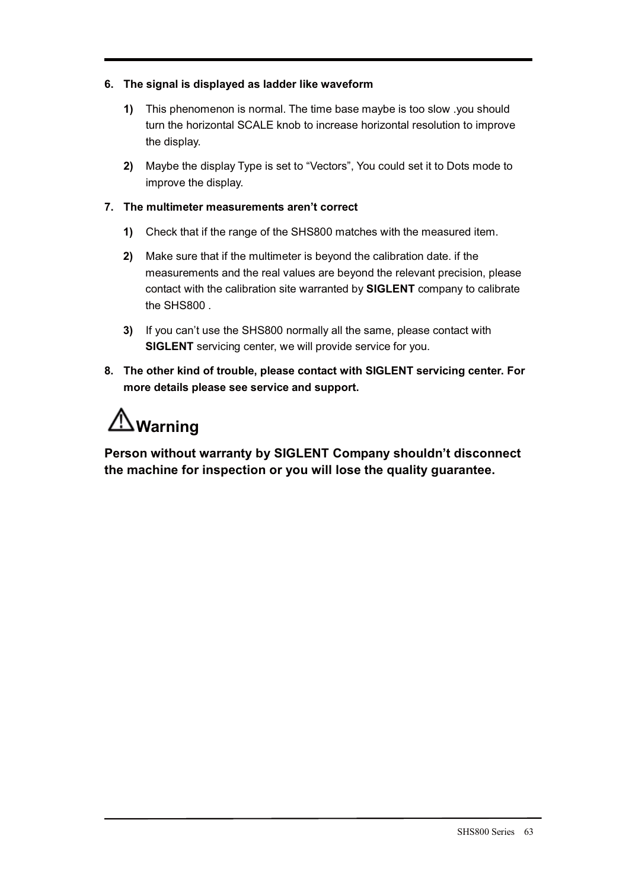**6. The signal is displayed as ladder like waveform**

**1)** This phenomenon is normal. The time base maybe is too slow .you should turn the horizontal SCALE knob to increase horizontal resolution to improve the display.

**2)** Maybe the display Type is set to “Vectors”, You could set it to Dots mode to improve the display.

**7. The multimeter measurements aren’t correct**

**1)** Check that if the range of the SHS800 matches with the measured item.

**2)** Make sure that if the multimeter is beyond the calibration date. if the measurements and the real values are beyond the relevant precision, please contact with the calibration site warranted by **SIGLENT** company to calibrate the SHS800 .

**3)** If you can’t use the SHS800 normally all the same, please contact with **SIGLENT** servicing center, we will provide service for you.

**8. The other kind of trouble, please contact with SIGLENT servicing center. For more details please see service and support.**

## ⚠Warning

**Person without warranty by SIGLENT Company shouldn’t disconnect the machine for inspection or you will lose the quality guarantee.**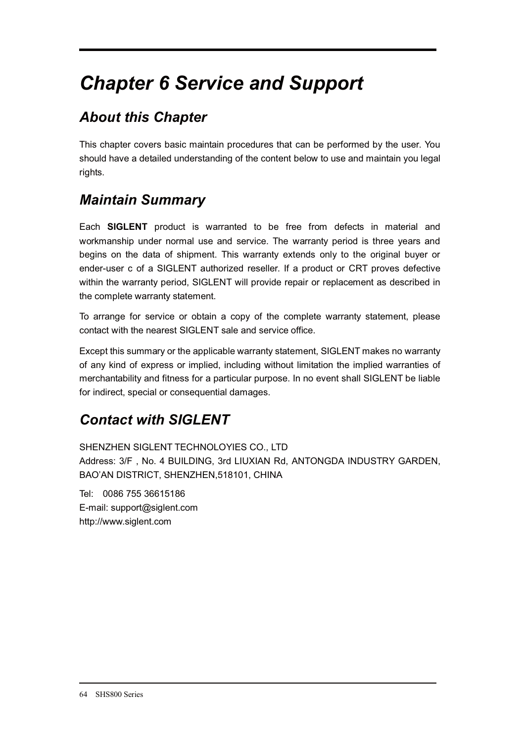# Chapter 6 Service and Support

## About this Chapter

This chapter covers basic maintain procedures that can be performed by the user. You should have a detailed understanding of the content below to use and maintain you legal rights.

## Maintain Summary

Each **SIGLENT** product is warranted to be free from defects in material and workmanship under normal use and service. The warranty period is three years and begins on the data of shipment. This warranty extends only to the original buyer or ender-user c of a SIGLENT authorized reseller. If a product or CRT proves defective within the warranty period, SIGLENT will provide repair or replacement as described in the complete warranty statement.

To arrange for service or obtain a copy of the complete warranty statement, please contact with the nearest SIGLENT sale and service office.

Except this summary or the applicable warranty statement, SIGLENT makes no warranty of any kind of express or implied, including without limitation the implied warranties of merchantability and fitness for a particular purpose. In no event shall SIGLENT be liable for indirect, special or consequential damages.

## Contact with SIGLENT

SHENZHEN SIGLENT TECHNOLOYIES CO., LTD
Address: 3/F , No. 4 BUILDING, 3rd LIUXIAN Rd, ANTONGDA INDUSTRY GARDEN, BAO'AN DISTRICT, SHENZHEN,518101, CHINA

Tel: 0086 755 36615186
E-mail: support@siglent.com
http://www.siglent.com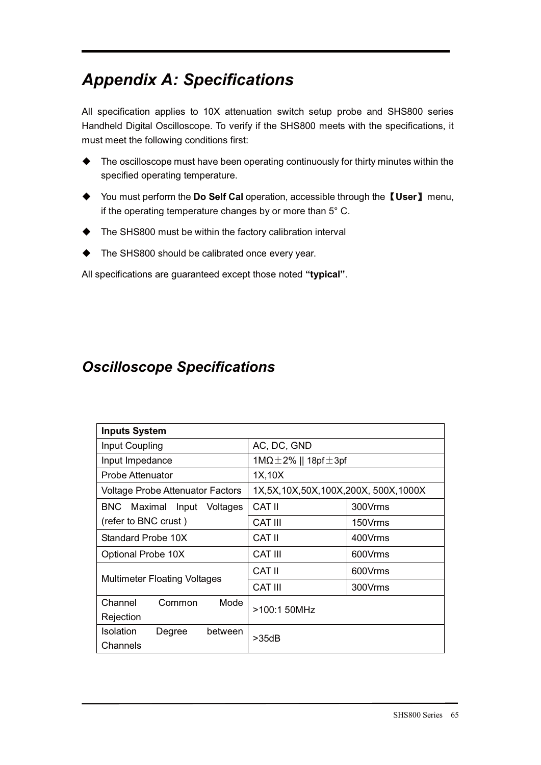# *Appendix A: Specifications*

All specification applies to 10X attenuation switch setup probe and SHS800 series Handheld Digital Oscilloscope. To verify if the SHS800 meets with the specifications, it must meet the following conditions first:

- The oscilloscope must have been operating continuously for thirty minutes within the specified operating temperature.
- You must perform the **Do Self Cal** operation, accessible through the【**User**】menu, if the operating temperature changes by or more than 5° C.
- The SHS800 must be within the factory calibration interval
- The SHS800 should be calibrated once every year.

All specifications are guaranteed except those noted **"typical"**.

## *Oscilloscope Specifications*

| **Inputs System** | | |
|---|---|---|
| Input Coupling | AC, DC, GND | |
| Input Impedance | 1MΩ±2% \|\| 18pf±3pf | |
| Probe Attenuator | 1X,10X | |
| Voltage Probe Attenuator Factors | 1X,5X,10X,50X,100X,200X, 500X,1000X | |
| BNC Maximal Input Voltages (refer to BNC crust ) | CAT II | 300Vrms |
| | CAT III | 150Vrms |
| Standard Probe 10X | CAT II | 400Vrms |
| Optional Probe 10X | CAT III | 600Vrms |
| Multimeter Floating Voltages | CAT II | 600Vrms |
| | CAT III | 300Vrms |
| Channel Common Mode Rejection | >100:1 50MHz | |
| Isolation Degree between Channels | >35dB | |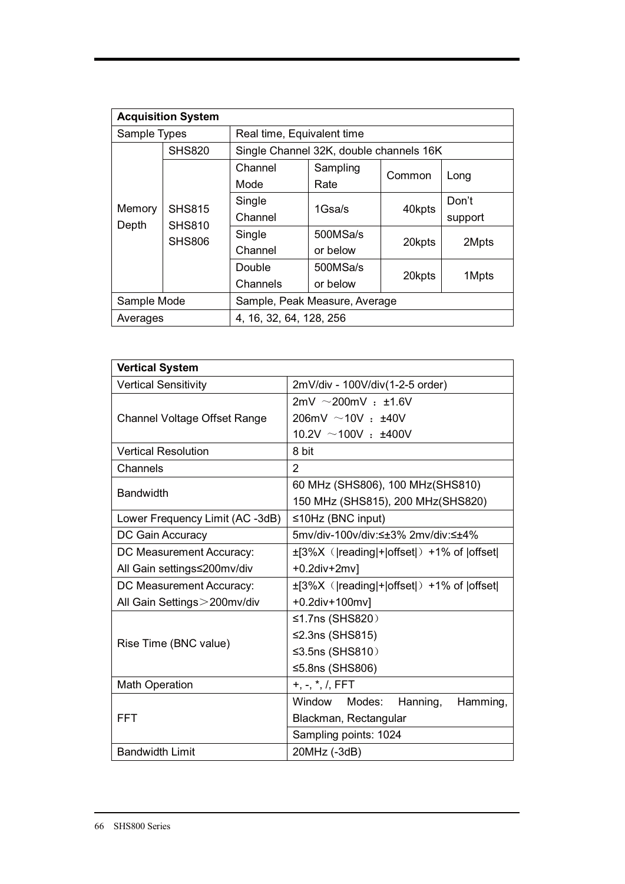| **Acquisition System** | | | | | |
|---|---|---|---|---|---|
| Sample Types | | Real time, Equivalent time | | | |
| Memory Depth | SHS820 | Single Channel 32K, double channels 16K | | | |
| | SHS815 SHS810 SHS806 | Channel Mode | Sampling Rate | Common | Long |
| | | Single Channel | 1Gsa/s | 40kpts | Don't support |
| | | Single Channel | 500MSa/s or below | 20kpts | 2Mpts |
| | | Double Channels | 500MSa/s or below | 20kpts | 1Mpts |
| Sample Mode | | Sample, Peak Measure, Average | | | |
| Averages | | 4, 16, 32, 64, 128, 256 | | | |

| **Vertical System** | |
|---|---|
| Vertical Sensitivity | 2mV/div - 100V/div(1-2-5 order) |
| Channel Voltage Offset Range | 2mV ～200mV ： ±1.6V<br>206mV ～10V ： ±40V<br>10.2V ～100V ： ±400V |
| Vertical Resolution | 8 bit |
| Channels | 2 |
| Bandwidth | 60 MHz (SHS806), 100 MHz(SHS810)<br>150 MHz (SHS815), 200 MHz(SHS820) |
| Lower Frequency Limit (AC -3dB) | ≤10Hz (BNC input) |
| DC Gain Accuracy | 5mv/div-100v/div:≤±3% 2mv/div:≤±4% |
| DC Measurement Accuracy: All Gain settings≤200mv/div | ±[3%X（\|reading\|+\|offset\|）+1% of \|offset\| +0.2div+2mv] |
| DC Measurement Accuracy: All Gain Settings＞200mv/div | ±[3%X（\|reading\|+\|offset\|）+1% of \|offset\| +0.2div+100mv] |
| Rise Time (BNC value) | ≤1.7ns (SHS820）<br>≤2.3ns (SHS815)<br>≤3.5ns (SHS810）<br>≤5.8ns (SHS806) |
| Math Operation | +, -, *, /, FFT |
| FFT | Window Modes: Hanning, Hamming, Blackman, Rectangular |
| | Sampling points: 1024 |
| Bandwidth Limit | 20MHz (-3dB) |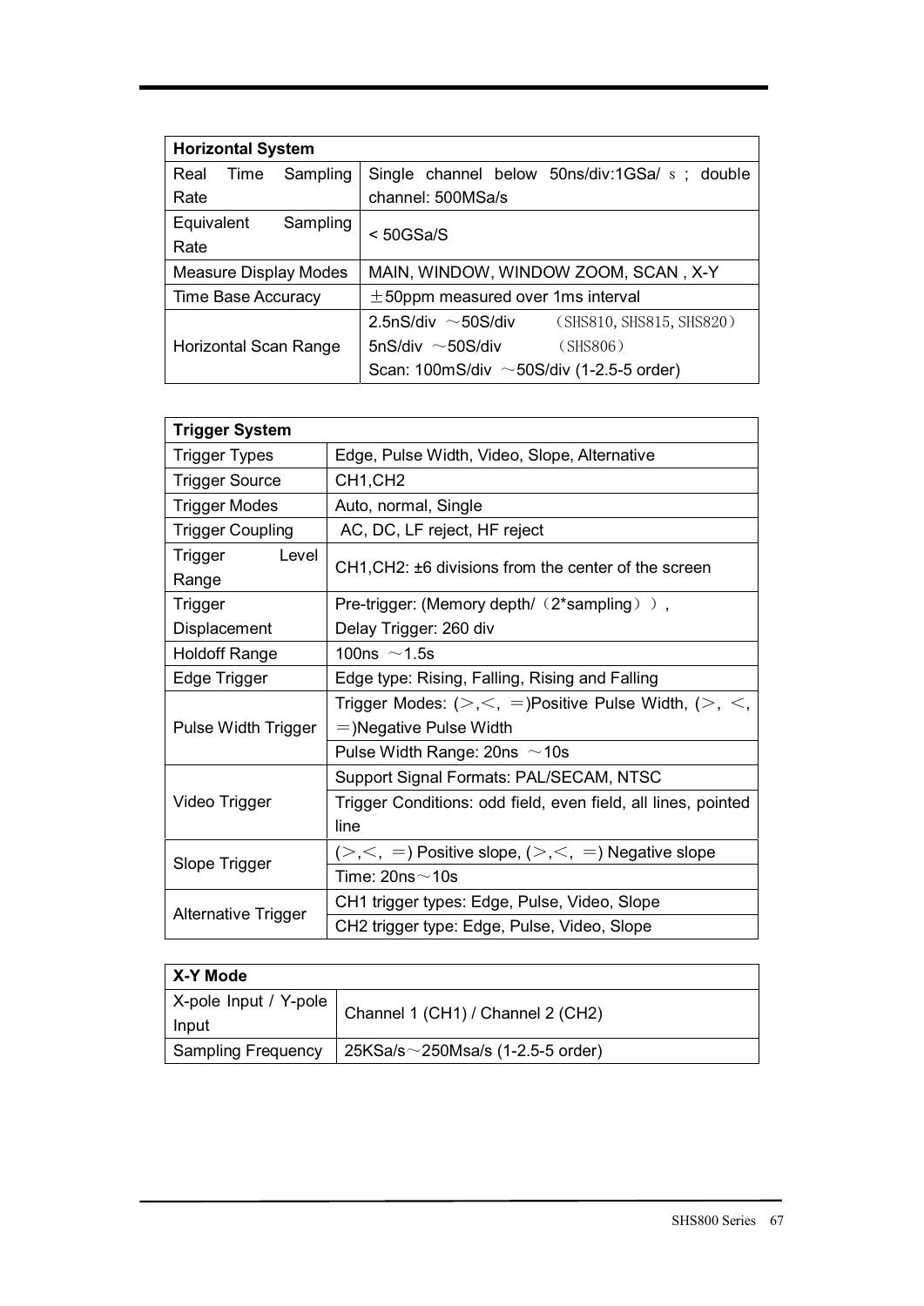| Horizontal System | |
|---|---|
| Real Time Sampling Rate | Single channel below 50ns/div:1GSa/ｓ; double channel: 500MSa/s |
| Equivalent Sampling Rate | < 50GSa/S |
| Measure Display Modes | MAIN, WINDOW, WINDOW ZOOM, SCAN , X-Y |
| Time Base Accuracy | ±50ppm measured over 1ms interval |
| Horizontal Scan Range | 2.5nS/div ～50S/div （SHS810, SHS815, SHS820）<br>5nS/div ～50S/div （SHS806）<br>Scan: 100mS/div ～50S/div (1-2.5-5 order) |

| Trigger System | |
|---|---|
| Trigger Types | Edge, Pulse Width, Video, Slope, Alternative |
| Trigger Source | CH1,CH2 |
| Trigger Modes | Auto, normal, Single |
| Trigger Coupling | AC, DC, LF reject, HF reject |
| Trigger Level Range | CH1,CH2: ±6 divisions from the center of the screen |
| Trigger Displacement | Pre-trigger: (Memory depth/（2*sampling））,<br>Delay Trigger: 260 div |
| Holdoff Range | 100ns ～1.5s |
| Edge Trigger | Edge type: Rising, Falling, Rising and Falling |
| Pulse Width Trigger | Trigger Modes: (＞,＜, ＝)Positive Pulse Width, (＞, ＜, ＝)Negative Pulse Width |
| | Pulse Width Range: 20ns ～10s |
| Video Trigger | Support Signal Formats: PAL/SECAM, NTSC |
| | Trigger Conditions: odd field, even field, all lines, pointed line |
| Slope Trigger | (＞,＜, ＝) Positive slope, (＞,＜, ＝) Negative slope |
| | Time: 20ns～10s |
| Alternative Trigger | CH1 trigger types: Edge, Pulse, Video, Slope |
| | CH2 trigger type: Edge, Pulse, Video, Slope |

| X-Y Mode | |
|---|---|
| X-pole Input / Y-pole Input | Channel 1 (CH1) / Channel 2 (CH2) |
| Sampling Frequency | 25KSa/s～250Msa/s (1-2.5-5 order) |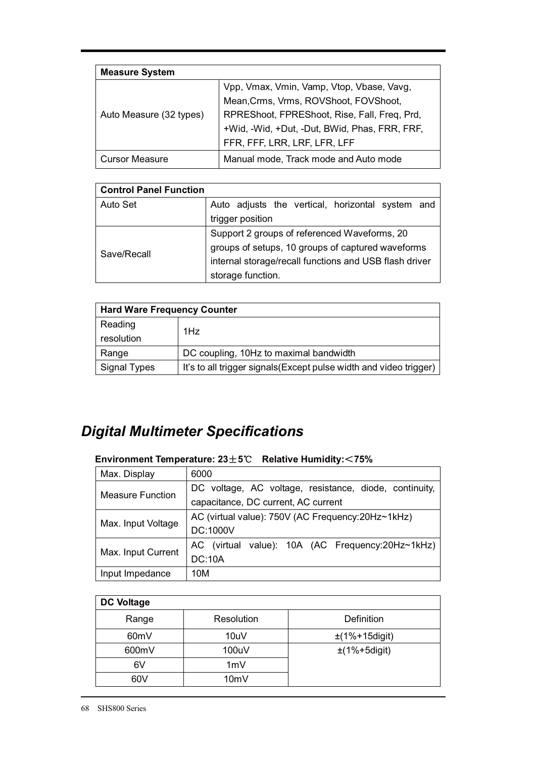| **Measure System** | |
|---|---|
| Auto Measure (32 types) | Vpp, Vmax, Vmin, Vamp, Vtop, Vbase, Vavg, Mean,Crms, Vrms, ROVShoot, FOVShoot, RPREShoot, FPREShoot, Rise, Fall, Freq, Prd, +Wid, -Wid, +Dut, -Dut, BWid, Phas, FRR, FRF, FFR, FFF, LRR, LRF, LFR, LFF |
| Cursor Measure | Manual mode, Track mode and Auto mode |

| **Control Panel Function** | |
|---|---|
| Auto Set | Auto adjusts the vertical, horizontal system and trigger position |
| Save/Recall | Support 2 groups of referenced Waveforms, 20 groups of setups, 10 groups of captured waveforms internal storage/recall functions and USB flash driver storage function. |

| **Hard Ware Frequency Counter** | |
|---|---|
| Reading resolution | 1Hz |
| Range | DC coupling, 10Hz to maximal bandwidth |
| Signal Types | It's to all trigger signals(Except pulse width and video trigger) |

## *Digital Multimeter Specifications*

**Environment Temperature: 23±5℃ Relative Humidity:＜75%**

| Max. Display | 6000 |
|---|---|
| Measure Function | DC voltage, AC voltage, resistance, diode, continuity, capacitance, DC current, AC current |
| Max. Input Voltage | AC (virtual value): 750V (AC Frequency:20Hz~1kHz) DC:1000V |
| Max. Input Current | AC (virtual value): 10A (AC Frequency:20Hz~1kHz) DC:10A |
| Input Impedance | 10M |

| **DC Voltage** | | |
|---|---|---|
| Range | Resolution | Definition |
| 60mV | 10uV | ±(1%+15digit) |
| 600mV | 100uV | ±(1%+5digit) |
| 6V | 1mV | |
| 60V | 10mV | |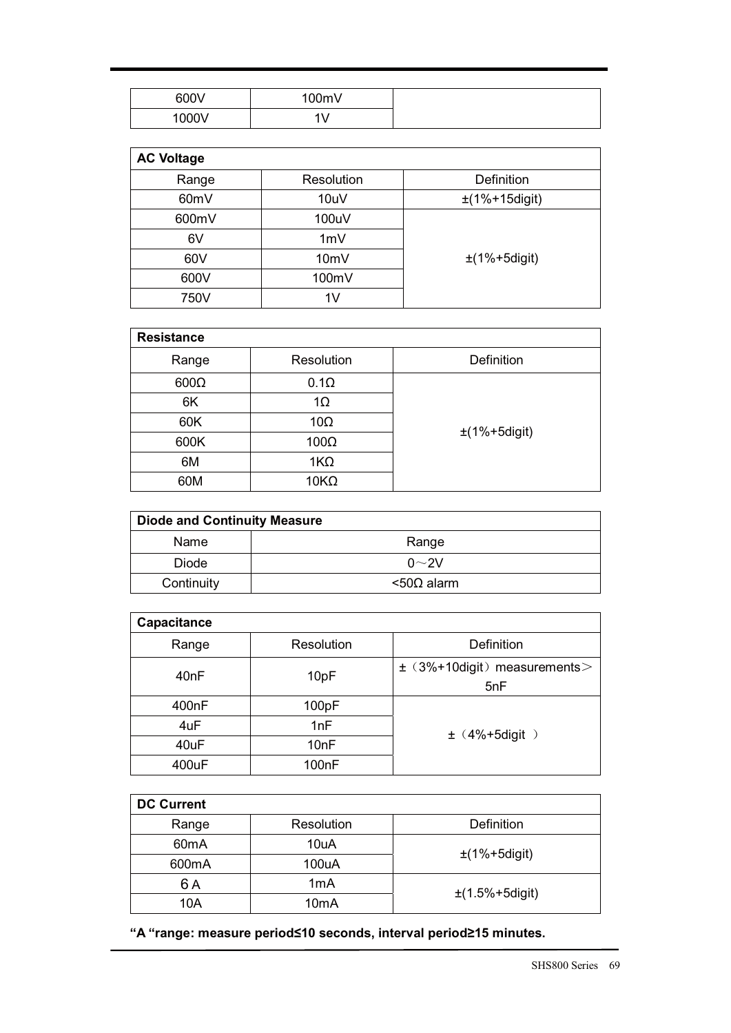| 600V | 100mV | |
| --- | --- | --- |
| 1000V | 1V | |

| AC Voltage | | |
| --- | --- | --- |
| Range | Resolution | Definition |
| 60mV | 10uV | ±(1%+15digit) |
| 600mV | 100uV | ±(1%+5digit) |
| 6V | 1mV | |
| 60V | 10mV | |
| 600V | 100mV | |
| 750V | 1V | |

| Resistance | | |
| --- | --- | --- |
| Range | Resolution | Definition |
| 600Ω | 0.1Ω | ±(1%+5digit) |
| 6K | 1Ω | |
| 60K | 10Ω | |
| 600K | 100Ω | |
| 6M | 1KΩ | |
| 60M | 10KΩ | |

| Diode and Continuity Measure | |
| --- | --- |
| Name | Range |
| Diode | 0～2V |
| Continuity | <50Ω alarm |

| Capacitance | | |
| --- | --- | --- |
| Range | Resolution | Definition |
| 40nF | 10pF | ±（3%+10digit）measurements＞5nF |
| 400nF | 100pF | ±（4%+5digit ） |
| 4uF | 1nF | |
| 40uF | 10nF | |
| 400uF | 100nF | |

| DC Current | | |
| --- | --- | --- |
| Range | Resolution | Definition |
| 60mA | 10uA | ±(1%+5digit) |
| 600mA | 100uA | |
| 6A | 1mA | ±(1.5%+5digit) |
| 10A | 10mA | |

**“A “range: measure period≤10 seconds, interval period≥15 minutes.**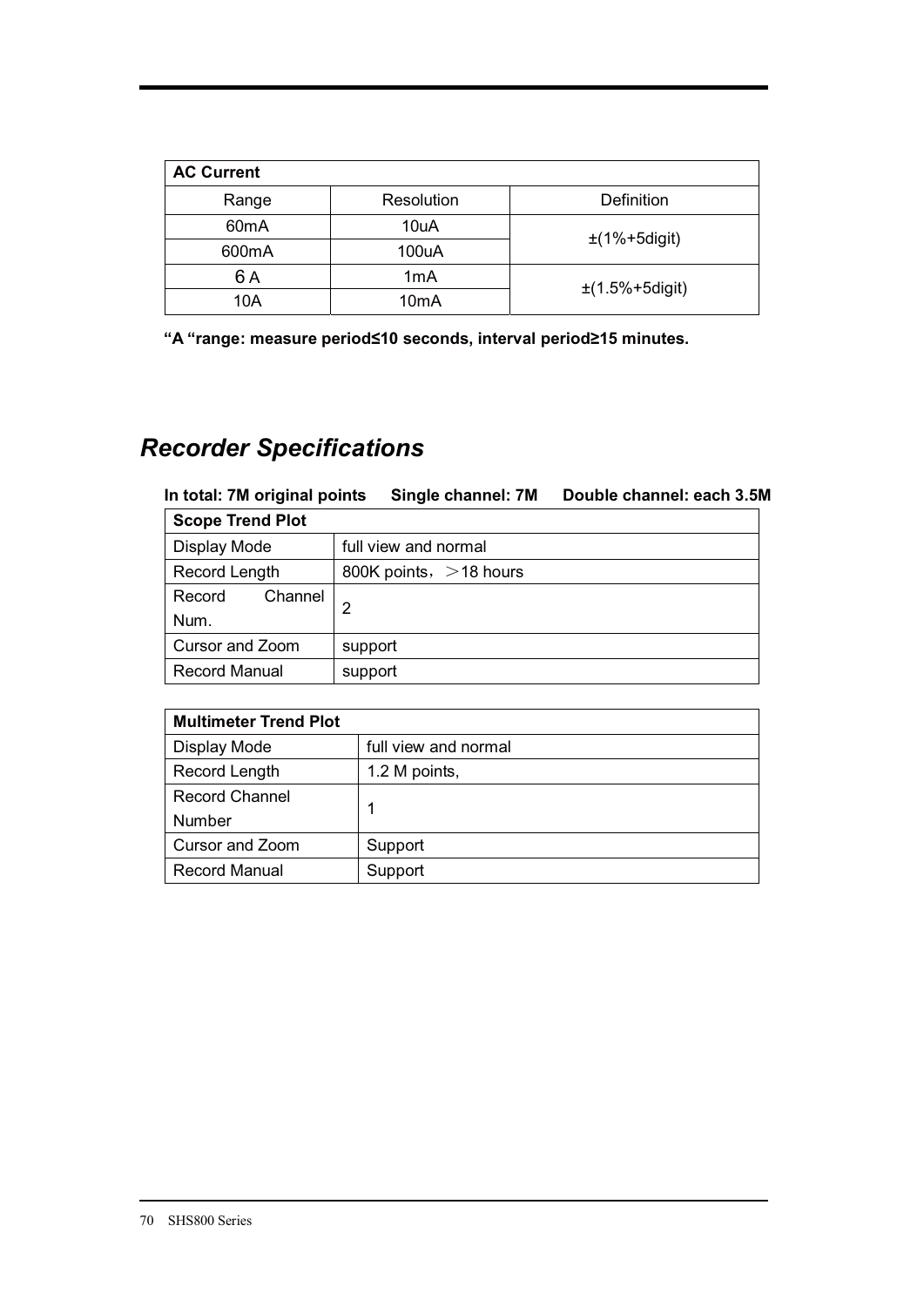| AC Current | | |
|---|---|---|
| Range | Resolution | Definition |
| 60mA | 10uA | ±(1%+5digit) |
| 600mA | 100uA | |
| 6 A | 1mA | ±(1.5%+5digit) |
| 10A | 10mA | |

**"A "range: measure period≤10 seconds, interval period≥15 minutes.**

# *Recorder Specifications*

**In total: 7M original points  Single channel: 7M  Double channel: each 3.5M**

| Scope Trend Plot | |
|---|---|
| Display Mode | full view and normal |
| Record Length | 800K points，＞18 hours |
| Record Channel Num. | 2 |
| Cursor and Zoom | support |
| Record Manual | support |

| Multimeter Trend Plot | |
|---|---|
| Display Mode | full view and normal |
| Record Length | 1.2 M points, |
| Record Channel Number | 1 |
| Cursor and Zoom | Support |
| Record Manual | Support |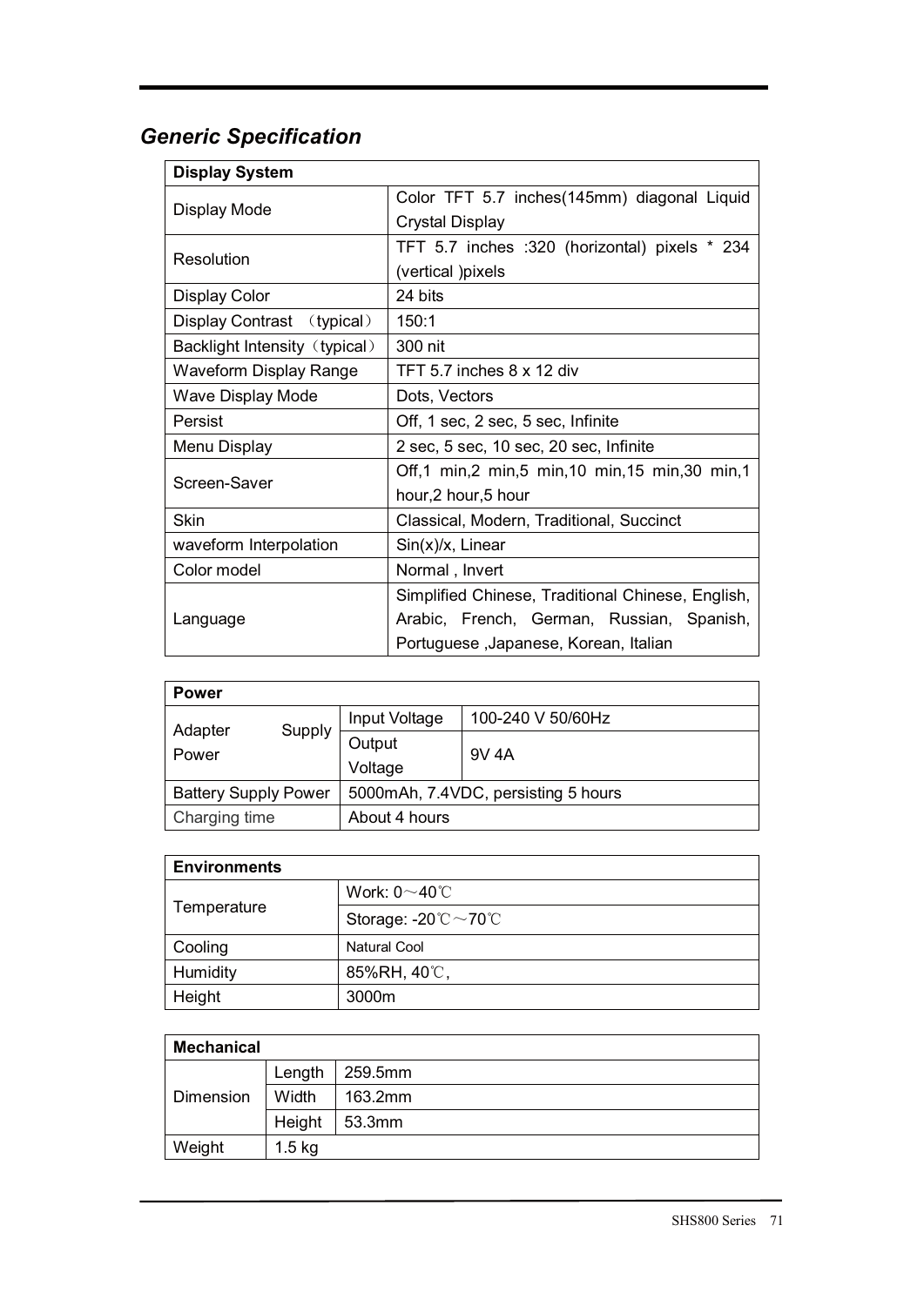## *Generic Specification*

| Display System | |
|---|---|
| Display Mode | Color TFT 5.7 inches(145mm) diagonal Liquid Crystal Display |
| Resolution | TFT 5.7 inches :320 (horizontal) pixels * 234 (vertical )pixels |
| Display Color | 24 bits |
| Display Contrast （typical） | 150:1 |
| Backlight Intensity（typical） | 300 nit |
| Waveform Display Range | TFT 5.7 inches 8 x 12 div |
| Wave Display Mode | Dots, Vectors |
| Persist | Off, 1 sec, 2 sec, 5 sec, Infinite |
| Menu Display | 2 sec, 5 sec, 10 sec, 20 sec, Infinite |
| Screen-Saver | Off,1 min,2 min,5 min,10 min,15 min,30 min,1 hour,2 hour,5 hour |
| Skin | Classical, Modern, Traditional, Succinct |
| waveform Interpolation | Sin(x)/x, Linear |
| Color model | Normal , Invert |
| Language | Simplified Chinese, Traditional Chinese, English, Arabic, French, German, Russian, Spanish, Portuguese ,Japanese, Korean, Italian |

| Power | | |
|---|---|---|
| Adapter Supply Power | Input Voltage | 100-240 V 50/60Hz |
| | Output Voltage | 9V 4A |
| Battery Supply Power | 5000mAh, 7.4VDC, persisting 5 hours | |
| Charging time | About 4 hours | |

| Environments | |
|---|---|
| Temperature | Work: 0～40℃ |
| | Storage: -20℃～70℃ |
| Cooling | Natural Cool |
| Humidity | 85%RH, 40℃, |
| Height | 3000m |

| Mechanical | | |
|---|---|---|
| Dimension | Length | 259.5mm |
| | Width | 163.2mm |
| | Height | 53.3mm |
| Weight | 1.5 kg | |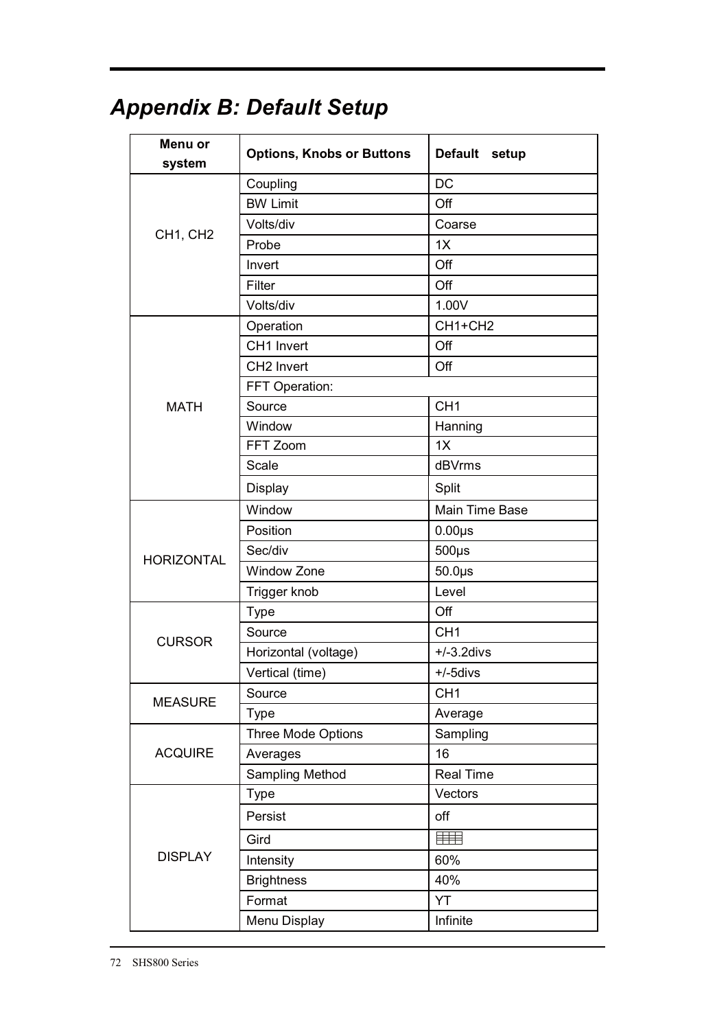# Appendix B: Default Setup

| Menu or system | Options, Knobs or Buttons | Default setup |
|---|---|---|
| CH1, CH2 | Coupling | DC |
| | BW Limit | Off |
| | Volts/div | Coarse |
| | Probe | 1X |
| | Invert | Off |
| | Filter | Off |
| | Volts/div | 1.00V |
| MATH | Operation | CH1+CH2 |
| | CH1 Invert | Off |
| | CH2 Invert | Off |
| | FFT Operation: | |
| | Source | CH1 |
| | Window | Hanning |
| | FFT Zoom | 1X |
| | Scale | dBVrms |
| | Display | Split |
| HORIZONTAL | Window | Main Time Base |
| | Position | 0.00μs |
| | Sec/div | 500μs |
| | Window Zone | 50.0μs |
| | Trigger knob | Level |
| CURSOR | Type | Off |
| | Source | CH1 |
| | Horizontal (voltage) | +/-3.2divs |
| | Vertical (time) | +/-5divs |
| MEASURE | Source | CH1 |
| | Type | Average |
| ACQUIRE | Three Mode Options | Sampling |
| | Averages | 16 |
| | Sampling Method | Real Time |
| DISPLAY | Type | Vectors |
| | Persist | off |
| | Gird | ▦ |
| | Intensity | 60% |
| | Brightness | 40% |
| | Format | YT |
| | Menu Display | Infinite |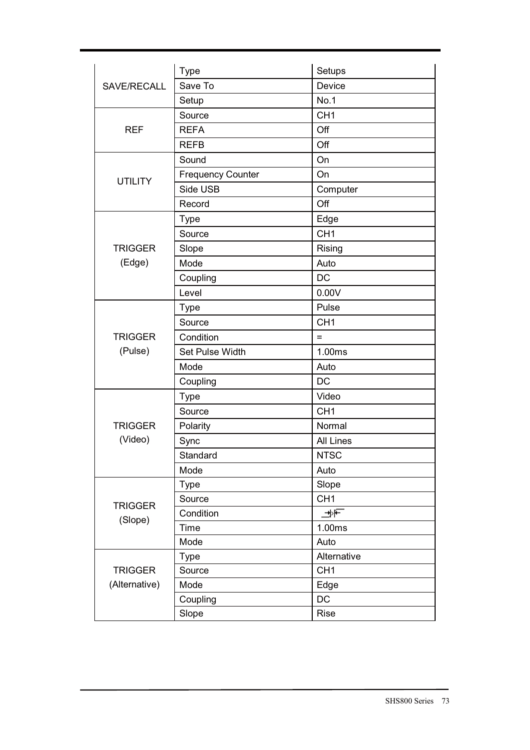| | | |
|---|---|---|
| SAVE/RECALL | Type | Setups |
| | Save To | Device |
| | Setup | No.1 |
| REF | Source | CH1 |
| | REFA | Off |
| | REFB | Off |
| UTILITY | Sound | On |
| | Frequency Counter | On |
| | Side USB | Computer |
| | Record | Off |
| TRIGGER (Edge) | Type | Edge |
| | Source | CH1 |
| | Slope | Rising |
| | Mode | Auto |
| | Coupling | DC |
| | Level | 0.00V |
| TRIGGER (Pulse) | Type | Pulse |
| | Source | CH1 |
| | Condition | = |
| | Set Pulse Width | 1.00ms |
| | Mode | Auto |
| | Coupling | DC |
| TRIGGER (Video) | Type | Video |
| | Source | CH1 |
| | Polarity | Normal |
| | Sync | All Lines |
| | Standard | NTSC |
| | Mode | Auto |
| TRIGGER (Slope) | Type | Slope |
| | Source | CH1 |
| | Condition | ⇥⇤ |
| | Time | 1.00ms |
| | Mode | Auto |
| TRIGGER (Alternative) | Type | Alternative |
| | Source | CH1 |
| | Mode | Edge |
| | Coupling | DC |
| | Slope | Rise |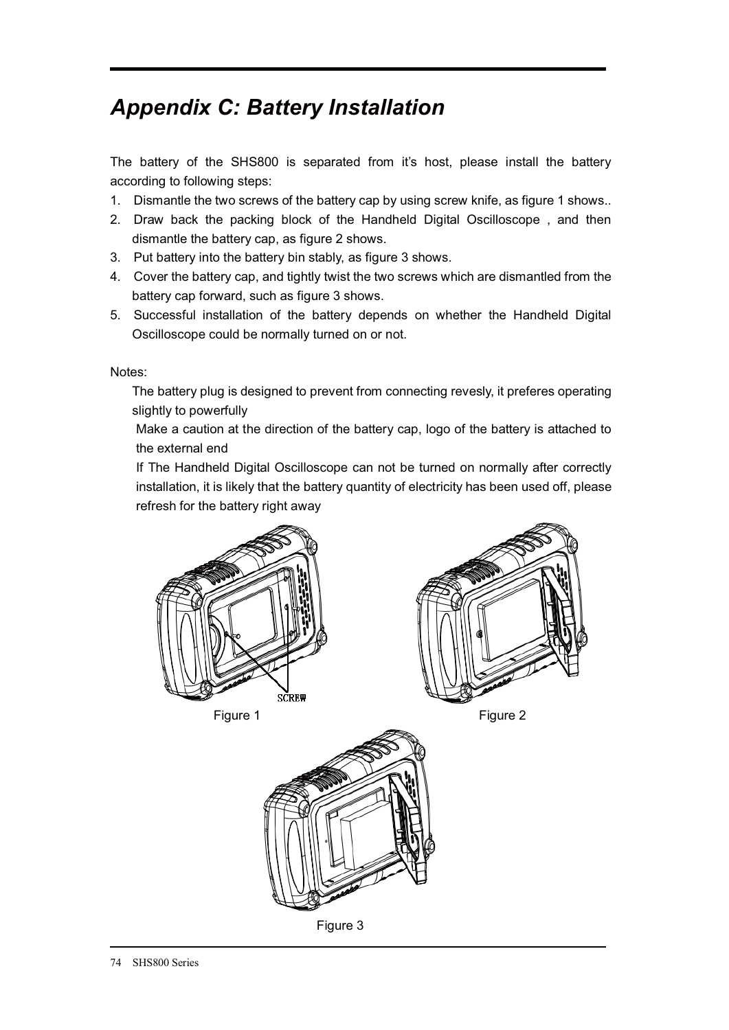# Appendix C: Battery Installation

The battery of the SHS800 is separated from it's host, please install the battery according to following steps:

1. Dismantle the two screws of the battery cap by using screw knife, as figure 1 shows..
2. Draw back the packing block of the Handheld Digital Oscilloscope , and then dismantle the battery cap, as figure 2 shows.
3. Put battery into the battery bin stably, as figure 3 shows.
4. Cover the battery cap, and tightly twist the two screws which are dismantled from the battery cap forward, such as figure 3 shows.
5. Successful installation of the battery depends on whether the Handheld Digital Oscilloscope could be normally turned on or not.

Notes:

The battery plug is designed to prevent from connecting revesly, it preferes operating slightly to powerfully

Make a caution at the direction of the battery cap, logo of the battery is attached to the external end

If The Handheld Digital Oscilloscope can not be turned on normally after correctly installation, it is likely that the battery quantity of electricity has been used off, please refresh for the battery right away

SCREW

Figure 1

Figure 2

Figure 3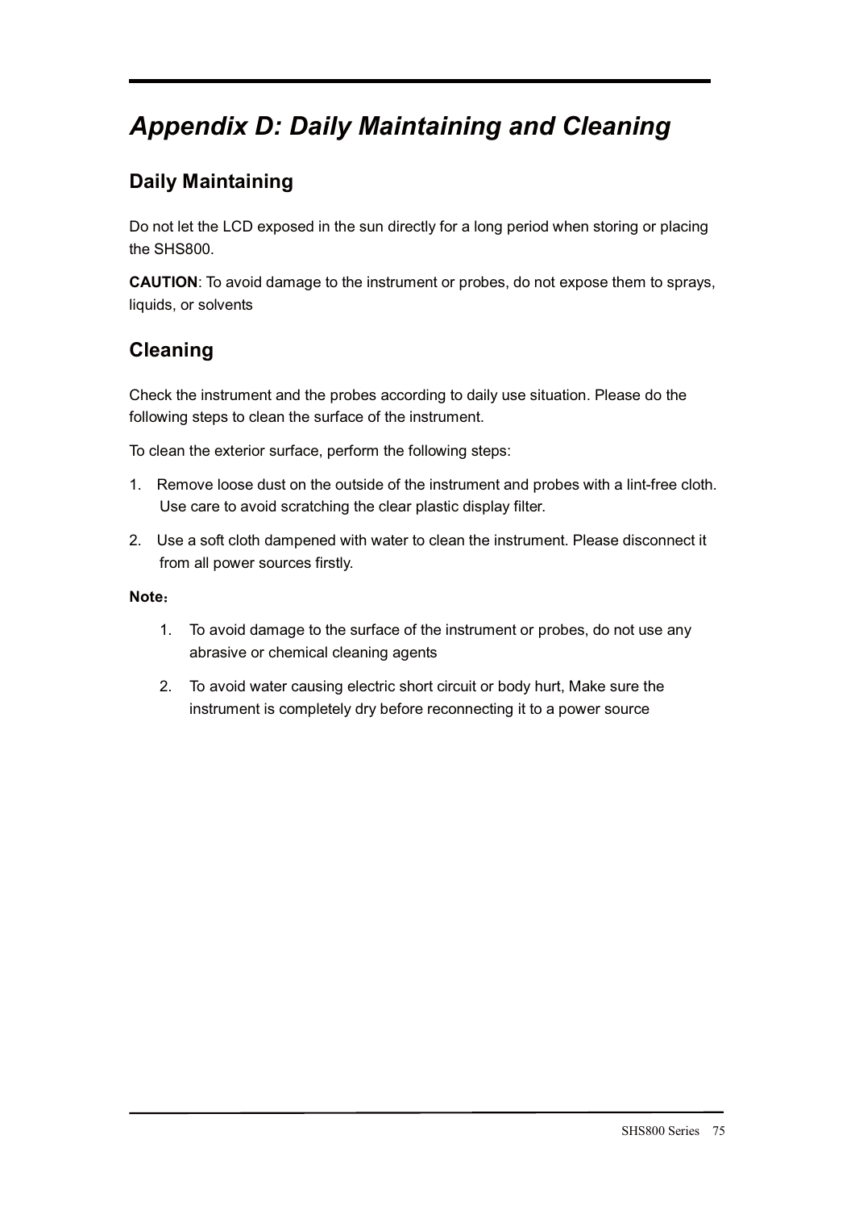# Appendix D: Daily Maintaining and Cleaning

## Daily Maintaining

Do not let the LCD exposed in the sun directly for a long period when storing or placing the SHS800.

**CAUTION**: To avoid damage to the instrument or probes, do not expose them to sprays, liquids, or solvents

## Cleaning

Check the instrument and the probes according to daily use situation. Please do the following steps to clean the surface of the instrument.

To clean the exterior surface, perform the following steps:

1. Remove loose dust on the outside of the instrument and probes with a lint-free cloth. Use care to avoid scratching the clear plastic display filter.
2. Use a soft cloth dampened with water to clean the instrument. Please disconnect it from all power sources firstly.

**Note：**

1. To avoid damage to the surface of the instrument or probes, do not use any abrasive or chemical cleaning agents
2. To avoid water causing electric short circuit or body hurt, Make sure the instrument is completely dry before reconnecting it to a power source